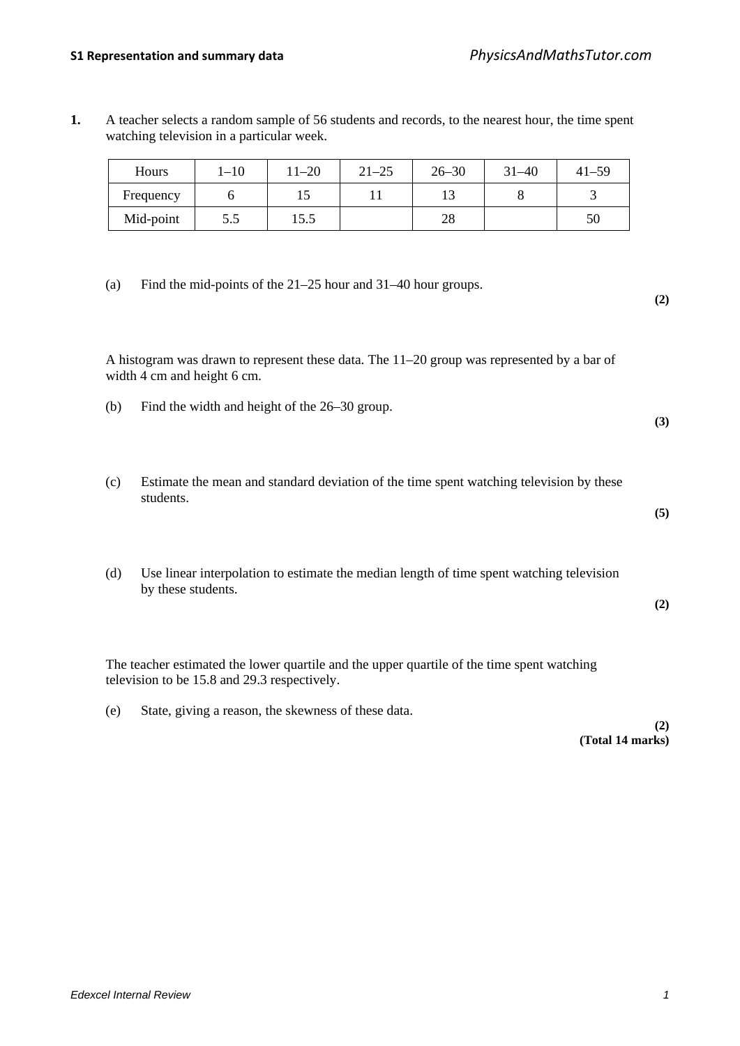**1.** A teacher selects a random sample of 56 students and records, to the nearest hour, the time spent watching television in a particular week.

| Hours | 1–10 | 11–20 | 21–25 | 26–30 | 31–40 | 41–59 |
|---|---|---|---|---|---|---|
| Frequency | 6 | 15 | 11 | 13 | 8 | 3 |
| Mid-point | 5.5 | 15.5 | | 28 | | 50 |

(a) Find the mid-points of the 21–25 hour and 31–40 hour groups.

**(2)**

A histogram was drawn to represent these data. The 11–20 group was represented by a bar of width 4 cm and height 6 cm.

(b) Find the width and height of the 26–30 group.

**(3)**

(c) Estimate the mean and standard deviation of the time spent watching television by these students.

**(5)**

(d) Use linear interpolation to estimate the median length of time spent watching television by these students.

**(2)**

The teacher estimated the lower quartile and the upper quartile of the time spent watching television to be 15.8 and 29.3 respectively.

(e) State, giving a reason, the skewness of these data.

**(2)**
**(Total 14 marks)**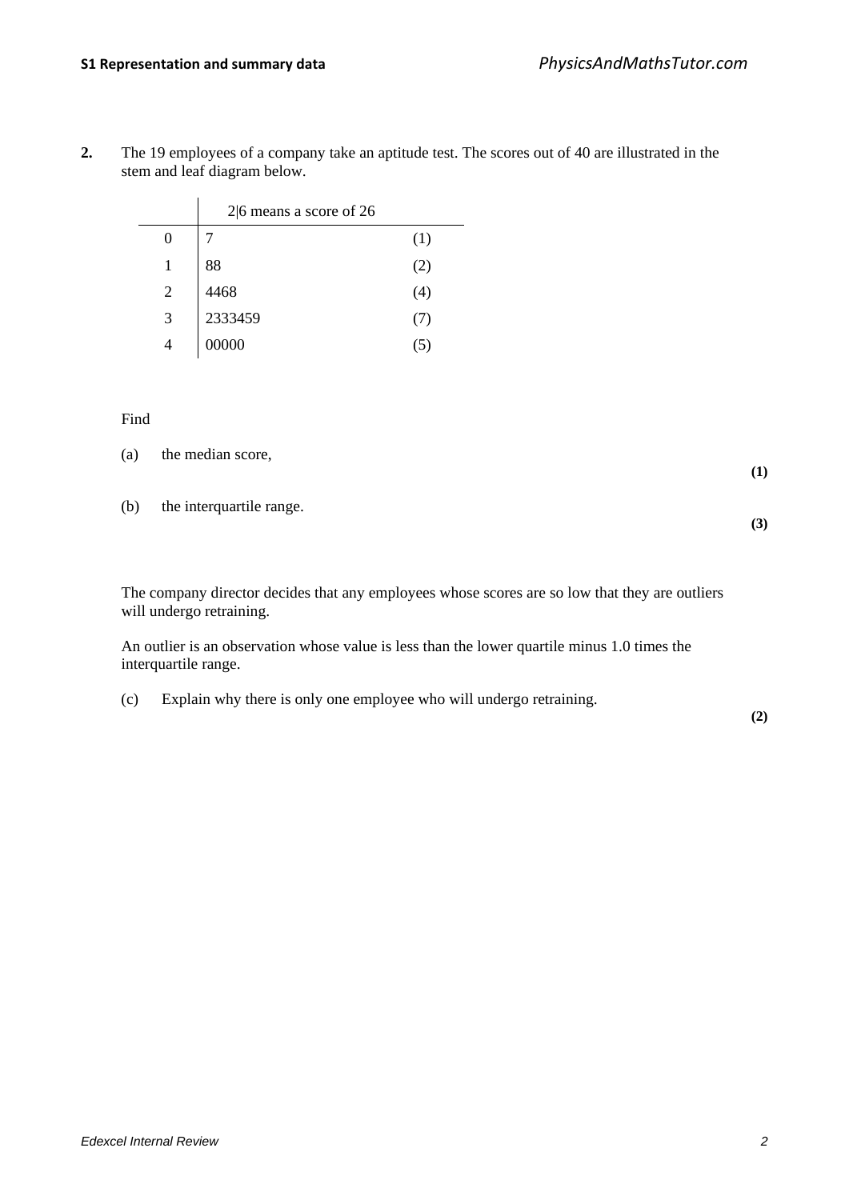**2.** The 19 employees of a company take an aptitude test. The scores out of 40 are illustrated in the stem and leaf diagram below.

| | 2\|6 means a score of 26 | |
|---|---|---|
| 0 | 7 | (1) |
| 1 | 88 | (2) |
| 2 | 4468 | (4) |
| 3 | 2333459 | (7) |
| 4 | 00000 | (5) |

Find

(a) the median score, **(1)**

(b) the interquartile range. **(3)**

The company director decides that any employees whose scores are so low that they are outliers will undergo retraining.

An outlier is an observation whose value is less than the lower quartile minus 1.0 times the interquartile range.

(c) Explain why there is only one employee who will undergo retraining. **(2)**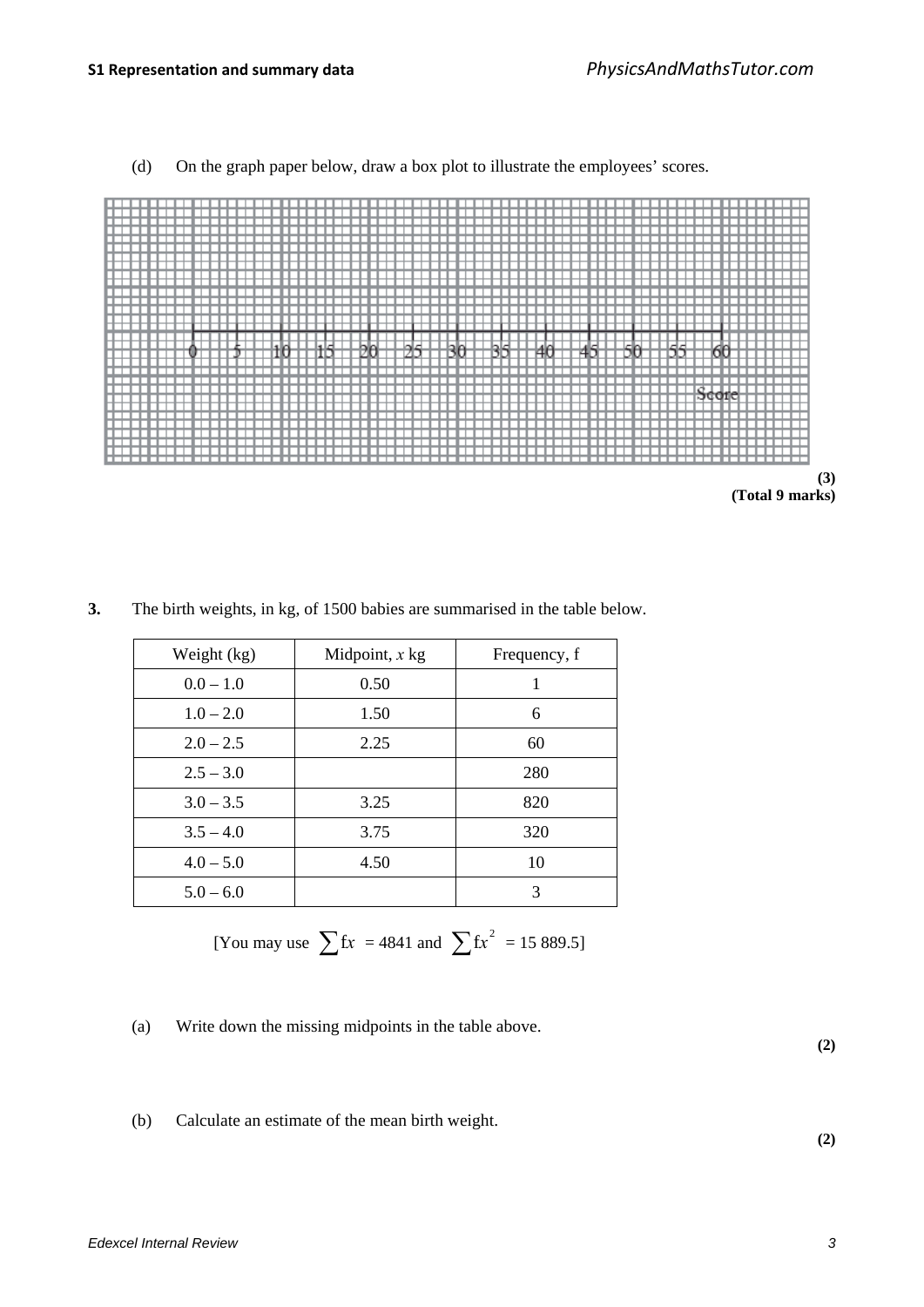(d) On the graph paper below, draw a box plot to illustrate the employees' scores.

0 5 10 15 20 25 30 35 40 45 50 55 60

Score

**(3)**
**(Total 9 marks)**

**3.** The birth weights, in kg, of 1500 babies are summarised in the table below.

| Weight (kg) | Midpoint, $x$ kg | Frequency, f |
|---|---|---|
| 0.0 – 1.0 | 0.50 | 1 |
| 1.0 – 2.0 | 1.50 | 6 |
| 2.0 – 2.5 | 2.25 | 60 |
| 2.5 – 3.0 | | 280 |
| 3.0 – 3.5 | 3.25 | 820 |
| 3.5 – 4.0 | 3.75 | 320 |
| 4.0 – 5.0 | 4.50 | 10 |
| 5.0 – 6.0 | | 3 |

[You may use $\sum fx = 4841$ and $\sum fx^2 = 15\ 889.5$]

(a) Write down the missing midpoints in the table above.

**(2)**

(b) Calculate an estimate of the mean birth weight.

**(2)**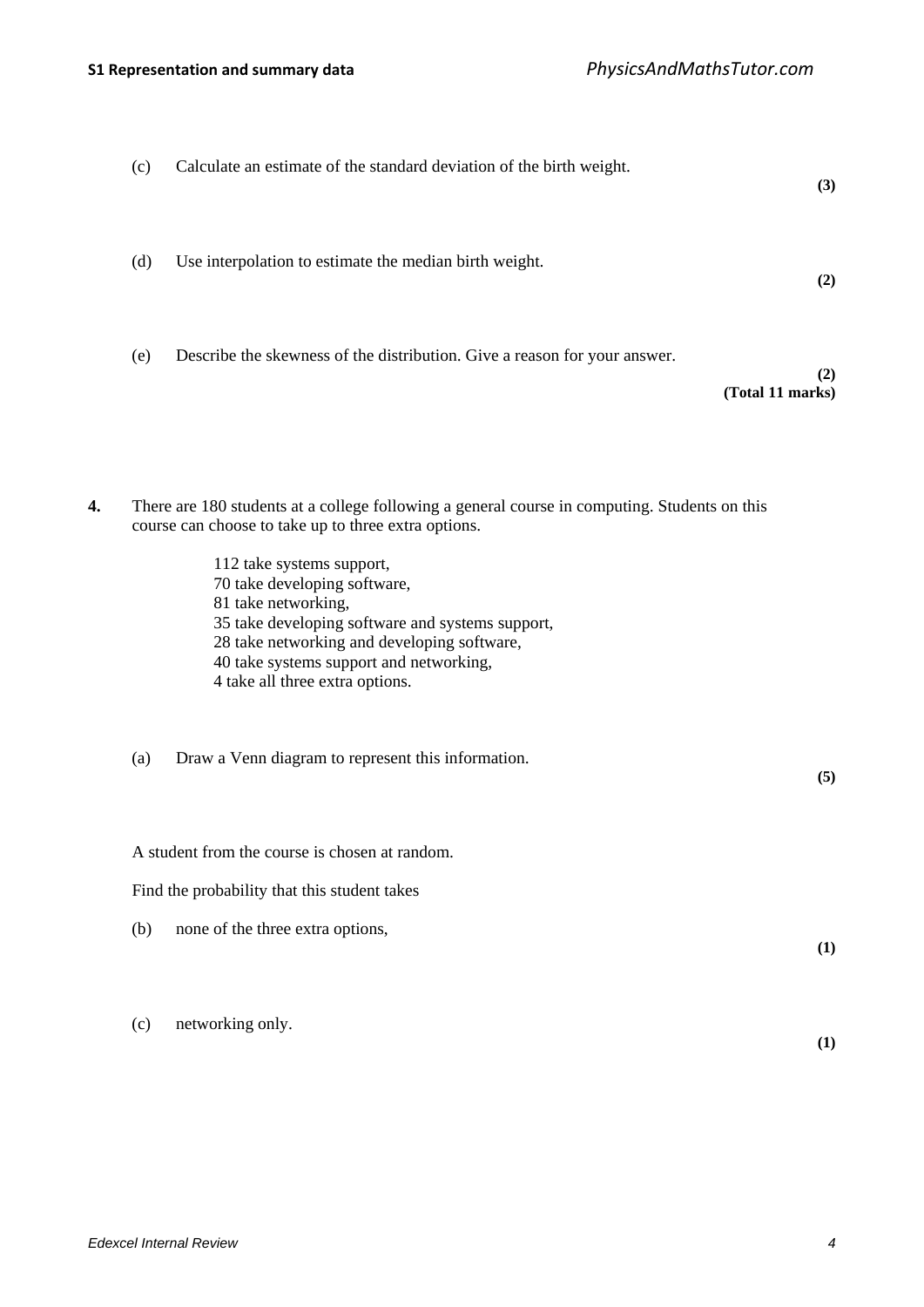(c) Calculate an estimate of the standard deviation of the birth weight. **(3)**

(d) Use interpolation to estimate the median birth weight. **(2)**

(e) Describe the skewness of the distribution. Give a reason for your answer. **(2)**

**(Total 11 marks)**

**4.** There are 180 students at a college following a general course in computing. Students on this course can choose to take up to three extra options.

112 take systems support,
70 take developing software,
81 take networking,
35 take developing software and systems support,
28 take networking and developing software,
40 take systems support and networking,
4 take all three extra options.

(a) Draw a Venn diagram to represent this information. **(5)**

A student from the course is chosen at random.

Find the probability that this student takes

(b) none of the three extra options, **(1)**

(c) networking only. **(1)**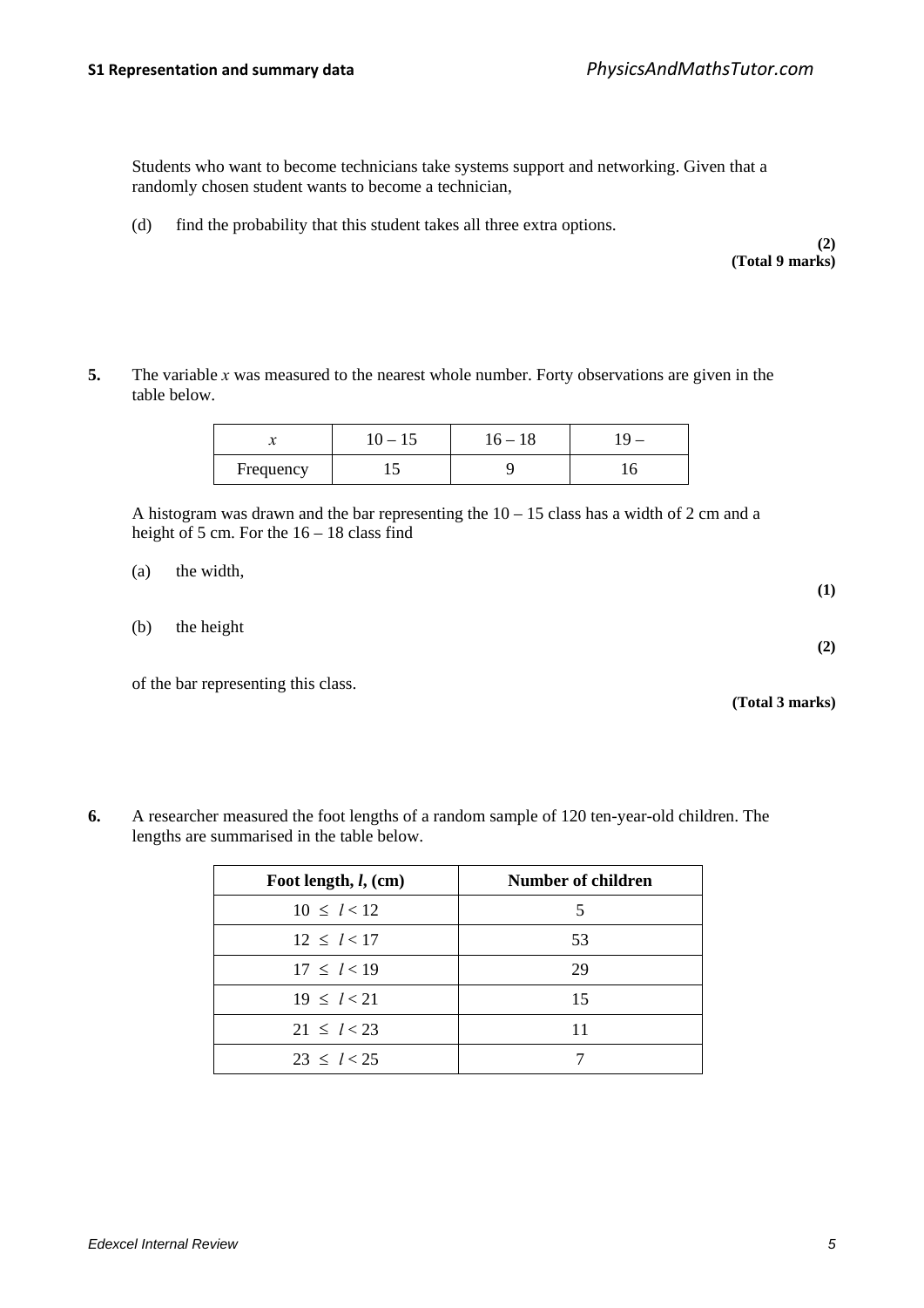Students who want to become technicians take systems support and networking. Given that a randomly chosen student wants to become a technician,

(d) find the probability that this student takes all three extra options.

**(2)**
**(Total 9 marks)**

**5.** The variable $x$ was measured to the nearest whole number. Forty observations are given in the table below.

| $x$ | 10 – 15 | 16 – 18 | 19 – |
|---|---|---|---|
| Frequency | 15 | 9 | 16 |

A histogram was drawn and the bar representing the 10 – 15 class has a width of 2 cm and a height of 5 cm. For the 16 – 18 class find

(a) the width,

**(1)**

(b) the height

**(2)**

of the bar representing this class.

**(Total 3 marks)**

**6.** A researcher measured the foot lengths of a random sample of 120 ten-year-old children. The lengths are summarised in the table below.

| **Foot length, $l$, (cm)** | **Number of children** |
|---|---|
| $10 \leq l < 12$ | 5 |
| $12 \leq l < 17$ | 53 |
| $17 \leq l < 19$ | 29 |
| $19 \leq l < 21$ | 15 |
| $21 \leq l < 23$ | 11 |
| $23 \leq l < 25$ | 7 |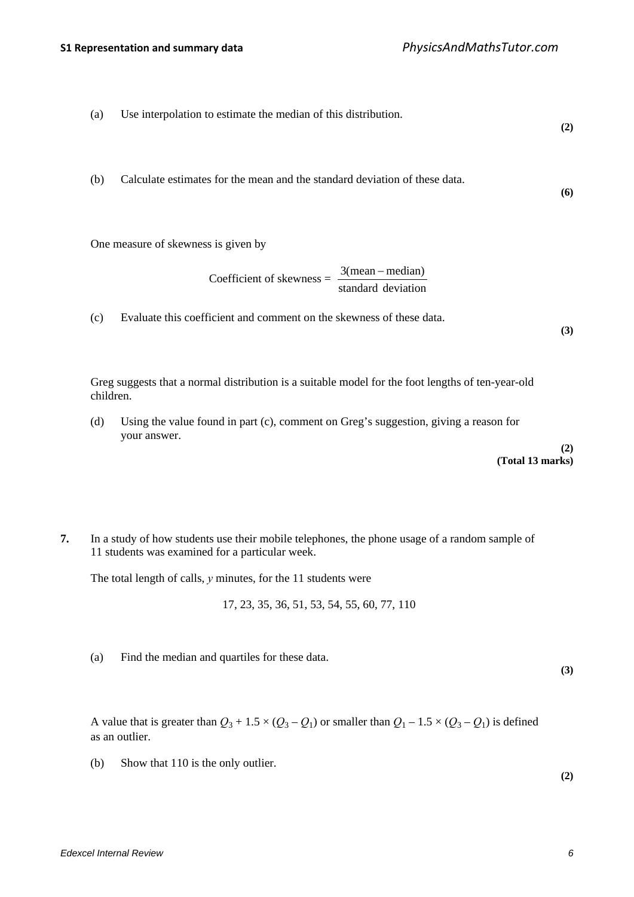(a) Use interpolation to estimate the median of this distribution. **(2)**

(b) Calculate estimates for the mean and the standard deviation of these data. **(6)**

One measure of skewness is given by

$$\text{Coefficient of skewness} = \frac{3(\text{mean} - \text{median})}{\text{standard deviation}}$$

(c) Evaluate this coefficient and comment on the skewness of these data. **(3)**

Greg suggests that a normal distribution is a suitable model for the foot lengths of ten-year-old children.

(d) Using the value found in part (c), comment on Greg's suggestion, giving a reason for your answer. **(2)**

**(Total 13 marks)**

**7.** In a study of how students use their mobile telephones, the phone usage of a random sample of 11 students was examined for a particular week.

The total length of calls, $y$ minutes, for the 11 students were

17, 23, 35, 36, 51, 53, 54, 55, 60, 77, 110

(a) Find the median and quartiles for these data. **(3)**

A value that is greater than $Q_3 + 1.5 \times (Q_3 - Q_1)$ or smaller than $Q_1 - 1.5 \times (Q_3 - Q_1)$ is defined as an outlier.

(b) Show that 110 is the only outlier. **(2)**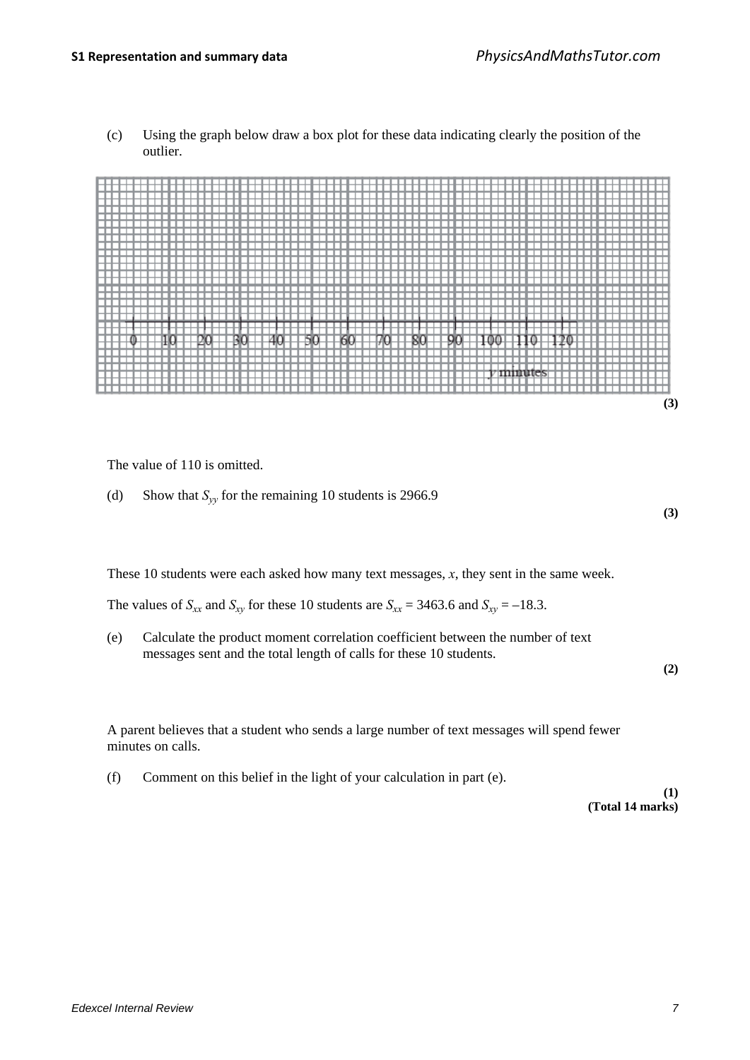(c) Using the graph below draw a box plot for these data indicating clearly the position of the outlier.

0 10 20 30 40 50 60 70 80 90 100 110 120

$y$ minutes

**(3)**

The value of 110 is omitted.

(d) Show that $S_{yy}$ for the remaining 10 students is 2966.9

**(3)**

These 10 students were each asked how many text messages, $x$, they sent in the same week.

The values of $S_{xx}$ and $S_{xy}$ for these 10 students are $S_{xx} = 3463.6$ and $S_{xy} = -18.3$.

(e) Calculate the product moment correlation coefficient between the number of text messages sent and the total length of calls for these 10 students.

**(2)**

A parent believes that a student who sends a large number of text messages will spend fewer minutes on calls.

(f) Comment on this belief in the light of your calculation in part (e).

**(1)**
**(Total 14 marks)**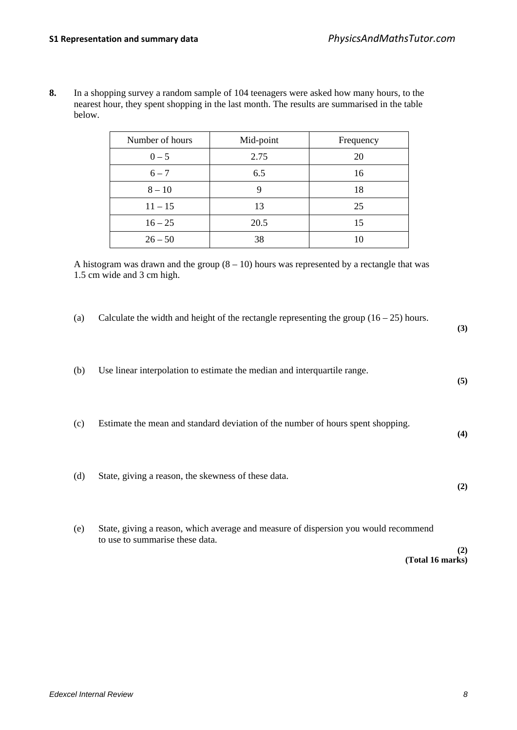**8.** In a shopping survey a random sample of 104 teenagers were asked how many hours, to the nearest hour, they spent shopping in the last month. The results are summarised in the table below.

| Number of hours | Mid-point | Frequency |
|---|---|---|
| 0 – 5 | 2.75 | 20 |
| 6 – 7 | 6.5 | 16 |
| 8 – 10 | 9 | 18 |
| 11 – 15 | 13 | 25 |
| 16 – 25 | 20.5 | 15 |
| 26 – 50 | 38 | 10 |

A histogram was drawn and the group (8 – 10) hours was represented by a rectangle that was 1.5 cm wide and 3 cm high.

(a) Calculate the width and height of the rectangle representing the group (16 – 25) hours. **(3)**

(b) Use linear interpolation to estimate the median and interquartile range. **(5)**

(c) Estimate the mean and standard deviation of the number of hours spent shopping. **(4)**

(d) State, giving a reason, the skewness of these data. **(2)**

(e) State, giving a reason, which average and measure of dispersion you would recommend to use to summarise these data. **(2)**

**(Total 16 marks)**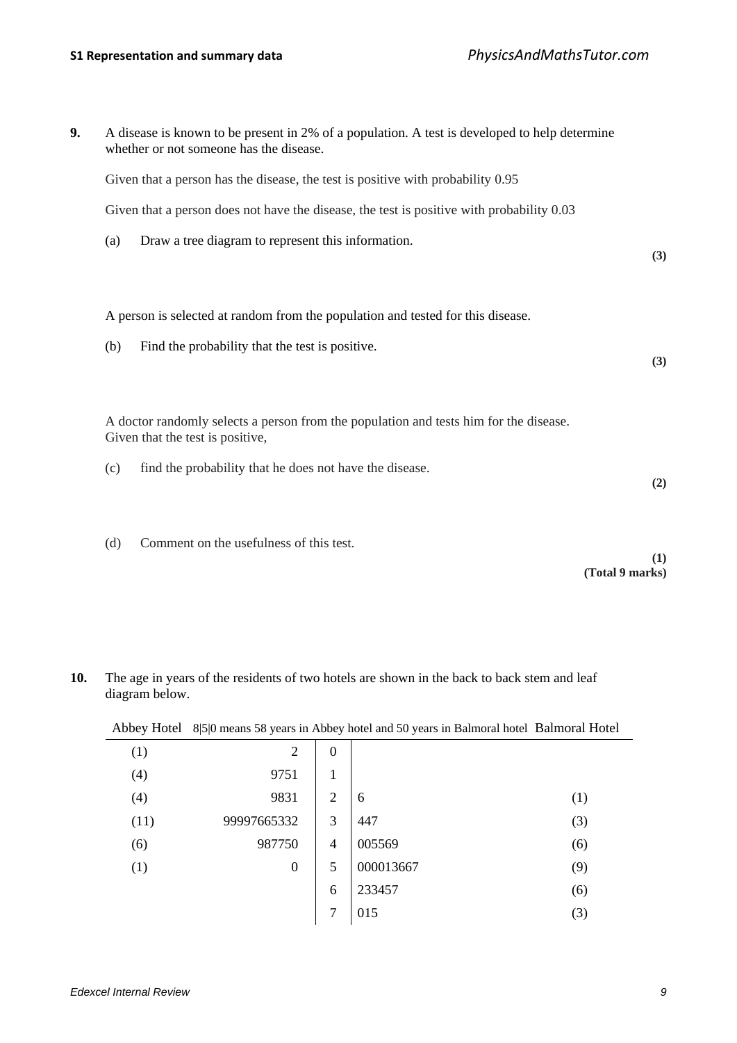**9.** A disease is known to be present in 2% of a population. A test is developed to help determine whether or not someone has the disease.

Given that a person has the disease, the test is positive with probability 0.95

Given that a person does not have the disease, the test is positive with probability 0.03

(a) Draw a tree diagram to represent this information. **(3)**

A person is selected at random from the population and tested for this disease.

(b) Find the probability that the test is positive. **(3)**

A doctor randomly selects a person from the population and tests him for the disease. Given that the test is positive,

(c) find the probability that he does not have the disease. **(2)**

(d) Comment on the usefulness of this test. **(1)**

**(Total 9 marks)**

**10.** The age in years of the residents of two hotels are shown in the back to back stem and leaf diagram below.

Abbey Hotel 8|5|0 means 58 years in Abbey hotel and 50 years in Balmoral hotel Balmoral Hotel

| | Abbey Hotel | | Balmoral Hotel | |
|---|---|---|---|---|
| (1) | 2 | 0 | | |
| (4) | 9751 | 1 | | |
| (4) | 9831 | 2 | 6 | (1) |
| (11) | 99997665332 | 3 | 447 | (3) |
| (6) | 987750 | 4 | 005569 | (6) |
| (1) | 0 | 5 | 000013667 | (9) |
| | | 6 | 233457 | (6) |
| | | 7 | 015 | (3) |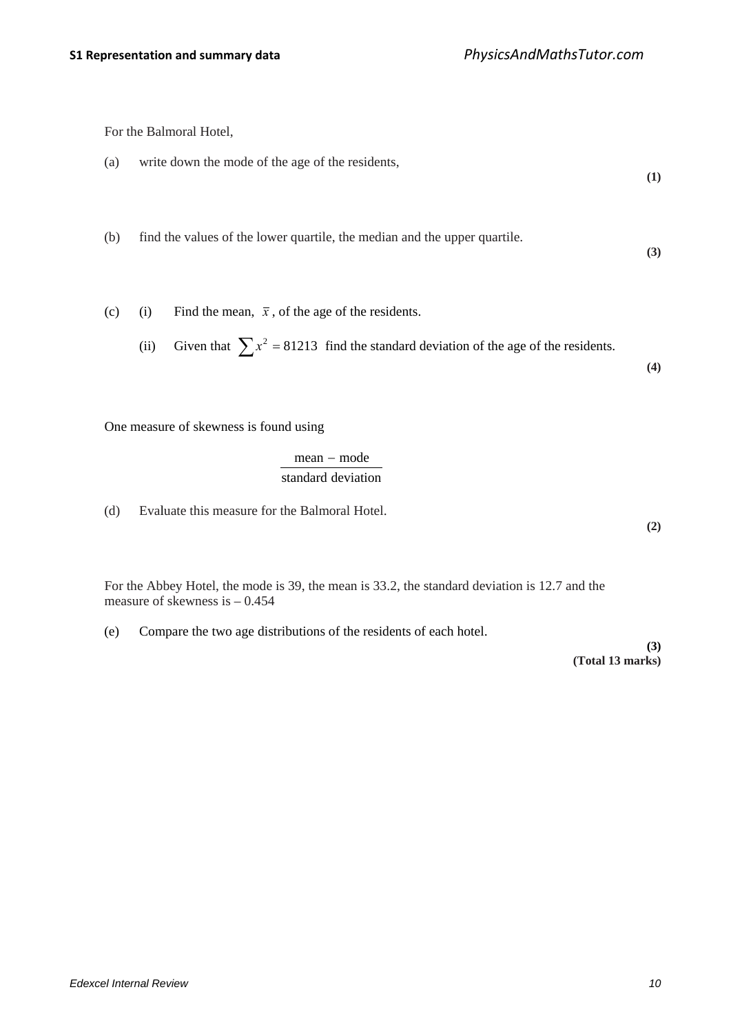For the Balmoral Hotel,

(a) write down the mode of the age of the residents,

**(1)**

(b) find the values of the lower quartile, the median and the upper quartile.

**(3)**

(c) (i) Find the mean, $\bar{x}$, of the age of the residents.

(ii) Given that $\sum x^2 = 81213$ find the standard deviation of the age of the residents.

**(4)**

One measure of skewness is found using

$$\frac{\text{mean} - \text{mode}}{\text{standard deviation}}$$

(d) Evaluate this measure for the Balmoral Hotel.

**(2)**

For the Abbey Hotel, the mode is 39, the mean is 33.2, the standard deviation is 12.7 and the measure of skewness is – 0.454

(e) Compare the two age distributions of the residents of each hotel.

**(3)**
**(Total 13 marks)**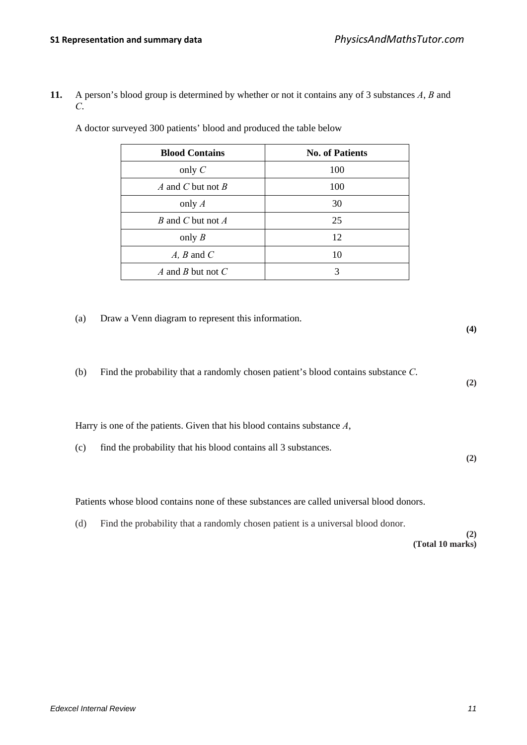**11.** A person's blood group is determined by whether or not it contains any of 3 substances $A$, $B$ and $C$.

A doctor surveyed 300 patients' blood and produced the table below

| Blood Contains | No. of Patients |
|---|---|
| only $C$ | 100 |
| $A$ and $C$ but not $B$ | 100 |
| only $A$ | 30 |
| $B$ and $C$ but not $A$ | 25 |
| only $B$ | 12 |
| $A$, $B$ and $C$ | 10 |
| $A$ and $B$ but not $C$ | 3 |

(a) Draw a Venn diagram to represent this information.
**(4)**

(b) Find the probability that a randomly chosen patient's blood contains substance $C$.
**(2)**

Harry is one of the patients. Given that his blood contains substance $A$,

(c) find the probability that his blood contains all 3 substances.
**(2)**

Patients whose blood contains none of these substances are called universal blood donors.

(d) Find the probability that a randomly chosen patient is a universal blood donor.
**(2)**
**(Total 10 marks)**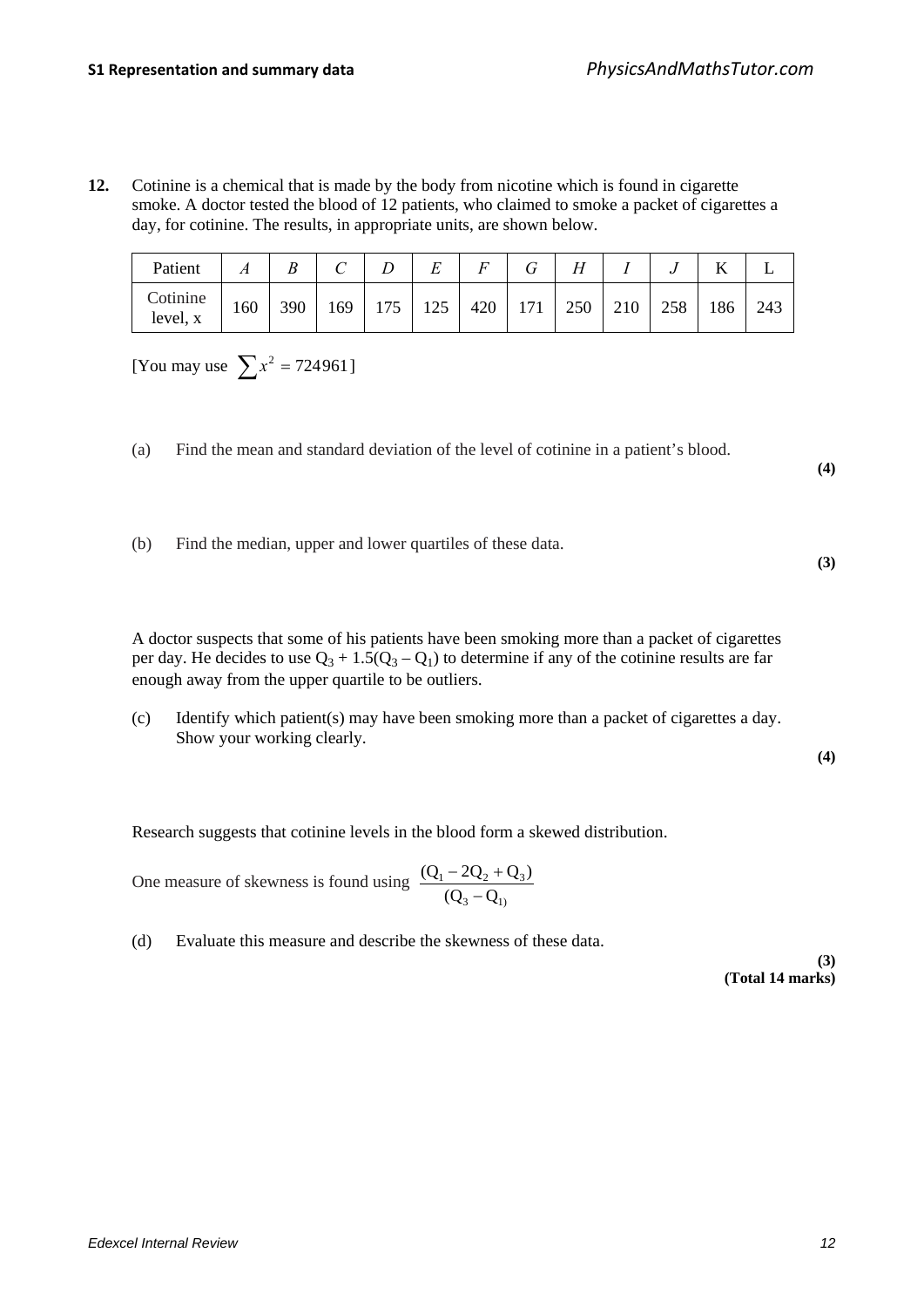**12.** Cotinine is a chemical that is made by the body from nicotine which is found in cigarette smoke. A doctor tested the blood of 12 patients, who claimed to smoke a packet of cigarettes a day, for cotinine. The results, in appropriate units, are shown below.

| Patient | *A* | *B* | *C* | *D* | *E* | *F* | *G* | *H* | *I* | *J* | K | L |
|---|---|---|---|---|---|---|---|---|---|---|---|---|
| Cotinine level, x | 160 | 390 | 169 | 175 | 125 | 420 | 171 | 250 | 210 | 258 | 186 | 243 |

[You may use $\sum x^2 = 724961$]

(a) Find the mean and standard deviation of the level of cotinine in a patient's blood. **(4)**

(b) Find the median, upper and lower quartiles of these data. **(3)**

A doctor suspects that some of his patients have been smoking more than a packet of cigarettes per day. He decides to use $Q_3 + 1.5(Q_3 - Q_1)$ to determine if any of the cotinine results are far enough away from the upper quartile to be outliers.

(c) Identify which patient(s) may have been smoking more than a packet of cigarettes a day. Show your working clearly. **(4)**

Research suggests that cotinine levels in the blood form a skewed distribution.

One measure of skewness is found using $\dfrac{(Q_1 - 2Q_2 + Q_3)}{(Q_3 - Q_1)}$

(d) Evaluate this measure and describe the skewness of these data. **(3)**

**(Total 14 marks)**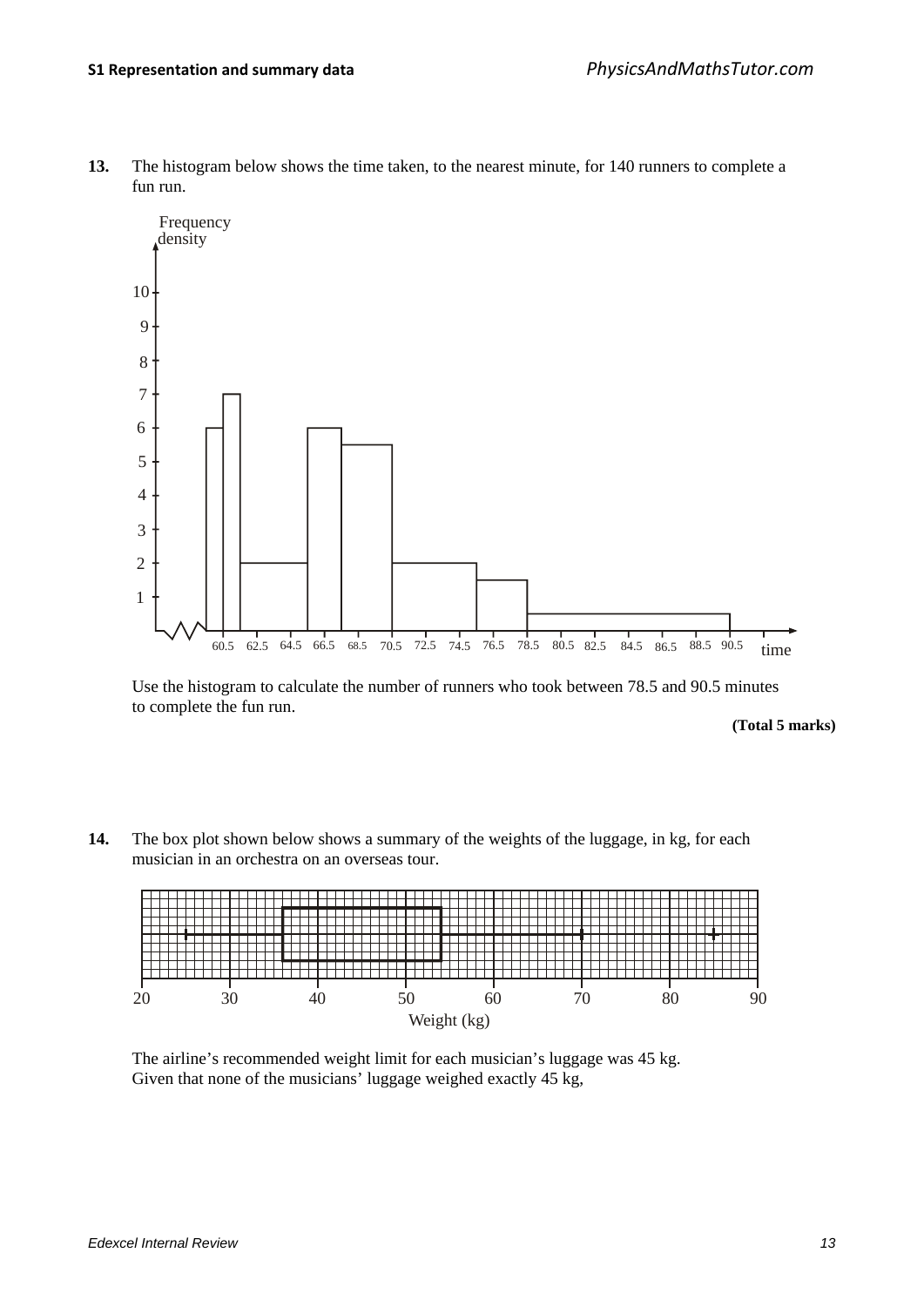**13.** The histogram below shows the time taken, to the nearest minute, for 140 runners to complete a fun run.

Use the histogram to calculate the number of runners who took between 78.5 and 90.5 minutes to complete the fun run.

**(Total 5 marks)**

**14.** The box plot shown below shows a summary of the weights of the luggage, in kg, for each musician in an orchestra on an overseas tour.

The airline's recommended weight limit for each musician's luggage was 45 kg.
Given that none of the musicians' luggage weighed exactly 45 kg,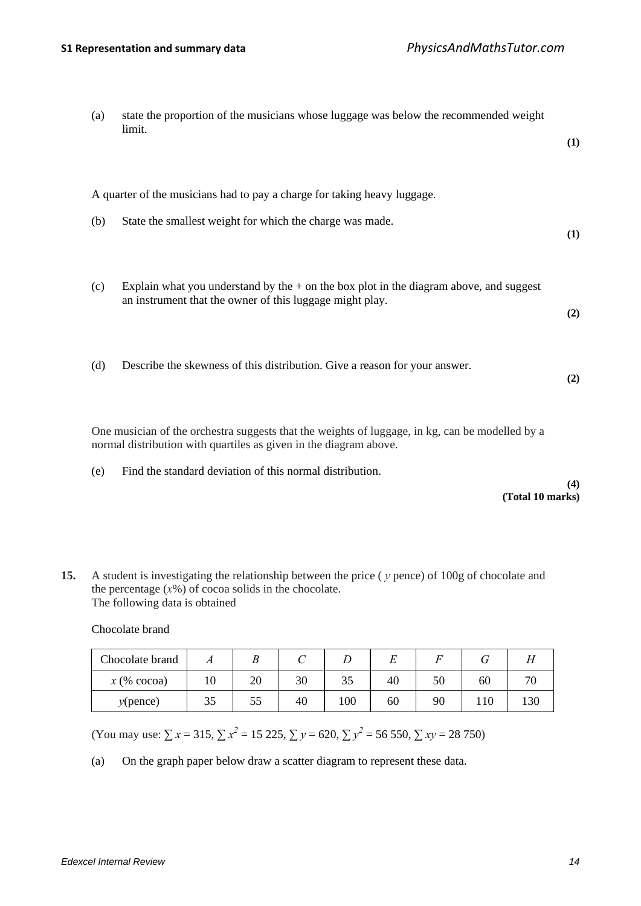(a) state the proportion of the musicians whose luggage was below the recommended weight limit.
**(1)**

A quarter of the musicians had to pay a charge for taking heavy luggage.

(b) State the smallest weight for which the charge was made.
**(1)**

(c) Explain what you understand by the + on the box plot in the diagram above, and suggest an instrument that the owner of this luggage might play.
**(2)**

(d) Describe the skewness of this distribution. Give a reason for your answer.
**(2)**

One musician of the orchestra suggests that the weights of luggage, in kg, can be modelled by a normal distribution with quartiles as given in the diagram above.

(e) Find the standard deviation of this normal distribution.
**(4)**
**(Total 10 marks)**

**15.** A student is investigating the relationship between the price ( $y$ pence) of 100g of chocolate and the percentage ($x$%) of cocoa solids in the chocolate.
The following data is obtained

Chocolate brand

| Chocolate brand | $A$ | $B$ | $C$ | $D$ | $E$ | $F$ | $G$ | $H$ |
|---|---|---|---|---|---|---|---|---|
| $x$ (% cocoa) | 10 | 20 | 30 | 35 | 40 | 50 | 60 | 70 |
| $y$(pence) | 35 | 55 | 40 | 100 | 60 | 90 | 110 | 130 |

(You may use: $\sum x = 315$, $\sum x^2 = 15\ 225$, $\sum y = 620$, $\sum y^2 = 56\ 550$, $\sum xy = 28\ 750$)

(a) On the graph paper below draw a scatter diagram to represent these data.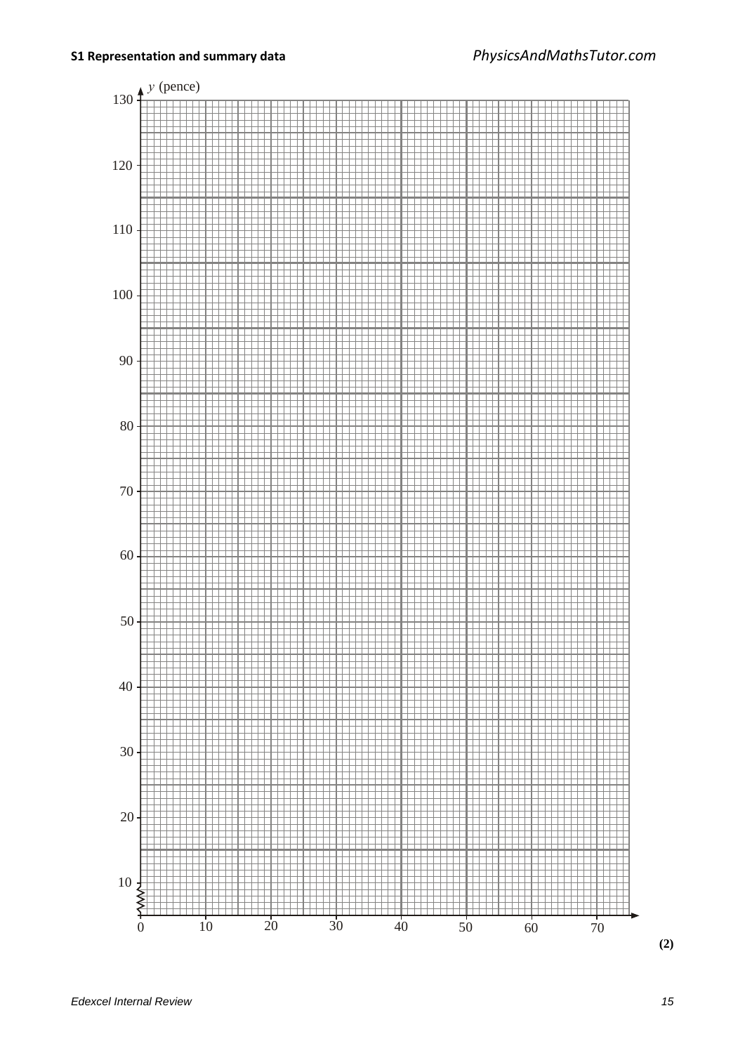$y$ (pence)

130, 120, 110, 100, 90, 80, 70, 60, 50, 40, 30, 20, 10

0, 10, 20, 30, 40, 50, 60, 70

**(2)**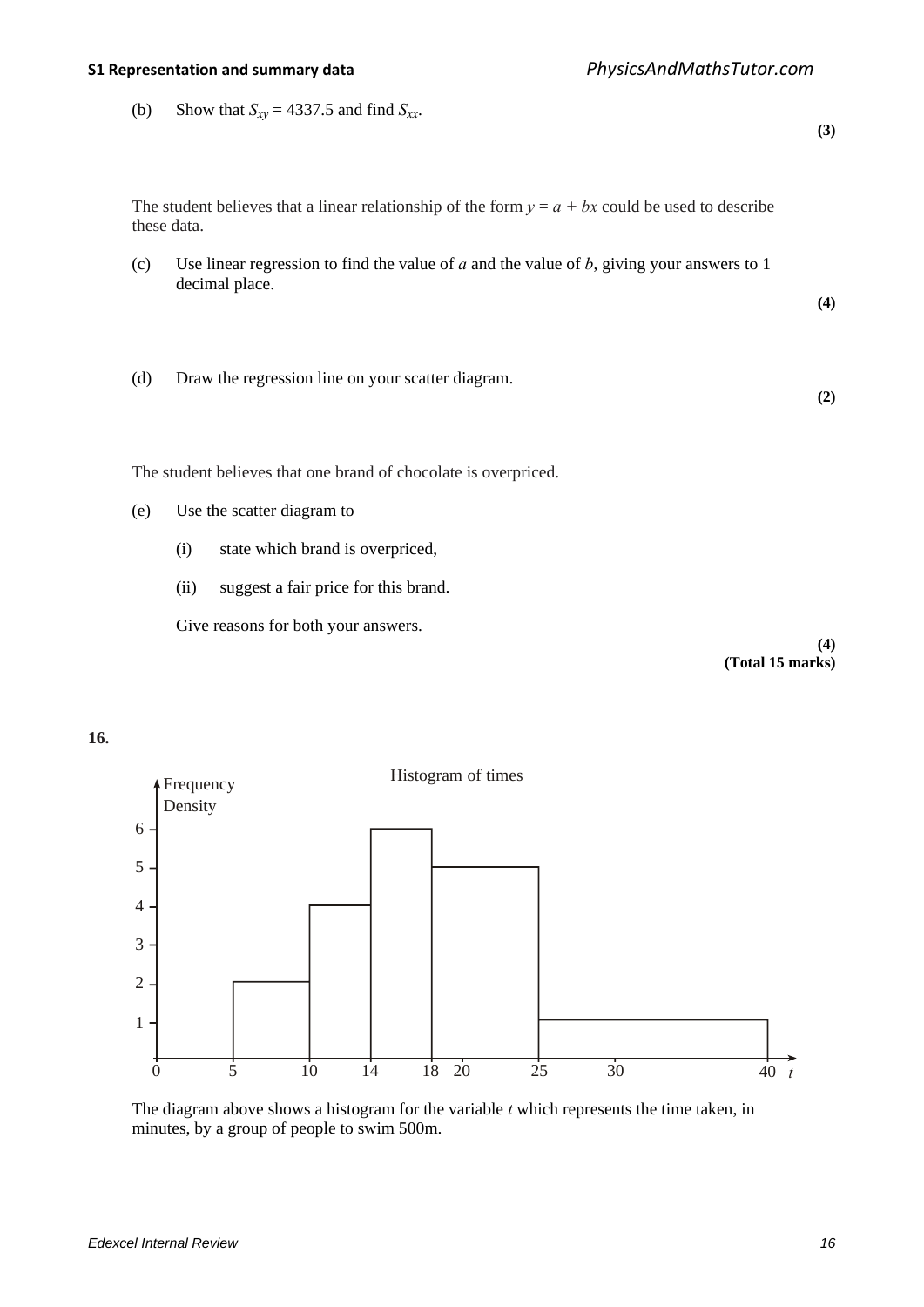(b) Show that $S_{xy} = 4337.5$ and find $S_{xx}$.

**(3)**

The student believes that a linear relationship of the form $y = a + bx$ could be used to describe these data.

(c) Use linear regression to find the value of $a$ and the value of $b$, giving your answers to 1 decimal place.

**(4)**

(d) Draw the regression line on your scatter diagram.

**(2)**

The student believes that one brand of chocolate is overpriced.

(e) Use the scatter diagram to

(i) state which brand is overpriced,

(ii) suggest a fair price for this brand.

Give reasons for both your answers.

**(4)**
**(Total 15 marks)**

**16.**

Histogram of times

| $t$ | Frequency Density |
|---|---|
| 5–10 | 2 |
| 10–14 | 4 |
| 14–18 | 6 |
| 18–25 | 5 |
| 25–40 | 1 |

The diagram above shows a histogram for the variable $t$ which represents the time taken, in minutes, by a group of people to swim 500m.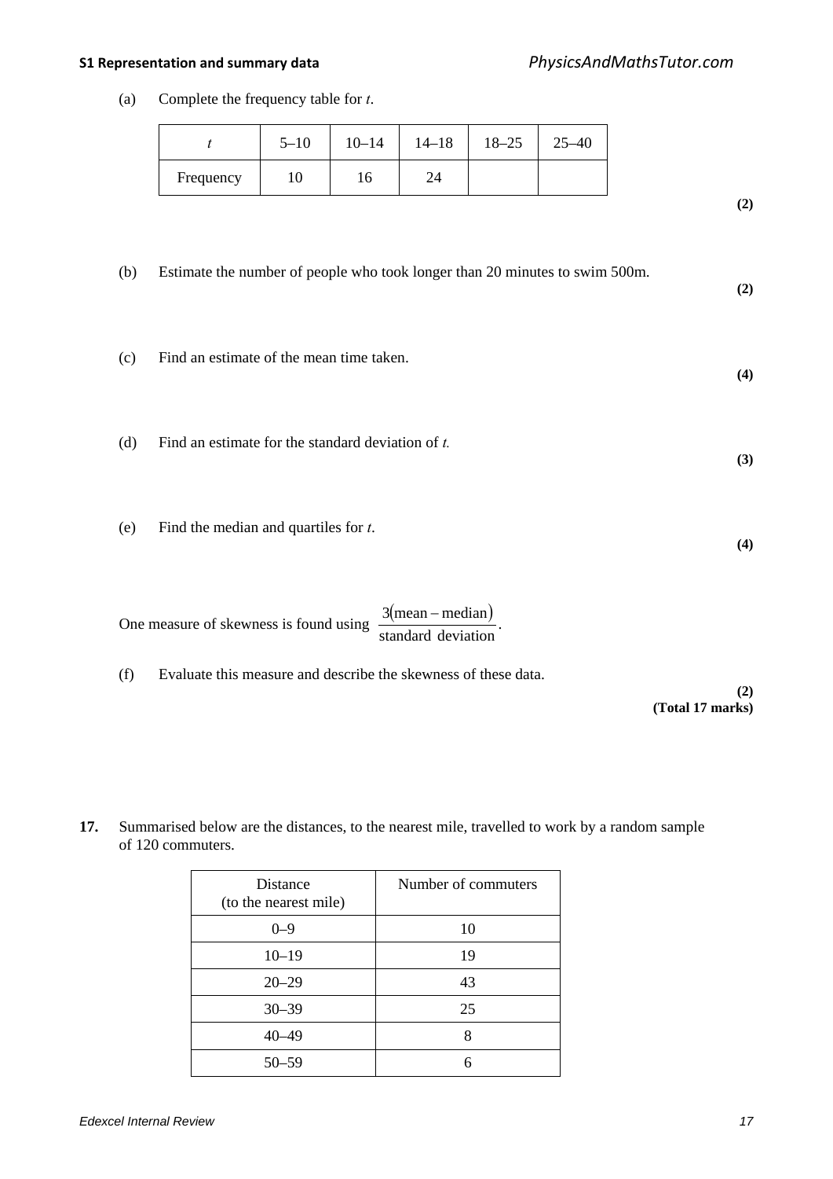(a) Complete the frequency table for $t$.

| $t$ | 5–10 | 10–14 | 14–18 | 18–25 | 25–40 |
|---|---|---|---|---|---|
| Frequency | 10 | 16 | 24 | | |

**(2)**

(b) Estimate the number of people who took longer than 20 minutes to swim 500m.

**(2)**

(c) Find an estimate of the mean time taken.

**(4)**

(d) Find an estimate for the standard deviation of $t$.

**(3)**

(e) Find the median and quartiles for $t$.

**(4)**

One measure of skewness is found using $\dfrac{3(\text{mean} - \text{median})}{\text{standard deviation}}$.

(f) Evaluate this measure and describe the skewness of these data.

**(2)**
**(Total 17 marks)**

**17.** Summarised below are the distances, to the nearest mile, travelled to work by a random sample of 120 commuters.

| Distance (to the nearest mile) | Number of commuters |
|---|---|
| 0–9 | 10 |
| 10–19 | 19 |
| 20–29 | 43 |
| 30–39 | 25 |
| 40–49 | 8 |
| 50–59 | 6 |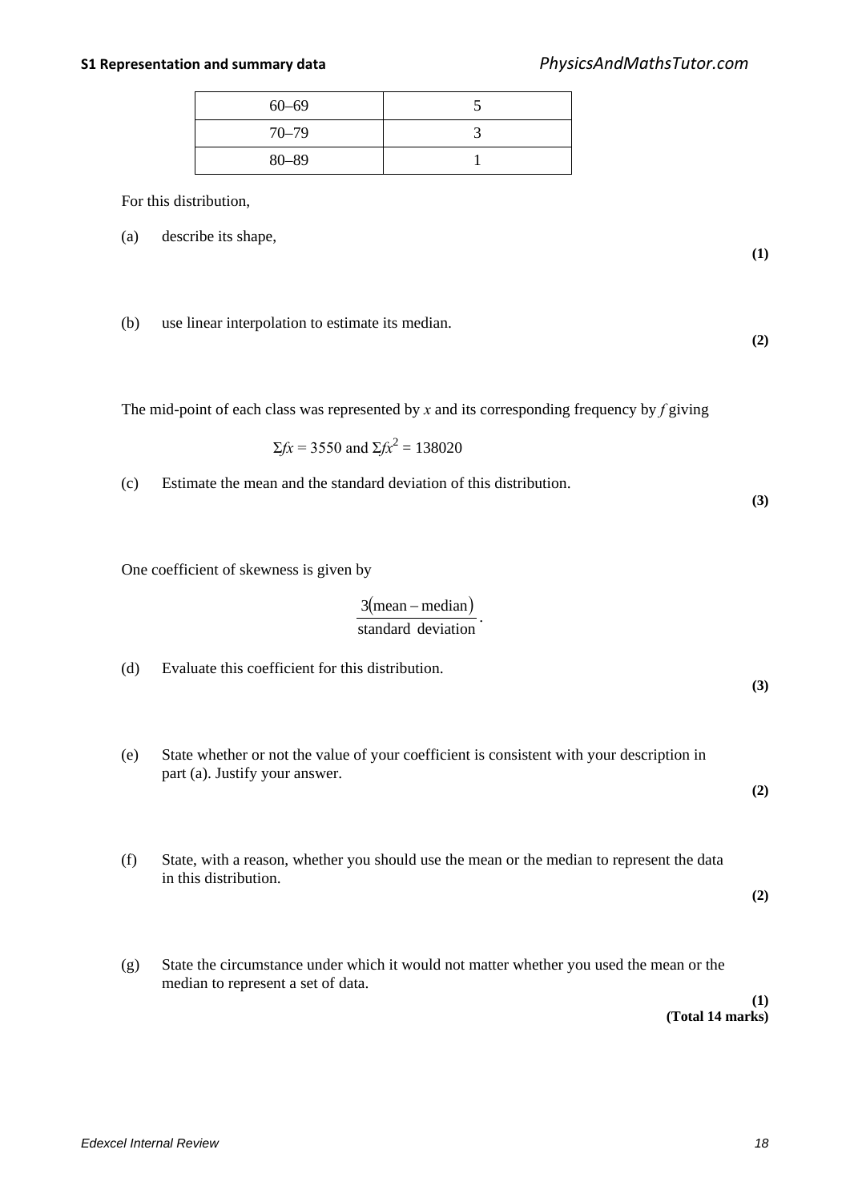| 60–69 | 5 |
|---|---|
| 70–79 | 3 |
| 80–89 | 1 |

For this distribution,

(a) describe its shape,
**(1)**

(b) use linear interpolation to estimate its median.
**(2)**

The mid-point of each class was represented by $x$ and its corresponding frequency by $f$ giving

$$\Sigma fx = 3550 \text{ and } \Sigma fx^2 = 138020$$

(c) Estimate the mean and the standard deviation of this distribution.
**(3)**

One coefficient of skewness is given by

$$\frac{3(\text{mean} - \text{median})}{\text{standard deviation}}.$$

(d) Evaluate this coefficient for this distribution.
**(3)**

(e) State whether or not the value of your coefficient is consistent with your description in part (a). Justify your answer.
**(2)**

(f) State, with a reason, whether you should use the mean or the median to represent the data in this distribution.
**(2)**

(g) State the circumstance under which it would not matter whether you used the mean or the median to represent a set of data.
**(1)**
**(Total 14 marks)**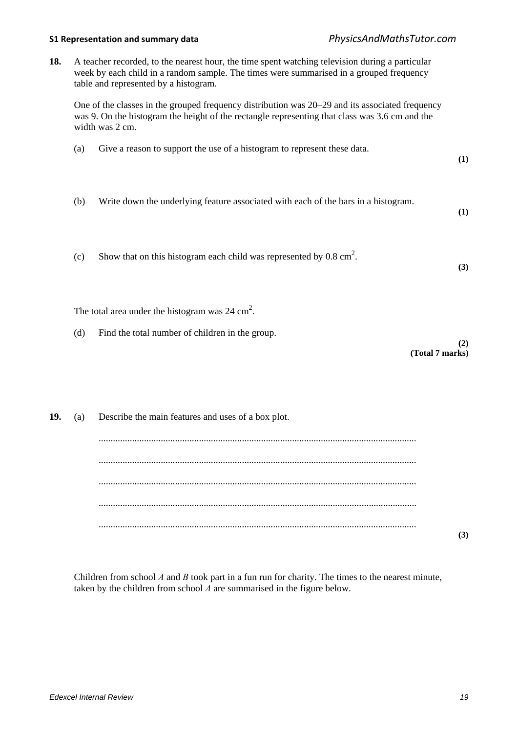**18.** A teacher recorded, to the nearest hour, the time spent watching television during a particular week by each child in a random sample. The times were summarised in a grouped frequency table and represented by a histogram.

One of the classes in the grouped frequency distribution was 20–29 and its associated frequency was 9. On the histogram the height of the rectangle representing that class was 3.6 cm and the width was 2 cm.

(a) Give a reason to support the use of a histogram to represent these data.

**(1)**

(b) Write down the underlying feature associated with each of the bars in a histogram.

**(1)**

(c) Show that on this histogram each child was represented by 0.8 $cm^2$.

**(3)**

The total area under the histogram was 24 $cm^2$.

(d) Find the total number of children in the group.

**(2)**
**(Total 7 marks)**

**19.** (a) Describe the main features and uses of a box plot.

...................................................................................................................................

...................................................................................................................................

...................................................................................................................................

...................................................................................................................................

...................................................................................................................................

**(3)**

Children from school *A* and *B* took part in a fun run for charity. The times to the nearest minute, taken by the children from school *A* are summarised in the figure below.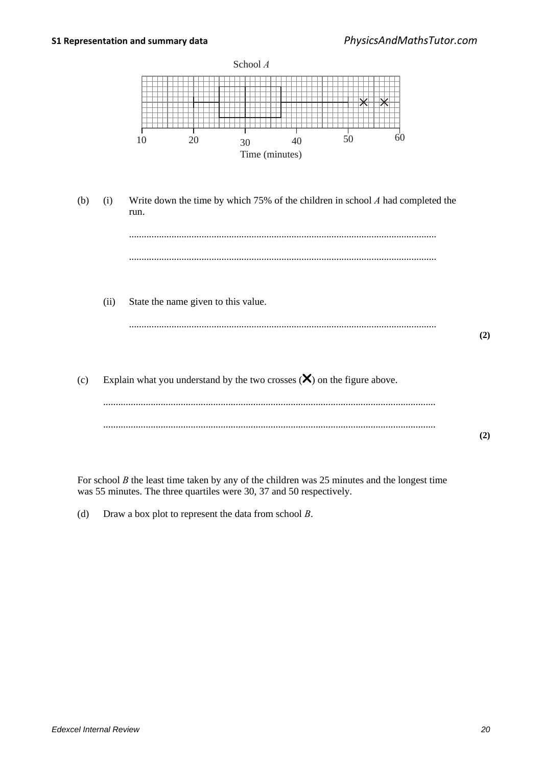School *A*

Time (minutes)

(b) (i) Write down the time by which 75% of the children in school *A* had completed the run.

..........................................................................................................................

..........................................................................................................................

(ii) State the name given to this value.

..........................................................................................................................

**(2)**

(c) Explain what you understand by the two crosses (✕) on the figure above.

..........................................................................................................................

..........................................................................................................................

**(2)**

For school *B* the least time taken by any of the children was 25 minutes and the longest time was 55 minutes. The three quartiles were 30, 37 and 50 respectively.

(d) Draw a box plot to represent the data from school *B*.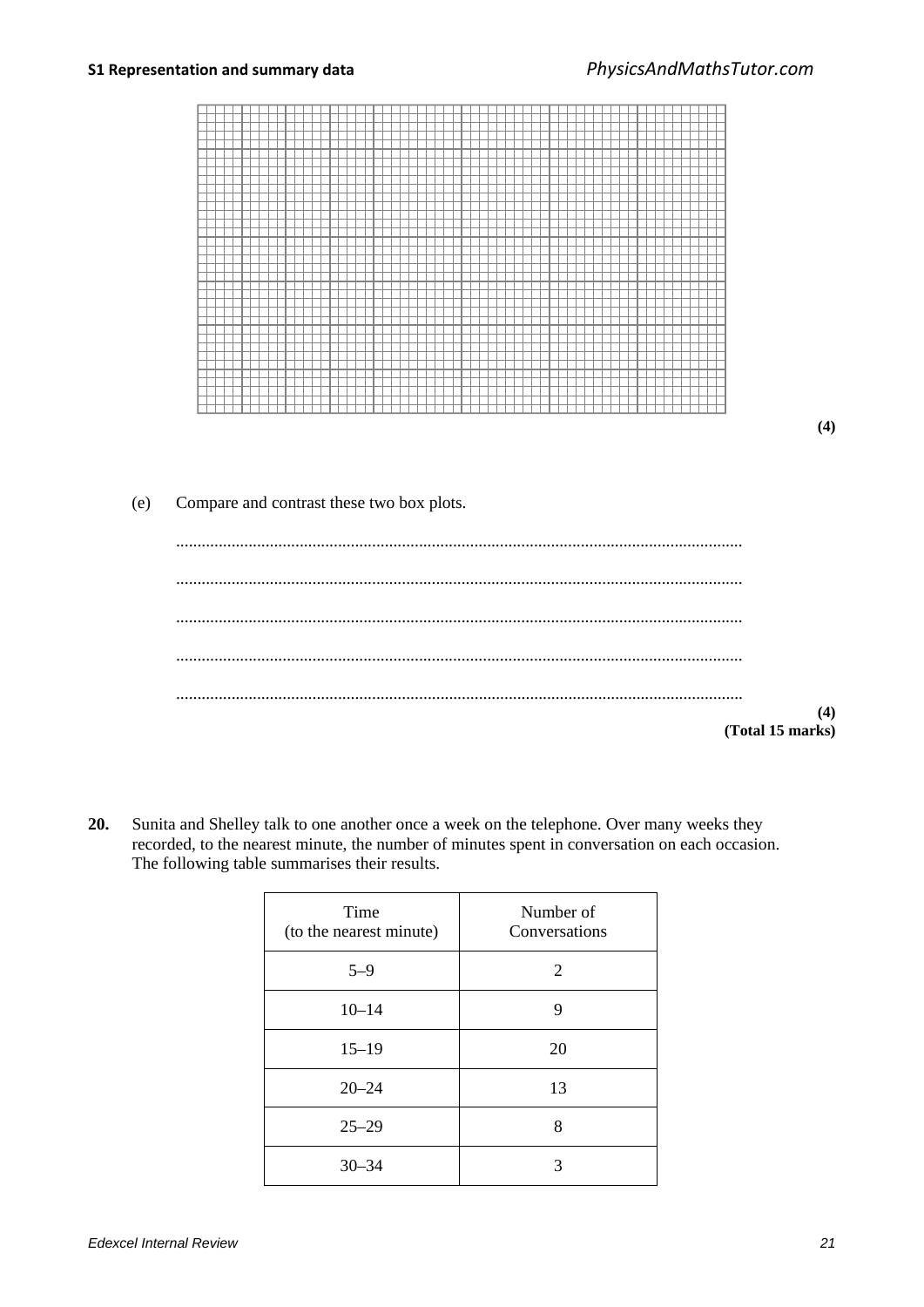**(4)**

(e) Compare and contrast these two box plots.

...................................................................................................................................

...................................................................................................................................

...................................................................................................................................

...................................................................................................................................

...................................................................................................................................

**(4)**
**(Total 15 marks)**

**20.** Sunita and Shelley talk to one another once a week on the telephone. Over many weeks they recorded, to the nearest minute, the number of minutes spent in conversation on each occasion. The following table summarises their results.

| Time (to the nearest minute) | Number of Conversations |
|---|---|
| 5–9 | 2 |
| 10–14 | 9 |
| 15–19 | 20 |
| 20–24 | 13 |
| 25–29 | 8 |
| 30–34 | 3 |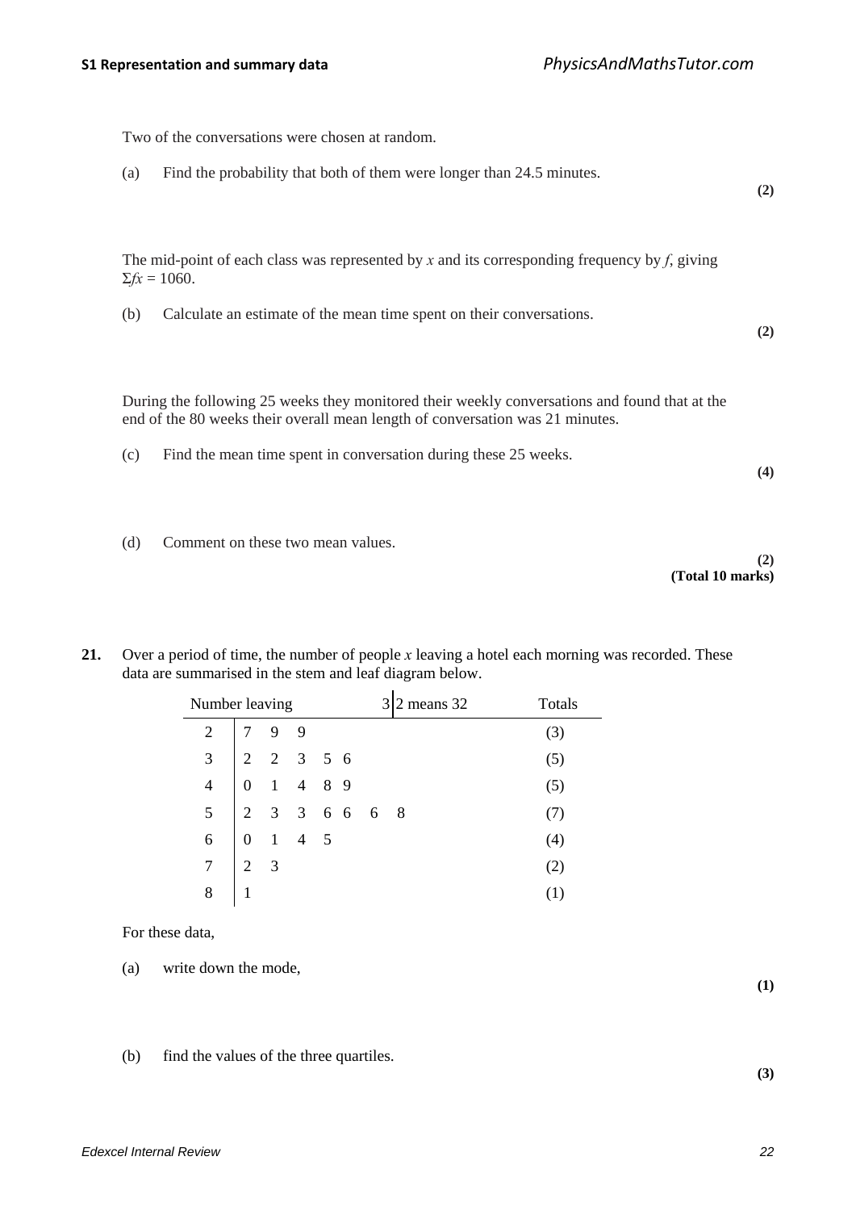Two of the conversations were chosen at random.

(a) Find the probability that both of them were longer than 24.5 minutes. **(2)**

The mid-point of each class was represented by $x$ and its corresponding frequency by $f$, giving $\Sigma fx = 1060$.

(b) Calculate an estimate of the mean time spent on their conversations. **(2)**

During the following 25 weeks they monitored their weekly conversations and found that at the end of the 80 weeks their overall mean length of conversation was 21 minutes.

(c) Find the mean time spent in conversation during these 25 weeks. **(4)**

(d) Comment on these two mean values. **(2)**

**(Total 10 marks)**

**21.** Over a period of time, the number of people $x$ leaving a hotel each morning was recorded. These data are summarised in the stem and leaf diagram below.

| Number leaving | 3 \| 2 means 32 | Totals |
|---|---|---|
| 2 | 7 9 9 | (3) |
| 3 | 2 2 3 5 6 | (5) |
| 4 | 0 1 4 8 9 | (5) |
| 5 | 2 3 3 6 6 6 8 | (7) |
| 6 | 0 1 4 5 | (4) |
| 7 | 2 3 | (2) |
| 8 | 1 | (1) |

For these data,

(a) write down the mode, **(1)**

(b) find the values of the three quartiles. **(3)**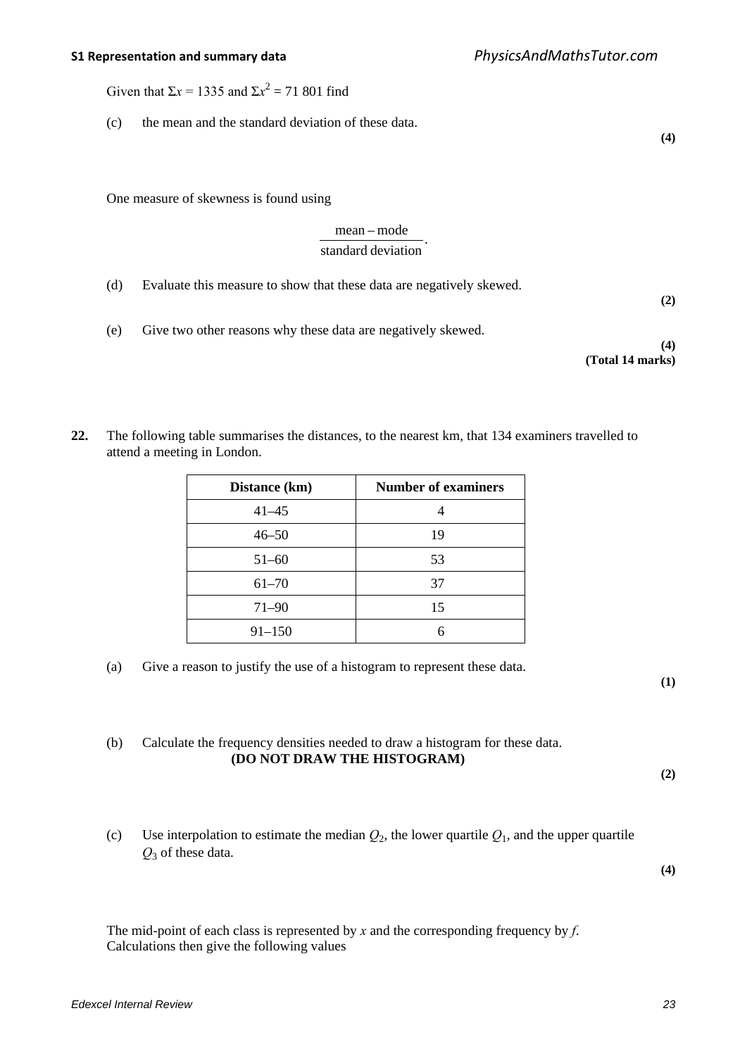Given that $\Sigma x = 1335$ and $\Sigma x^2 = 71\ 801$ find

(c) the mean and the standard deviation of these data. **(4)**

One measure of skewness is found using

$$\frac{\text{mean} - \text{mode}}{\text{standard deviation}}.$$

(d) Evaluate this measure to show that these data are negatively skewed. **(2)**

(e) Give two other reasons why these data are negatively skewed. **(4)**

**(Total 14 marks)**

**22.** The following table summarises the distances, to the nearest km, that 134 examiners travelled to attend a meeting in London.

| Distance (km) | Number of examiners |
|---|---|
| 41–45 | 4 |
| 46–50 | 19 |
| 51–60 | 53 |
| 61–70 | 37 |
| 71–90 | 15 |
| 91–150 | 6 |

(a) Give a reason to justify the use of a histogram to represent these data. **(1)**

(b) Calculate the frequency densities needed to draw a histogram for these data.
**(DO NOT DRAW THE HISTOGRAM)** **(2)**

(c) Use interpolation to estimate the median $Q_2$, the lower quartile $Q_1$, and the upper quartile $Q_3$ of these data. **(4)**

The mid-point of each class is represented by $x$ and the corresponding frequency by $f$. Calculations then give the following values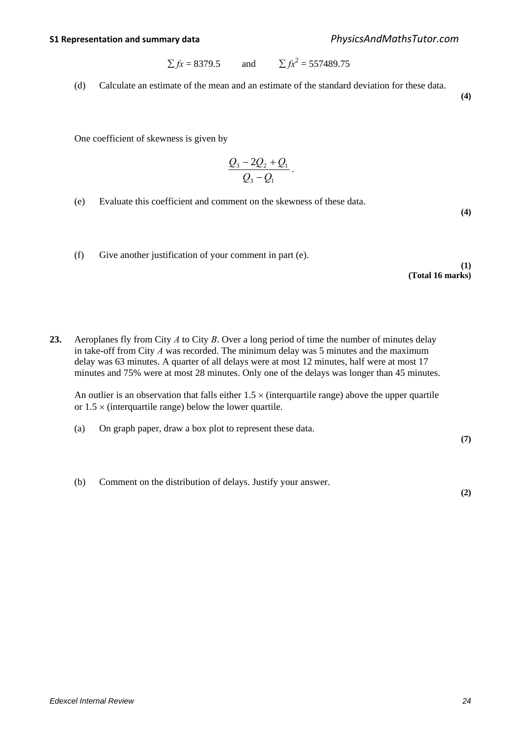$\sum fx = 8379.5$ and $\sum fx^2 = 557489.75$

(d) Calculate an estimate of the mean and an estimate of the standard deviation for these data.

**(4)**

One coefficient of skewness is given by

$$\frac{Q_3 - 2Q_2 + Q_1}{Q_3 - Q_1}.$$

(e) Evaluate this coefficient and comment on the skewness of these data.

**(4)**

(f) Give another justification of your comment in part (e).

**(1)**
**(Total 16 marks)**

**23.** Aeroplanes fly from City *A* to City *B*. Over a long period of time the number of minutes delay in take-off from City *A* was recorded. The minimum delay was 5 minutes and the maximum delay was 63 minutes. A quarter of all delays were at most 12 minutes, half were at most 17 minutes and 75% were at most 28 minutes. Only one of the delays was longer than 45 minutes.

An outlier is an observation that falls either $1.5 \times$ (interquartile range) above the upper quartile or $1.5 \times$ (interquartile range) below the lower quartile.

(a) On graph paper, draw a box plot to represent these data.

**(7)**

(b) Comment on the distribution of delays. Justify your answer.

**(2)**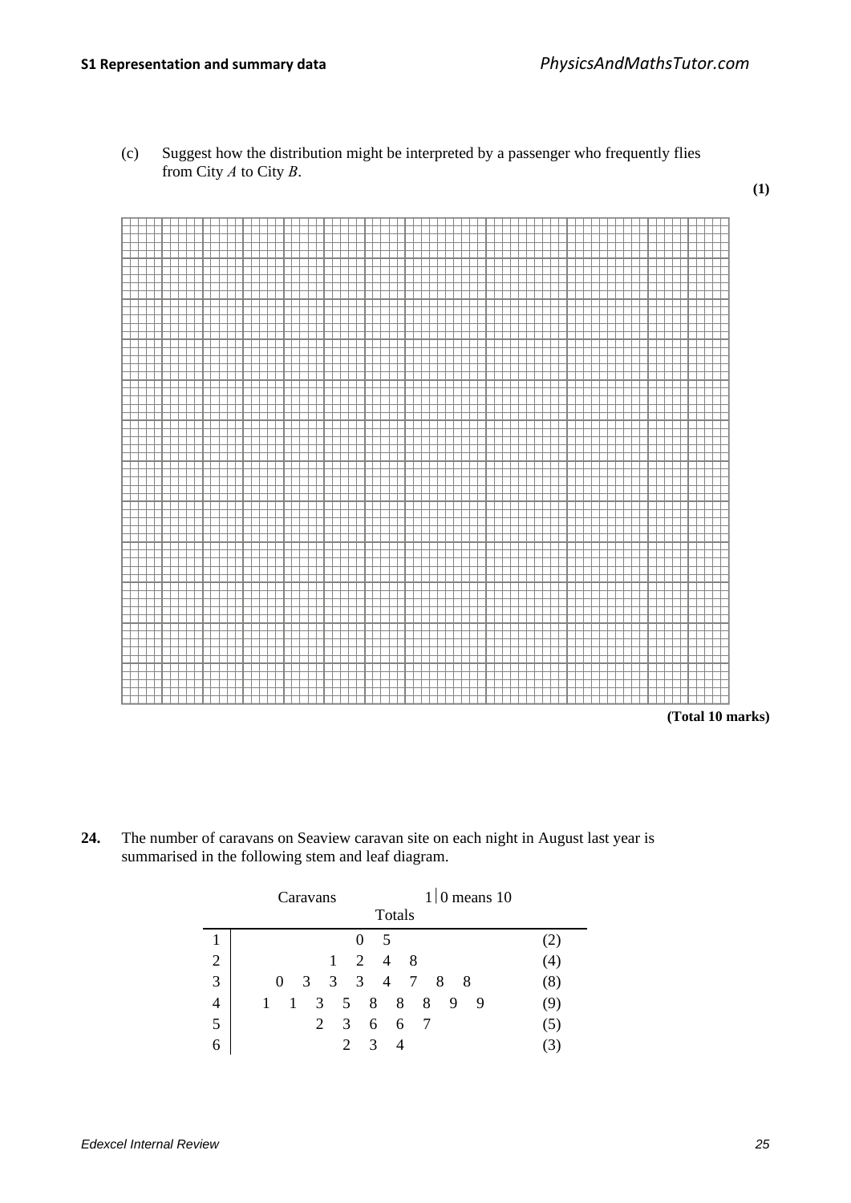(c) Suggest how the distribution might be interpreted by a passenger who frequently flies from City $A$ to City $B$.

**(1)**

**(Total 10 marks)**

**24.** The number of caravans on Seaview caravan site on each night in August last year is summarised in the following stem and leaf diagram.

Caravans $\quad$ 1 | 0 means 10

| | | Totals |
|---|---|---|
| 1 | 0 5 | (2) |
| 2 | 1 2 4 8 | (4) |
| 3 | 0 3 3 3 4 7 8 8 | (8) |
| 4 | 1 1 3 5 8 8 8 9 9 | (9) |
| 5 | 2 3 6 6 7 | (5) |
| 6 | 2 3 4 | (3) |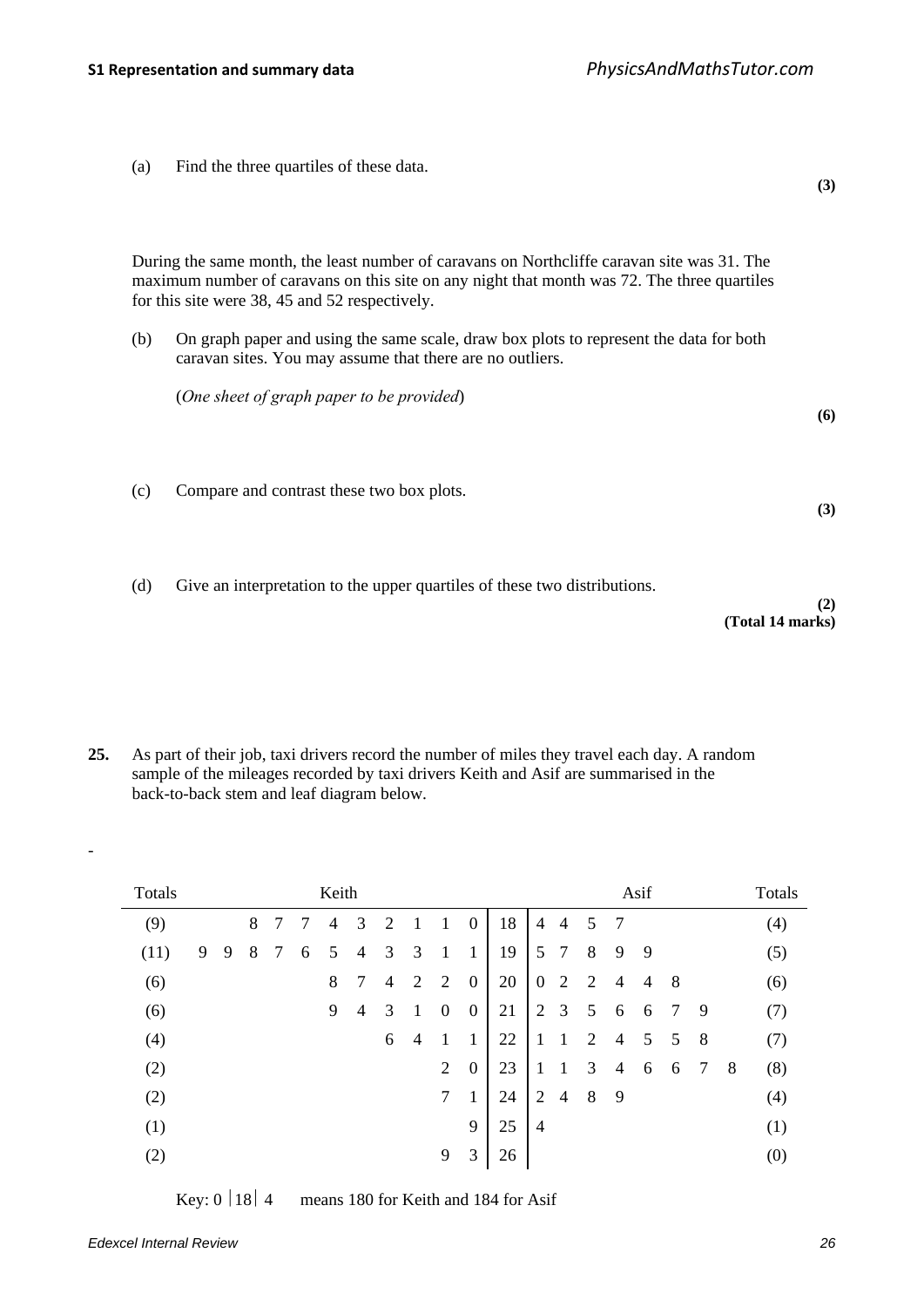(a) Find the three quartiles of these data.

**(3)**

During the same month, the least number of caravans on Northcliffe caravan site was 31. The maximum number of caravans on this site on any night that month was 72. The three quartiles for this site were 38, 45 and 52 respectively.

(b) On graph paper and using the same scale, draw box plots to represent the data for both caravan sites. You may assume that there are no outliers.

(*One sheet of graph paper to be provided*)

**(6)**

(c) Compare and contrast these two box plots.

**(3)**

(d) Give an interpretation to the upper quartiles of these two distributions.

**(2)**
**(Total 14 marks)**

**25.** As part of their job, taxi drivers record the number of miles they travel each day. A random sample of the mileages recorded by taxi drivers Keith and Asif are summarised in the back-to-back stem and leaf diagram below.

| Totals | Keith | | Asif | Totals |
|---|---|---|---|---|
| (9) | 8 7 7 4 3 2 1 1 0 | 18 | 4 4 5 7 | (4) |
| (11) | 9 9 8 7 6 5 4 3 3 1 1 | 19 | 5 7 8 9 9 | (5) |
| (6) | 8 7 4 2 2 0 | 20 | 0 2 2 4 4 8 | (6) |
| (6) | 9 4 3 1 0 0 | 21 | 2 3 5 6 6 7 9 | (7) |
| (4) | 6 4 1 1 | 22 | 1 1 2 4 5 5 8 | (7) |
| (2) | 2 0 | 23 | 1 1 3 4 6 6 7 8 | (8) |
| (2) | 7 1 | 24 | 2 4 8 9 | (4) |
| (1) | 9 | 25 | 4 | (1) |
| (2) | 9 3 | 26 | | (0) |

Key: 0 | 18 | 4 means 180 for Keith and 184 for Asif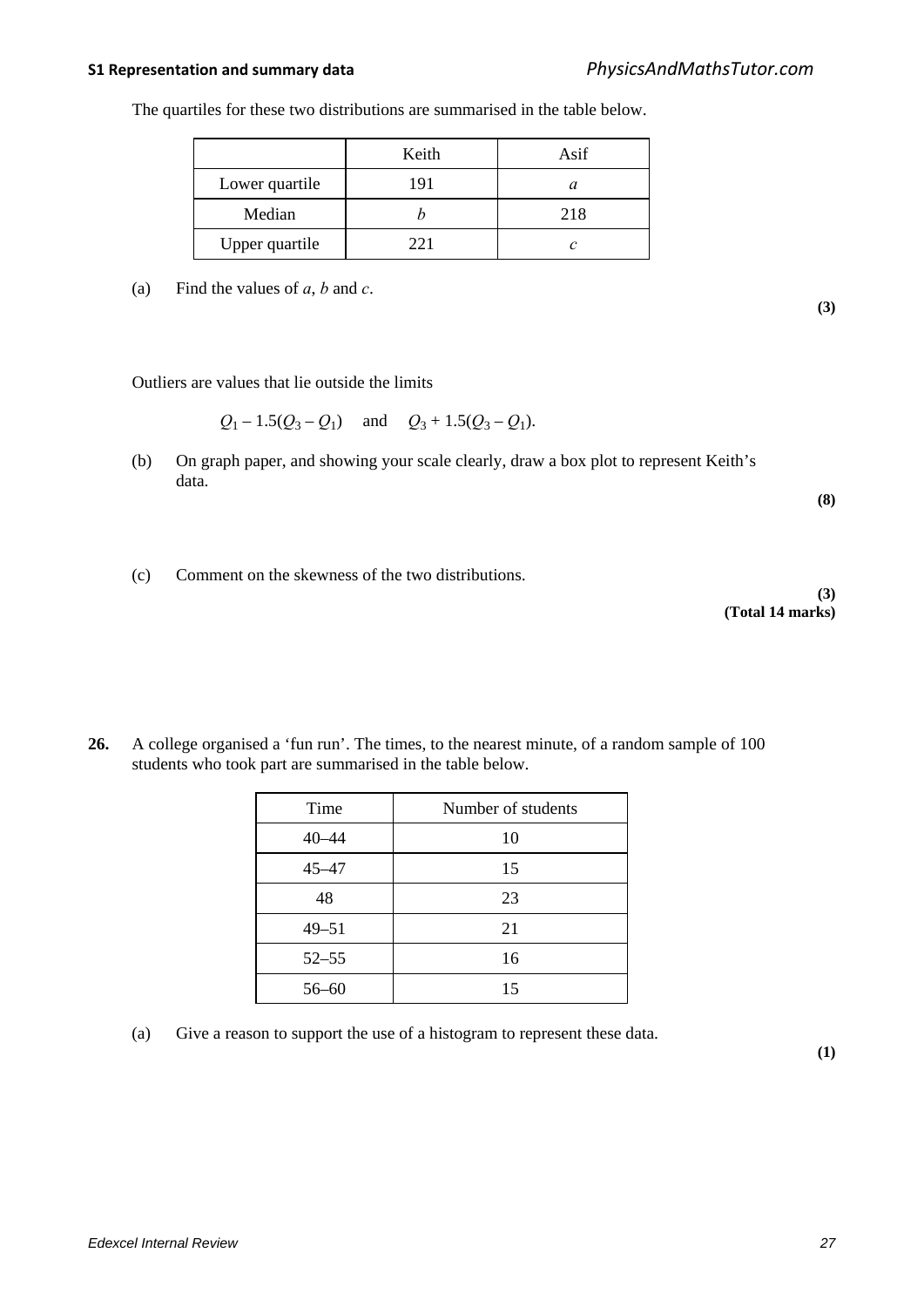The quartiles for these two distributions are summarised in the table below.

| | Keith | Asif |
|---|---|---|
| Lower quartile | 191 | $a$ |
| Median | $b$ | 218 |
| Upper quartile | 221 | $c$ |

(a) Find the values of $a$, $b$ and $c$.

**(3)**

Outliers are values that lie outside the limits

$$Q_1 - 1.5(Q_3 - Q_1) \quad \text{and} \quad Q_3 + 1.5(Q_3 - Q_1).$$

(b) On graph paper, and showing your scale clearly, draw a box plot to represent Keith's data.

**(8)**

(c) Comment on the skewness of the two distributions.

**(3)**
**(Total 14 marks)**

**26.** A college organised a 'fun run'. The times, to the nearest minute, of a random sample of 100 students who took part are summarised in the table below.

| Time | Number of students |
|---|---|
| 40–44 | 10 |
| 45–47 | 15 |
| 48 | 23 |
| 49–51 | 21 |
| 52–55 | 16 |
| 56–60 | 15 |

(a) Give a reason to support the use of a histogram to represent these data.

**(1)**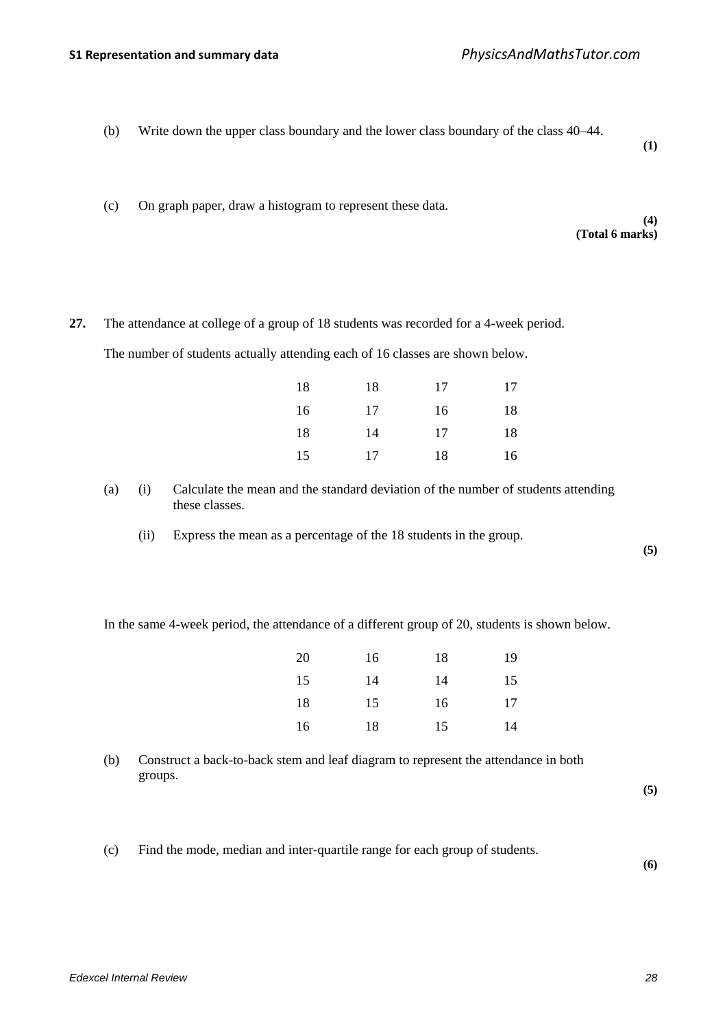(b) Write down the upper class boundary and the lower class boundary of the class 40–44.

**(1)**

(c) On graph paper, draw a histogram to represent these data.

**(4)**
**(Total 6 marks)**

**27.** The attendance at college of a group of 18 students was recorded for a 4-week period.

The number of students actually attending each of 16 classes are shown below.

| | | | |
|---|---|---|---|
| 18 | 18 | 17 | 17 |
| 16 | 17 | 16 | 18 |
| 18 | 14 | 17 | 18 |
| 15 | 17 | 18 | 16 |

(a) (i) Calculate the mean and the standard deviation of the number of students attending these classes.

(ii) Express the mean as a percentage of the 18 students in the group.

**(5)**

In the same 4-week period, the attendance of a different group of 20, students is shown below.

| | | | |
|---|---|---|---|
| 20 | 16 | 18 | 19 |
| 15 | 14 | 14 | 15 |
| 18 | 15 | 16 | 17 |
| 16 | 18 | 15 | 14 |

(b) Construct a back-to-back stem and leaf diagram to represent the attendance in both groups.

**(5)**

(c) Find the mode, median and inter-quartile range for each group of students.

**(6)**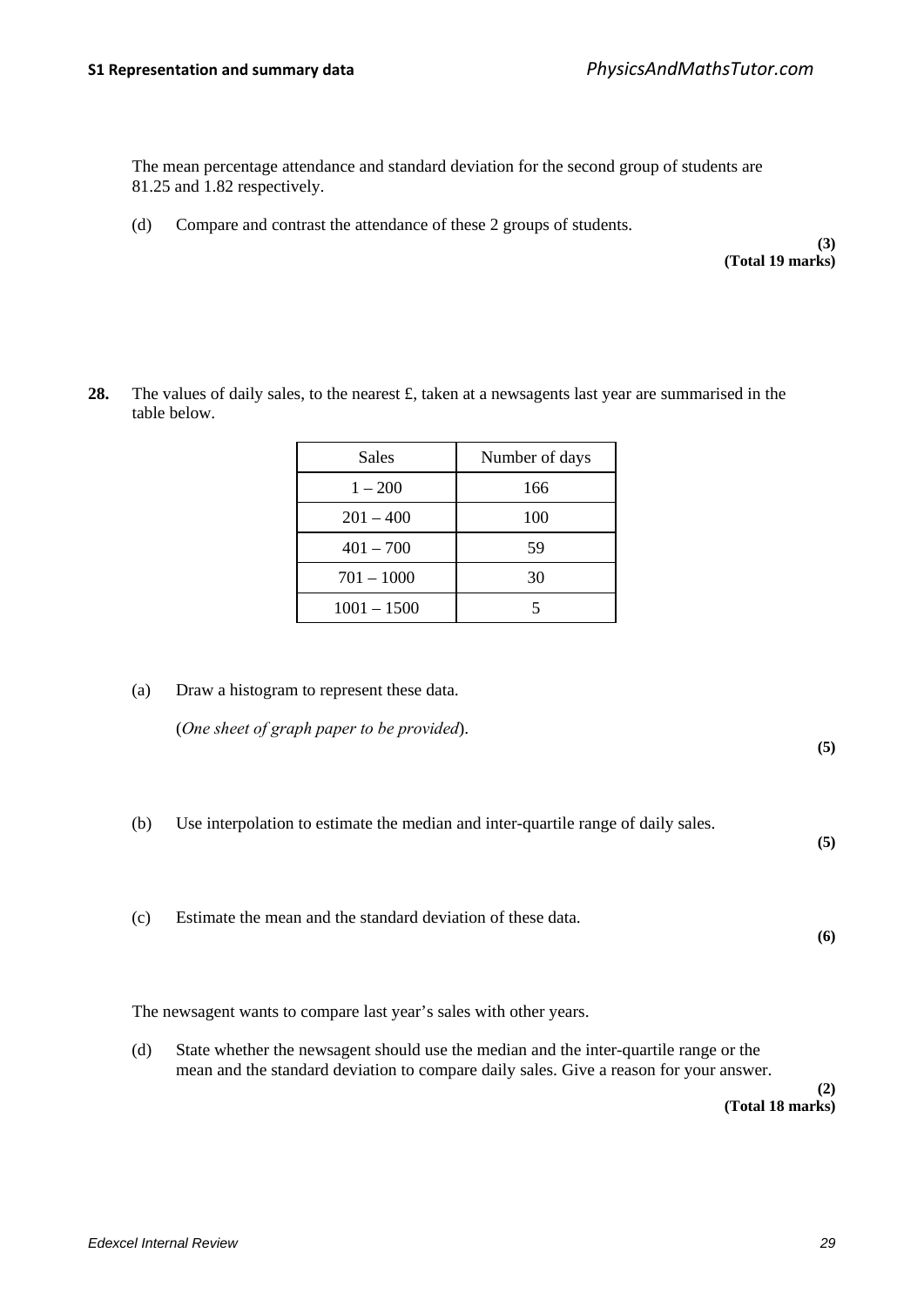The mean percentage attendance and standard deviation for the second group of students are 81.25 and 1.82 respectively.

(d) Compare and contrast the attendance of these 2 groups of students.

**(3)**
**(Total 19 marks)**

**28.** The values of daily sales, to the nearest £, taken at a newsagents last year are summarised in the table below.

| Sales | Number of days |
|---|---|
| 1 – 200 | 166 |
| 201 – 400 | 100 |
| 401 – 700 | 59 |
| 701 – 1000 | 30 |
| 1001 – 1500 | 5 |

(a) Draw a histogram to represent these data.

(*One sheet of graph paper to be provided*).

**(5)**

(b) Use interpolation to estimate the median and inter-quartile range of daily sales.

**(5)**

(c) Estimate the mean and the standard deviation of these data.

**(6)**

The newsagent wants to compare last year's sales with other years.

(d) State whether the newsagent should use the median and the inter-quartile range or the mean and the standard deviation to compare daily sales. Give a reason for your answer.

**(2)**
**(Total 18 marks)**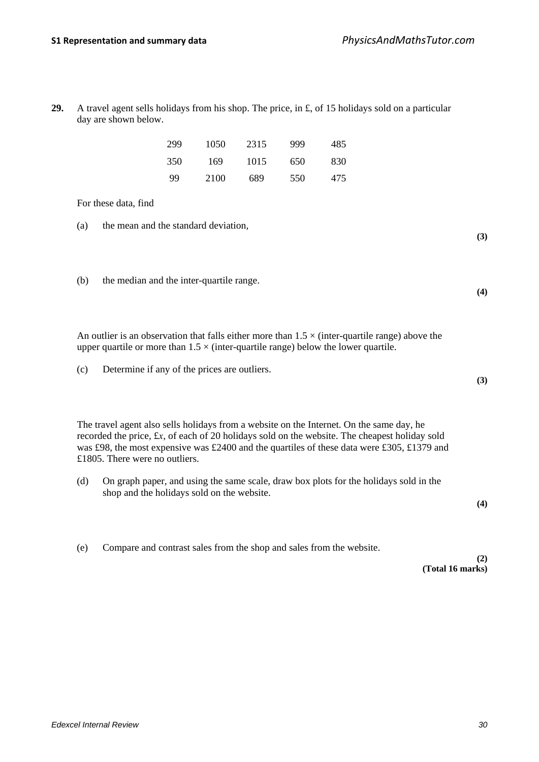**29.** A travel agent sells holidays from his shop. The price, in £, of 15 holidays sold on a particular day are shown below.

| | | | | |
|---|---|---|---|---|
| 299 | 1050 | 2315 | 999 | 485 |
| 350 | 169 | 1015 | 650 | 830 |
| 99 | 2100 | 689 | 550 | 475 |

For these data, find

(a) the mean and the standard deviation,

**(3)**

(b) the median and the inter-quartile range.

**(4)**

An outlier is an observation that falls either more than $1.5 \times$ (inter-quartile range) above the upper quartile or more than $1.5 \times$ (inter-quartile range) below the lower quartile.

(c) Determine if any of the prices are outliers.

**(3)**

The travel agent also sells holidays from a website on the Internet. On the same day, he recorded the price, £$x$, of each of 20 holidays sold on the website. The cheapest holiday sold was £98, the most expensive was £2400 and the quartiles of these data were £305, £1379 and £1805. There were no outliers.

(d) On graph paper, and using the same scale, draw box plots for the holidays sold in the shop and the holidays sold on the website.

**(4)**

(e) Compare and contrast sales from the shop and sales from the website.

**(2)**
**(Total 16 marks)**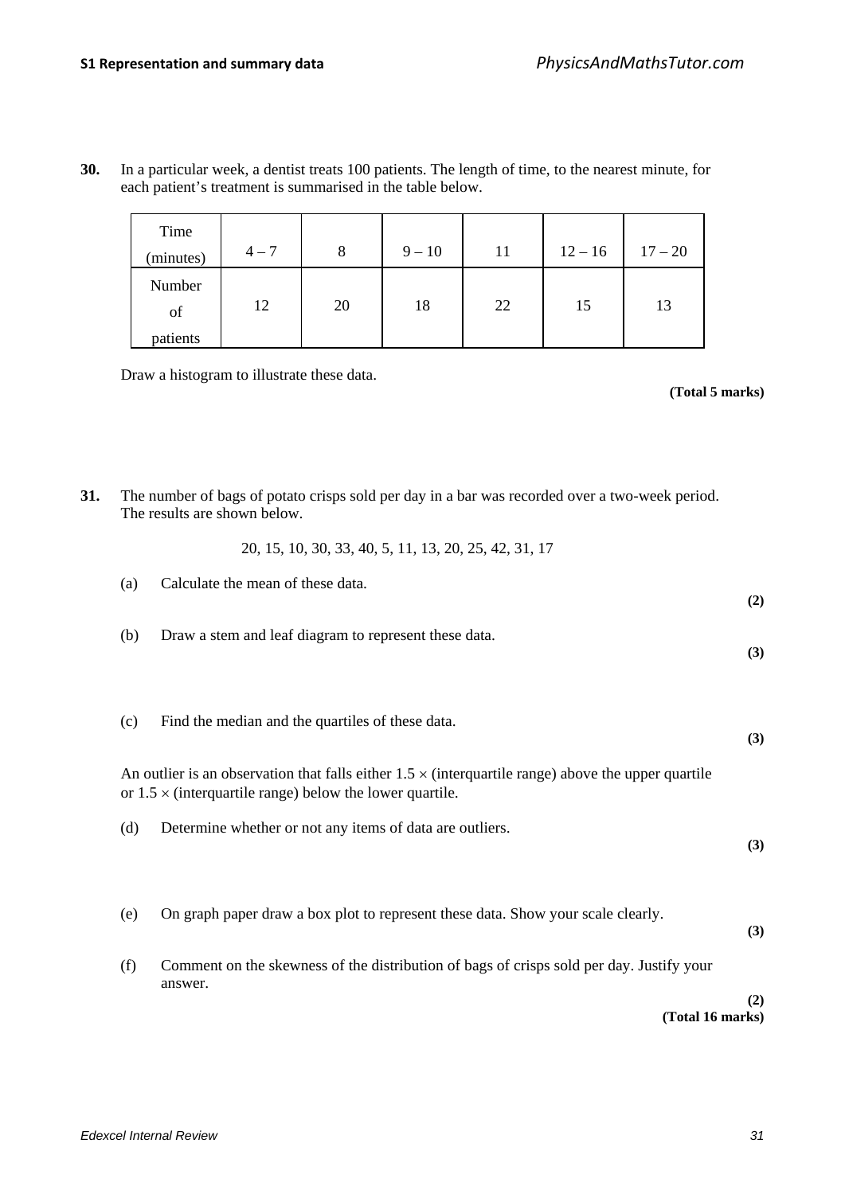**30.** In a particular week, a dentist treats 100 patients. The length of time, to the nearest minute, for each patient's treatment is summarised in the table below.

| Time (minutes) | 4 – 7 | 8 | 9 – 10 | 11 | 12 – 16 | 17 – 20 |
|---|---|---|---|---|---|---|
| Number of patients | 12 | 20 | 18 | 22 | 15 | 13 |

Draw a histogram to illustrate these data.

**(Total 5 marks)**

**31.** The number of bags of potato crisps sold per day in a bar was recorded over a two-week period. The results are shown below.

20, 15, 10, 30, 33, 40, 5, 11, 13, 20, 25, 42, 31, 17

(a) Calculate the mean of these data.
**(2)**

(b) Draw a stem and leaf diagram to represent these data.
**(3)**

(c) Find the median and the quartiles of these data.
**(3)**

An outlier is an observation that falls either $1.5 \times$ (interquartile range) above the upper quartile or $1.5 \times$ (interquartile range) below the lower quartile.

(d) Determine whether or not any items of data are outliers.
**(3)**

(e) On graph paper draw a box plot to represent these data. Show your scale clearly.
**(3)**

(f) Comment on the skewness of the distribution of bags of crisps sold per day. Justify your answer.
**(2)**

**(Total 16 marks)**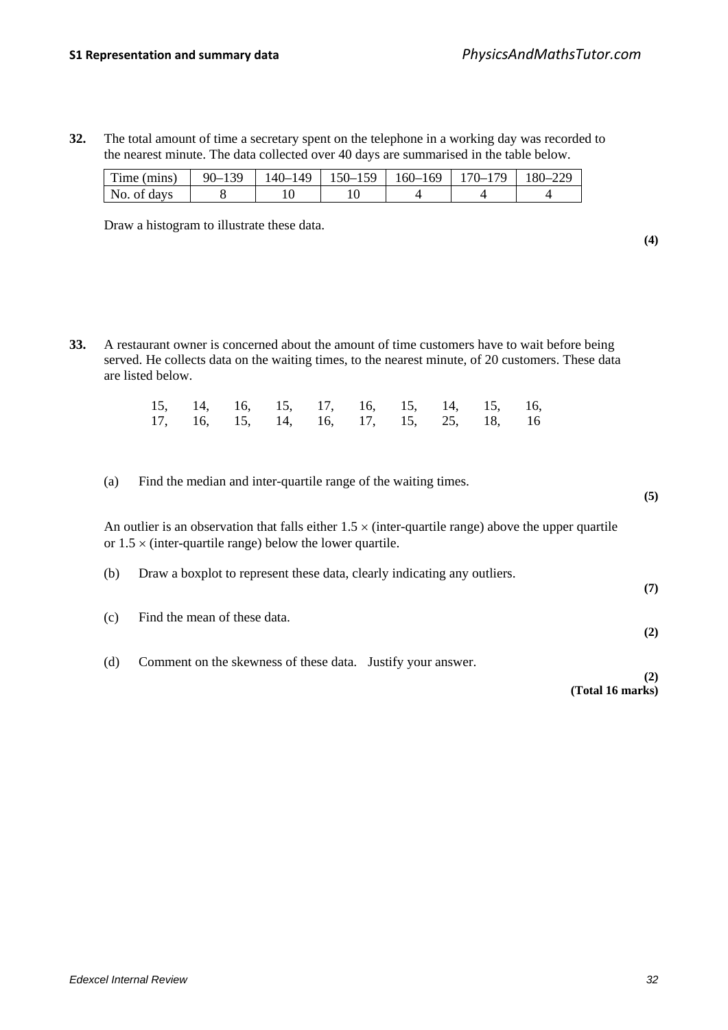**32.** The total amount of time a secretary spent on the telephone in a working day was recorded to the nearest minute. The data collected over 40 days are summarised in the table below.

| Time (mins) | 90–139 | 140–149 | 150–159 | 160–169 | 170–179 | 180–229 |
|---|---|---|---|---|---|---|
| No. of days | 8 | 10 | 10 | 4 | 4 | 4 |

Draw a histogram to illustrate these data.

**(4)**

**33.** A restaurant owner is concerned about the amount of time customers have to wait before being served. He collects data on the waiting times, to the nearest minute, of 20 customers. These data are listed below.

15, 14, 16, 15, 17, 16, 15, 14, 15, 16,
17, 16, 15, 14, 16, 17, 15, 25, 18, 16

(a) Find the median and inter-quartile range of the waiting times.

**(5)**

An outlier is an observation that falls either $1.5 \times$ (inter-quartile range) above the upper quartile or $1.5 \times$ (inter-quartile range) below the lower quartile.

(b) Draw a boxplot to represent these data, clearly indicating any outliers.

**(7)**

(c) Find the mean of these data.

**(2)**

(d) Comment on the skewness of these data. Justify your answer.

**(2)**
**(Total 16 marks)**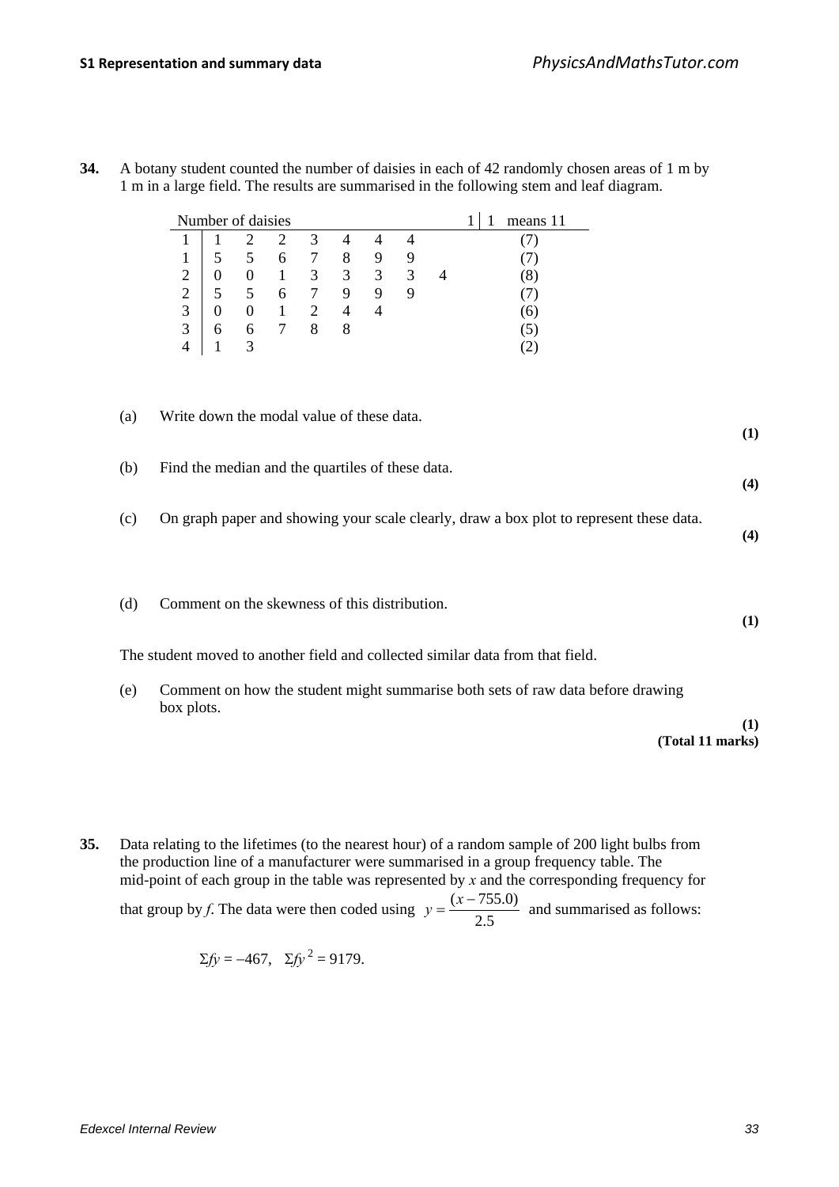**34.** A botany student counted the number of daisies in each of 42 randomly chosen areas of 1 m by 1 m in a large field. The results are summarised in the following stem and leaf diagram.

| Number of daisies | | | | | | | | | 1 \| 1 means 11 |
|---|---|---|---|---|---|---|---|---|---|
| 1 | 1 | 2 | 2 | 3 | 4 | 4 | 4 | | (7) |
| 1 | 5 | 5 | 6 | 7 | 8 | 9 | 9 | | (7) |
| 2 | 0 | 0 | 1 | 3 | 3 | 3 | 3 | 4 | (8) |
| 2 | 5 | 5 | 6 | 7 | 9 | 9 | 9 | | (7) |
| 3 | 0 | 0 | 1 | 2 | 4 | 4 | | | (6) |
| 3 | 6 | 6 | 7 | 8 | 8 | | | | (5) |
| 4 | 1 | 3 | | | | | | | (2) |

(a) Write down the modal value of these data.
**(1)**

(b) Find the median and the quartiles of these data.
**(4)**

(c) On graph paper and showing your scale clearly, draw a box plot to represent these data.
**(4)**

(d) Comment on the skewness of this distribution.
**(1)**

The student moved to another field and collected similar data from that field.

(e) Comment on how the student might summarise both sets of raw data before drawing box plots.
**(1)**
**(Total 11 marks)**

**35.** Data relating to the lifetimes (to the nearest hour) of a random sample of 200 light bulbs from the production line of a manufacturer were summarised in a group frequency table. The mid-point of each group in the table was represented by $x$ and the corresponding frequency for that group by $f$. The data were then coded using $y = \frac{(x - 755.0)}{2.5}$ and summarised as follows:

$$\Sigma fy = -467, \quad \Sigma fy^2 = 9179.$$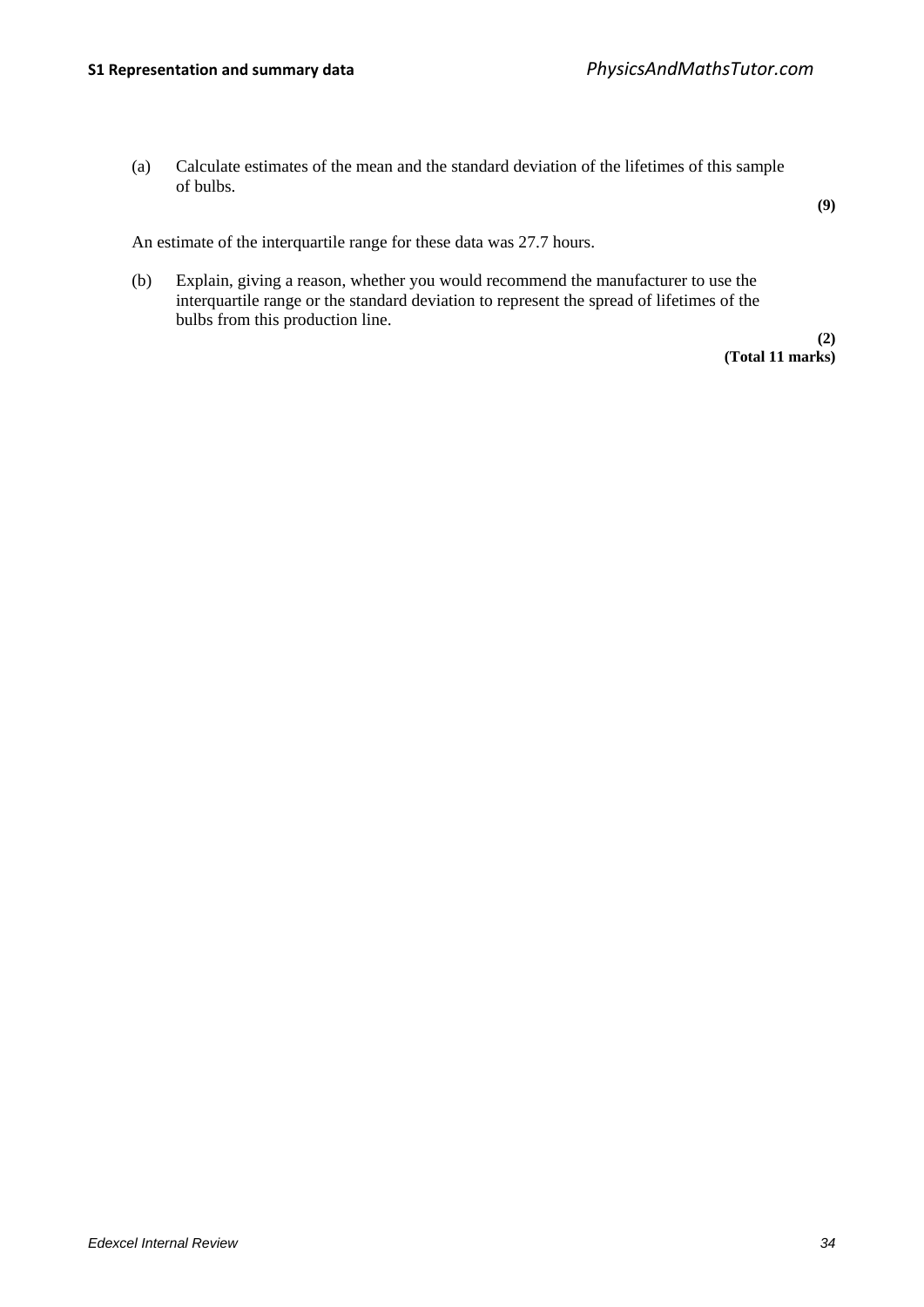(a) Calculate estimates of the mean and the standard deviation of the lifetimes of this sample of bulbs.

**(9)**

An estimate of the interquartile range for these data was 27.7 hours.

(b) Explain, giving a reason, whether you would recommend the manufacturer to use the interquartile range or the standard deviation to represent the spread of lifetimes of the bulbs from this production line.

**(2)**
**(Total 11 marks)**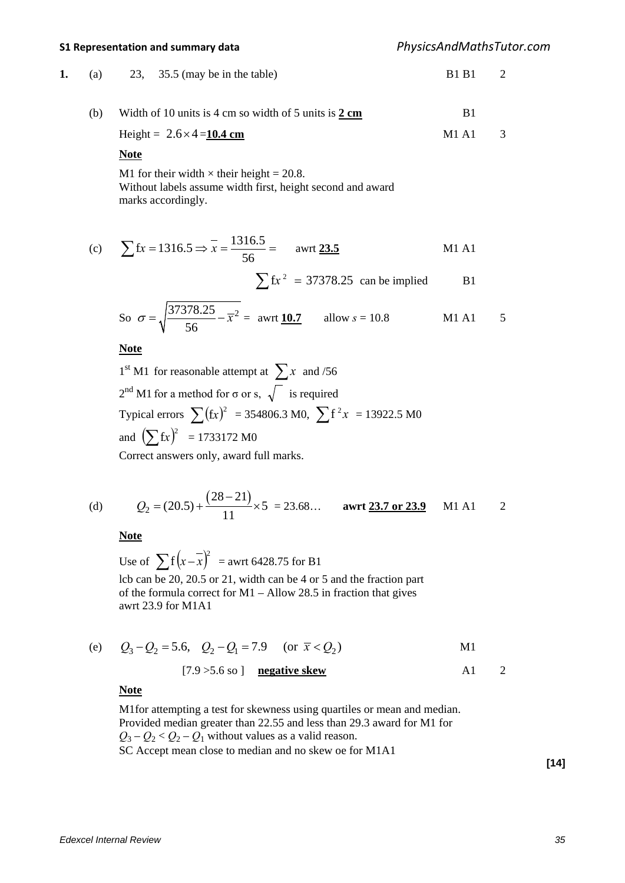**1.** (a) 23, 35.5 (may be in the table) B1 B1 2

(b) Width of 10 units is 4 cm so width of 5 units is **2 cm** B1

Height = $2.6 \times 4$ = **10.4 cm** M1 A1 3

**Note**

M1 for their width × their height = 20.8.
Without labels assume width first, height second and award marks accordingly.

(c) $\sum fx = 1316.5 \Rightarrow \bar{x} = \frac{1316.5}{56} =$ awrt **23.5** M1 A1

$\sum fx^2 = 37378.25$ can be implied B1

So $\sigma = \sqrt{\frac{37378.25}{56} - \bar{x}^2} =$ awrt **10.7** allow $s = 10.8$ M1 A1 5

**Note**

1st M1 for reasonable attempt at $\sum x$ and /56

2nd M1 for a method for σ or s, $\sqrt{\phantom{x}}$ is required

Typical errors $\sum (fx)^2 = 354806.3$ M0, $\sum f^2 x = 13922.5$ M0

and $\left(\sum fx\right)^2 = 1733172$ M0

Correct answers only, award full marks.

(d) $Q_2 = (20.5) + \frac{(28-21)}{11} \times 5 = 23.68\ldots$ **awrt 23.7 or 23.9** M1 A1 2

**Note**

Use of $\sum f\left(x - \bar{x}\right)^2$ = awrt 6428.75 for B1

lcb can be 20, 20.5 or 21, width can be 4 or 5 and the fraction part of the formula correct for M1 – Allow 28.5 in fraction that gives awrt 23.9 for M1A1

(e) $Q_3 - Q_2 = 5.6$, $Q_2 - Q_1 = 7.9$ (or $\bar{x} < Q_2$) M1

[7.9 >5.6 so ] **negative skew** A1 2

**Note**

M1for attempting a test for skewness using quartiles or mean and median.
Provided median greater than 22.55 and less than 29.3 award for M1 for $Q_3 - Q_2 < Q_2 - Q_1$ without values as a valid reason.
SC Accept mean close to median and no skew oe for M1A1

**[14]**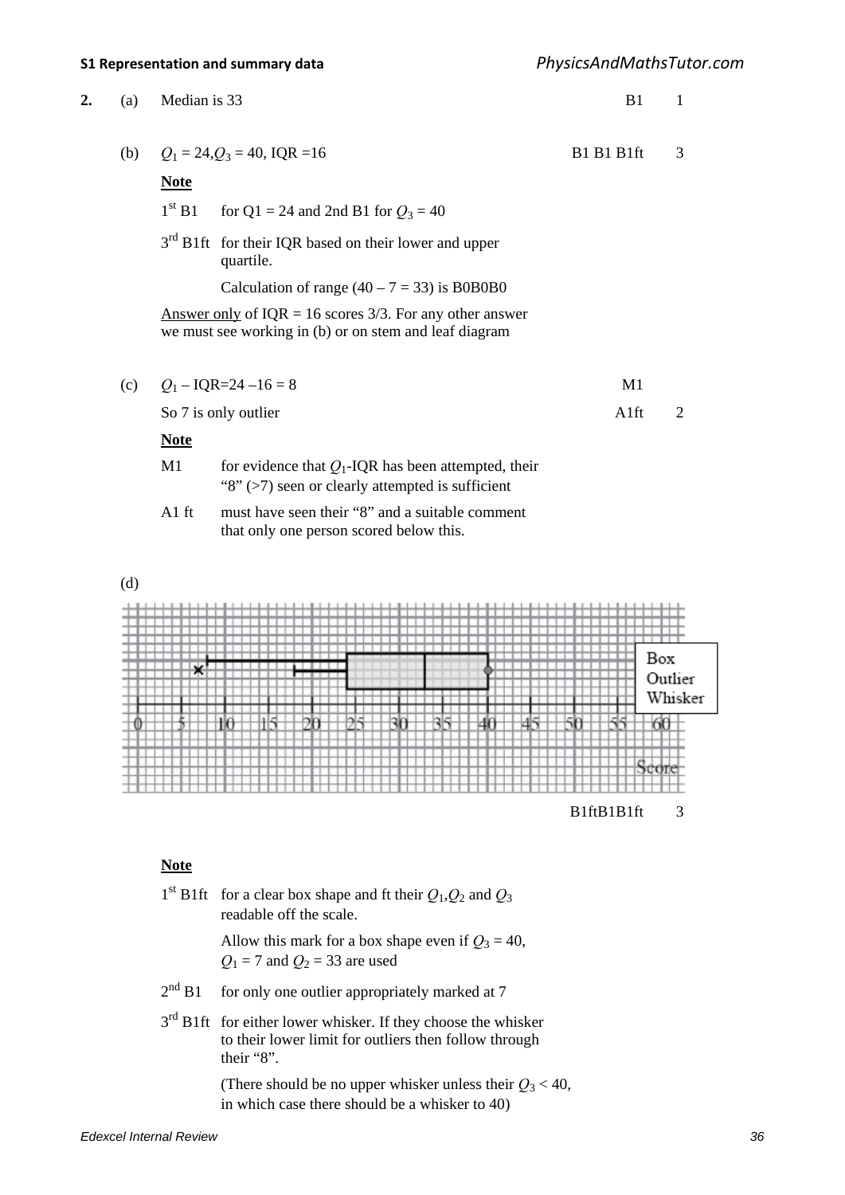**2.** (a) Median is 33 — B1 — 1

(b) $Q_1 = 24, Q_3 = 40$, IQR = 16 — B1 B1 B1ft — 3

**Note**

1st B1 for Q1 = 24 and 2nd B1 for $Q_3 = 40$

3rd B1ft for their IQR based on their lower and upper quartile.

Calculation of range $(40 - 7 = 33)$ is B0B0B0

Answer only of IQR = 16 scores 3/3. For any other answer we must see working in (b) or on stem and leaf diagram

(c) $Q_1$ – IQR=24 –16 = 8 — M1

So 7 is only outlier — A1ft — 2

**Note**

M1 for evidence that $Q_1$-IQR has been attempted, their "8" (>7) seen or clearly attempted is sufficient

A1 ft must have seen their "8" and a suitable comment that only one person scored below this.

(d)

Box
Outlier
Whisker

0 5 10 15 20 25 30 35 40 45 50 55 60

Score

B1ftB1B1ft — 3

**Note**

1st B1ft for a clear box shape and ft their $Q_1, Q_2$ and $Q_3$ readable off the scale.

Allow this mark for a box shape even if $Q_3 = 40$, $Q_1 = 7$ and $Q_2 = 33$ are used

2nd B1 for only one outlier appropriately marked at 7

3rd B1ft for either lower whisker. If they choose the whisker to their lower limit for outliers then follow through their "8".

(There should be no upper whisker unless their $Q_3 < 40$, in which case there should be a whisker to 40)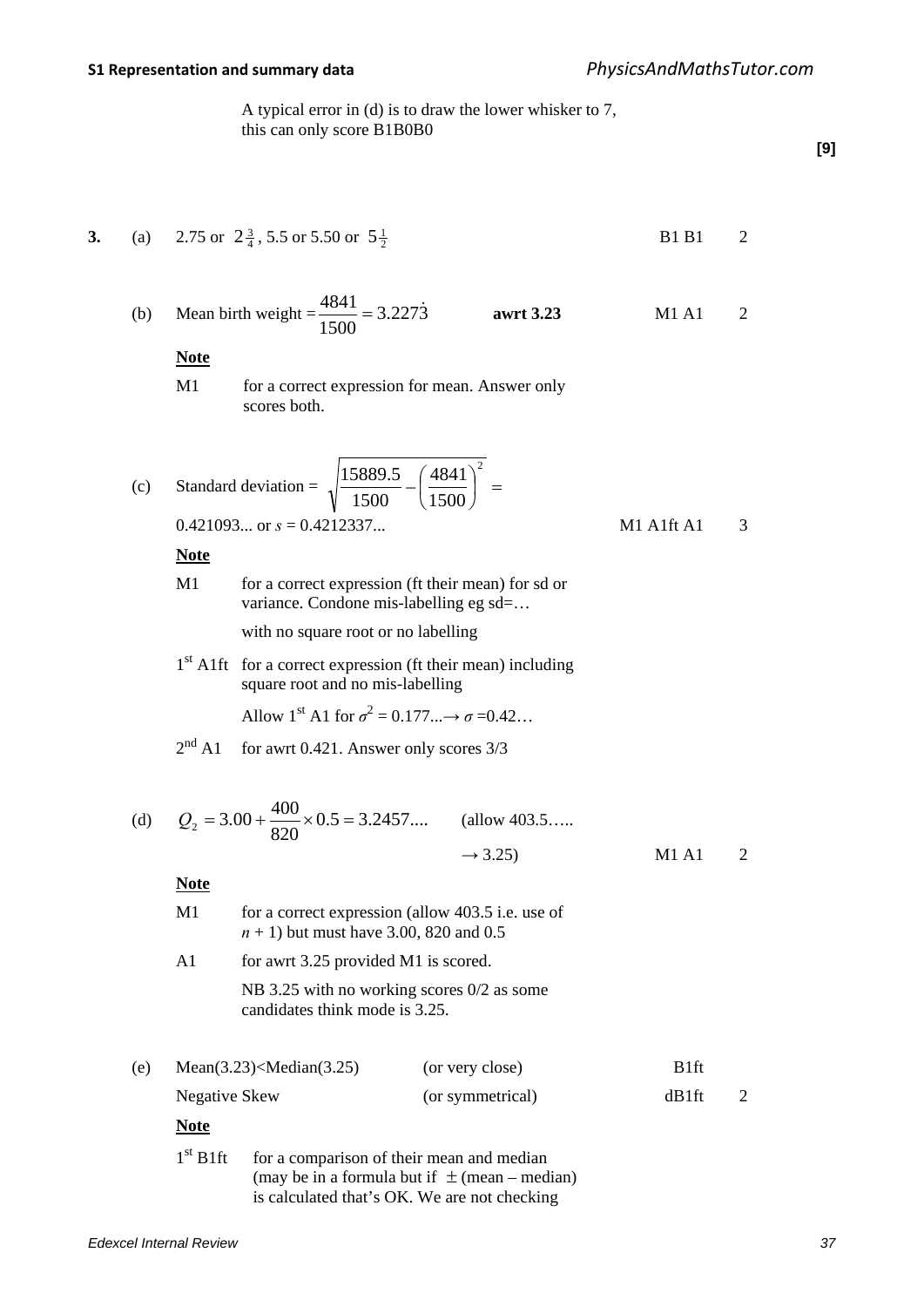A typical error in (d) is to draw the lower whisker to 7, this can only score B1B0B0

**[9]**

**3.** (a) 2.75 or $2\frac{3}{4}$, 5.5 or 5.50 or $5\frac{1}{2}$ — B1 B1 — 2

(b) Mean birth weight $= \dfrac{4841}{1500} = 3.227\dot{3}$ — **awrt 3.23** — M1 A1 — 2

**Note**

M1 — for a correct expression for mean. Answer only scores both.

(c) Standard deviation $= \sqrt{\dfrac{15889.5}{1500} - \left(\dfrac{4841}{1500}\right)^2} =$

0.421093... or $s = 0.4212337...$ — M1 A1ft A1 — 3

**Note**

M1 — for a correct expression (ft their mean) for sd or variance. Condone mis-labelling eg sd=… with no square root or no labelling

1st A1ft — for a correct expression (ft their mean) including square root and no mis-labelling

Allow 1st A1 for $\sigma^2 = 0.177... \rightarrow \sigma = 0.42...$

2nd A1 — for awrt 0.421. Answer only scores 3/3

(d) $Q_2 = 3.00 + \dfrac{400}{820} \times 0.5 = 3.2457....$ (allow 403.5….. $\rightarrow$ 3.25) — M1 A1 — 2

**Note**

M1 — for a correct expression (allow 403.5 i.e. use of $n + 1$) but must have 3.00, 820 and 0.5

A1 — for awrt 3.25 provided M1 is scored.

NB 3.25 with no working scores 0/2 as some candidates think mode is 3.25.

(e) Mean(3.23)<Median(3.25) (or very close) — B1ft

Negative Skew (or symmetrical) — dB1ft — 2

**Note**

1st B1ft — for a comparison of their mean and median (may be in a formula but if $\pm$ (mean – median) is calculated that's OK. We are not checking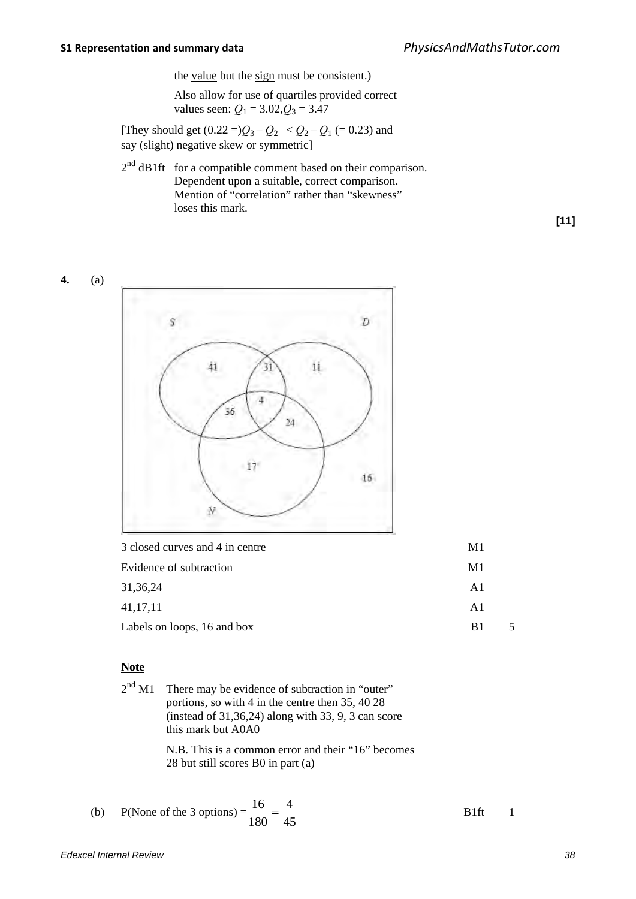the value but the sign must be consistent.)

Also allow for use of quartiles provided correct values seen: $Q_1 = 3.02, Q_3 = 3.47$

[They should get $(0.22 =) Q_3 - Q_2 < Q_2 - Q_1$ (= 0.23) and say (slight) negative skew or symmetric]

2nd dB1ft for a compatible comment based on their comparison. Dependent upon a suitable, correct comparison. Mention of "correlation" rather than "skewness" loses this mark.

**[11]**

**4.** (a)

| | | |
|---|---|---|
| 3 closed curves and 4 in centre | M1 | |
| Evidence of subtraction | M1 | |
| 31,36,24 | A1 | |
| 41,17,11 | A1 | |
| Labels on loops, 16 and box | B1 | 5 |

**Note**

2nd M1 There may be evidence of subtraction in "outer" portions, so with 4 in the centre then 35, 40 28 (instead of 31,36,24) along with 33, 9, 3 can score this mark but A0A0

N.B. This is a common error and their "16" becomes 28 but still scores B0 in part (a)

(b) P(None of the 3 options) $= \dfrac{16}{180} = \dfrac{4}{45}$ B1ft 1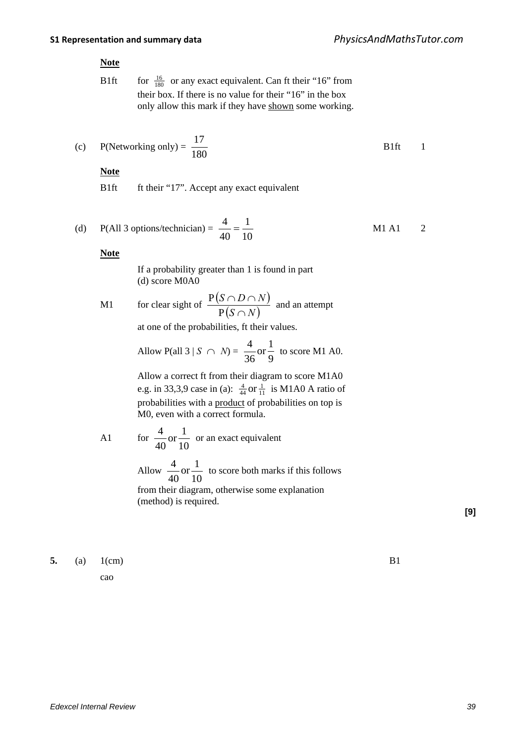**Note**

B1ft for $\frac{16}{180}$ or any exact equivalent. Can ft their "16" from their box. If there is no value for their "16" in the box only allow this mark if they have <u>shown</u> some working.

(c) P(Networking only) = $\frac{17}{180}$ B1ft 1

**Note**

B1ft ft their "17". Accept any exact equivalent

(d) P(All 3 options/technician) = $\frac{4}{40} = \frac{1}{10}$ M1 A1 2

**Note**

If a probability greater than 1 is found in part (d) score M0A0

M1 for clear sight of $\frac{P(S \cap D \cap N)}{P(S \cap N)}$ and an attempt at one of the probabilities, ft their values.

Allow P(all 3 | $S \cap N$) = $\frac{4}{36}$ or $\frac{1}{9}$ to score M1 A0.

Allow a correct ft from their diagram to score M1A0 e.g. in 33,3,9 case in (a): $\frac{4}{44}$ or $\frac{1}{11}$ is M1A0 A ratio of probabilities with a <u>product</u> of probabilities on top is M0, even with a correct formula.

A1 for $\frac{4}{40}$ or $\frac{1}{10}$ or an exact equivalent

Allow $\frac{4}{40}$ or $\frac{1}{10}$ to score both marks if this follows from their diagram, otherwise some explanation (method) is required.

**[9]**

**5.** (a) 1(cm) B1

cao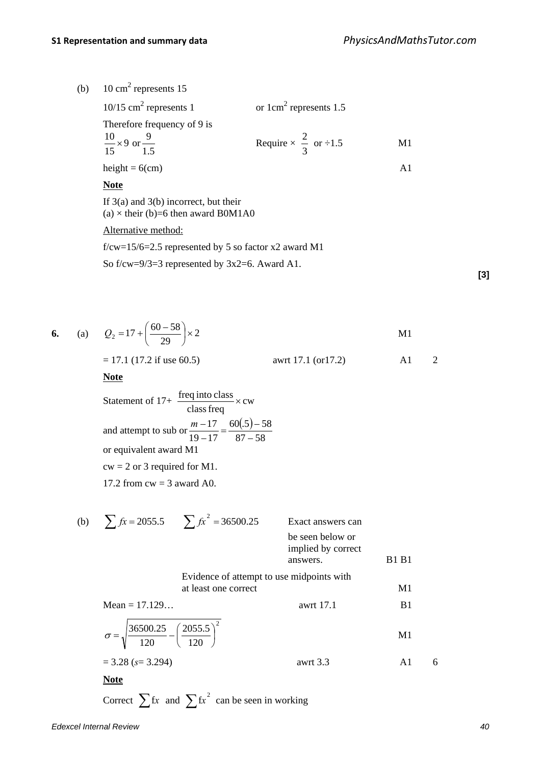(b) 10 $\text{cm}^2$ represents 15

$10/15\ \text{cm}^2$ represents 1 or $1\text{cm}^2$ represents 1.5

Therefore frequency of 9 is

$\frac{10}{15} \times 9$ or $\frac{9}{1.5}$ Require $\times\ \frac{2}{3}$ or $\div 1.5$ M1

height = 6(cm) A1

**Note**

If 3(a) and 3(b) incorrect, but their (a) × their (b)=6 then award B0M1A0

Alternative method:

f/cw=15/6=2.5 represented by 5 so factor x2 award M1

So f/cw=9/3=3 represented by 3x2=6. Award A1.

**[3]**

**6.** (a) $Q_2 = 17 + \left(\frac{60-58}{29}\right) \times 2$ M1

= 17.1 (17.2 if use 60.5) awrt 17.1 (or17.2) A1 2

**Note**

Statement of $17+ \frac{\text{freq into class}}{\text{class freq}} \times \text{cw}$

and attempt to sub or $\frac{m-17}{19-17} = \frac{60(.5)-58}{87-58}$

or equivalent award M1

cw = 2 or 3 required for M1.

17.2 from cw = 3 award A0.

(b) $\sum fx = 2055.5$ $\sum fx^2 = 36500.25$ Exact answers can be seen below or implied by correct answers. B1 B1

Evidence of attempt to use midpoints with at least one correct M1

Mean = 17.129… awrt 17.1 B1

$\sigma = \sqrt{\frac{36500.25}{120} - \left(\frac{2055.5}{120}\right)^2}$ M1

= 3.28 ($s$= 3.294) awrt 3.3 A1 6

**Note**

Correct $\sum fx$ and $\sum fx^2$ can be seen in working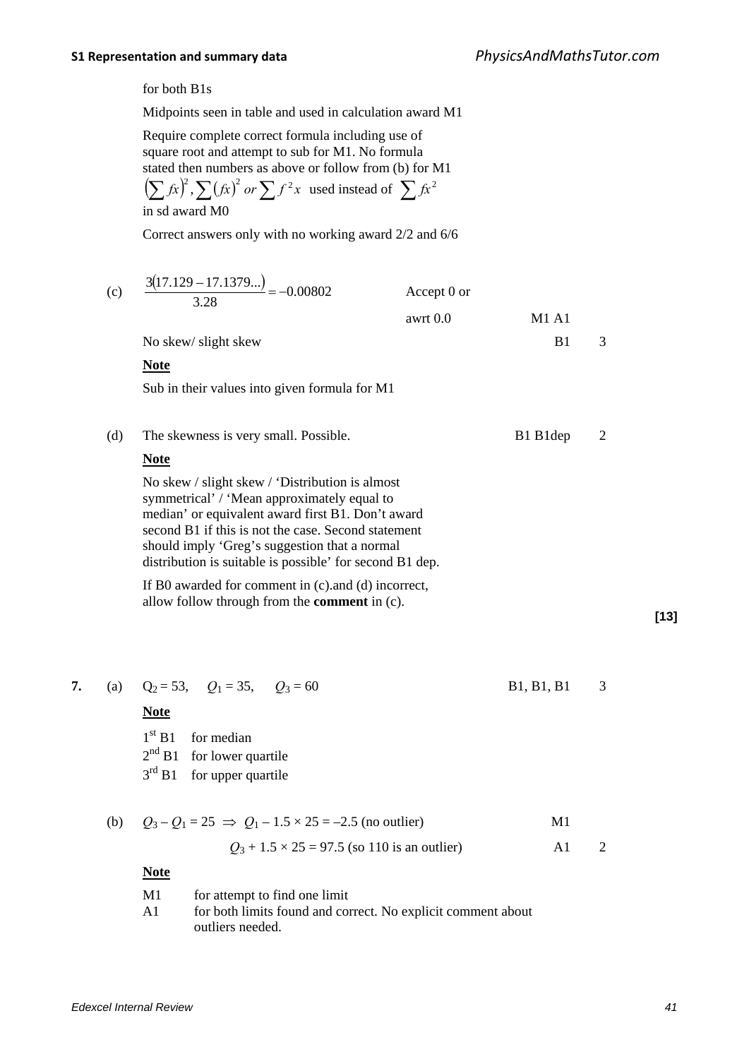for both B1s

Midpoints seen in table and used in calculation award M1

Require complete correct formula including use of square root and attempt to sub for M1. No formula stated then numbers as above or follow from (b) for M1

$\left(\sum fx\right)^2, \sum (fx)^2$ *or* $\sum f^2 x$ used instead of $\sum fx^2$ in sd award M0

Correct answers only with no working award 2/2 and 6/6

(c) $\dfrac{3(17.129 - 17.1379...)}{3.28} = -0.00802$ Accept 0 or awrt 0.0 M1 A1

No skew/ slight skew B1 3

**Note**

Sub in their values into given formula for M1

(d) The skewness is very small. Possible. B1 B1dep 2

**Note**

No skew / slight skew / 'Distribution is almost symmetrical' / 'Mean approximately equal to median' or equivalent award first B1. Don't award second B1 if this is not the case. Second statement should imply 'Greg's suggestion that a normal distribution is suitable is possible' for second B1 dep.

If B0 awarded for comment in (c).and (d) incorrect, allow follow through from the **comment** in (c).

**[13]**

**7.** (a) $Q_2 = 53$, $Q_1 = 35$, $Q_3 = 60$ B1, B1, B1 3

**Note**

1st B1 for median
2nd B1 for lower quartile
3rd B1 for upper quartile

(b) $Q_3 - Q_1 = 25 \Rightarrow Q_1 - 1.5 \times 25 = -2.5$ (no outlier) M1

$Q_3 + 1.5 \times 25 = 97.5$ (so 110 is an outlier) A1 2

**Note**

M1 for attempt to find one limit
A1 for both limits found and correct. No explicit comment about outliers needed.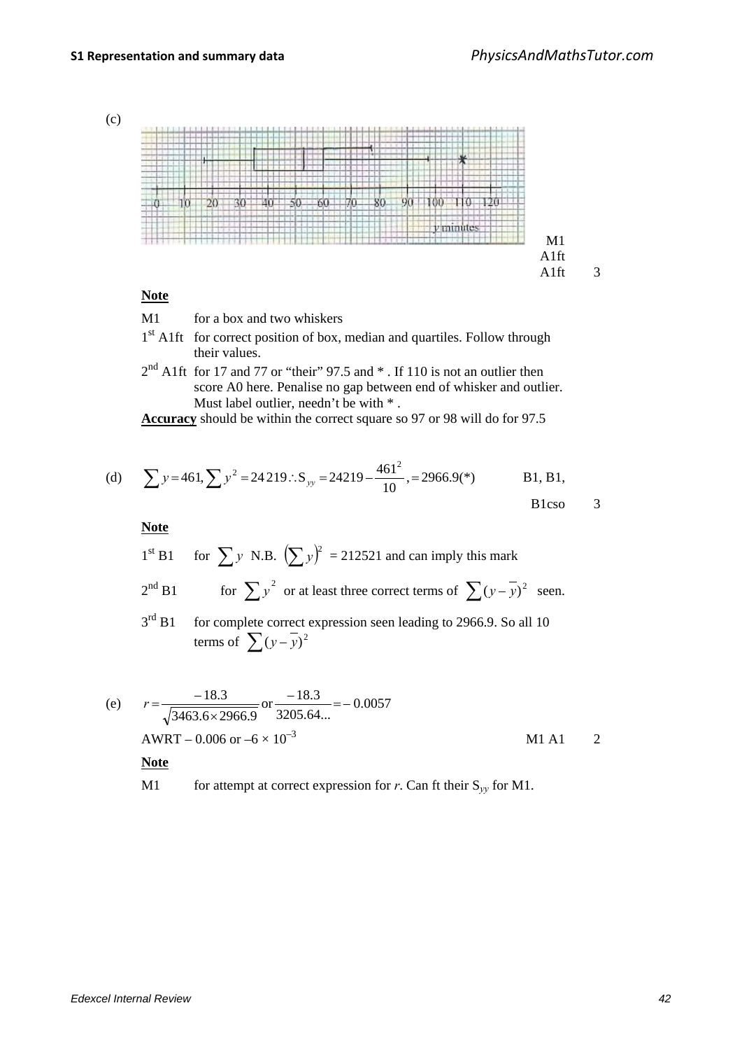(c)

M1
A1ft
A1ft 3

**Note**

M1 for a box and two whiskers

1st A1ft for correct position of box, median and quartiles. Follow through their values.

2nd A1ft for 17 and 77 or "their" 97.5 and * . If 110 is not an outlier then score A0 here. Penalise no gap between end of whisker and outlier. Must label outlier, needn't be with * .

**Accuracy** should be within the correct square so 97 or 98 will do for 97.5

(d) $\sum y = 461, \sum y^2 = 24\,219 \therefore S_{yy} = 24219 - \frac{461^2}{10}, = 2966.9(*)$ B1, B1, B1cso 3

**Note**

1st B1 for $\sum y$ N.B. $\left(\sum y\right)^2$ = 212521 and can imply this mark

2nd B1 for $\sum y^2$ or at least three correct terms of $\sum (y - \bar{y})^2$ seen.

3rd B1 for complete correct expression seen leading to 2966.9. So all 10 terms of $\sum (y - \bar{y})^2$

(e) $r = \frac{-18.3}{\sqrt{3463.6 \times 2966.9}}$ or $\frac{-18.3}{3205.64...} = -0.0057$

AWRT – 0.006 or $-6 \times 10^{-3}$ M1 A1 2

**Note**

M1 for attempt at correct expression for $r$. Can ft their $S_{yy}$ for M1.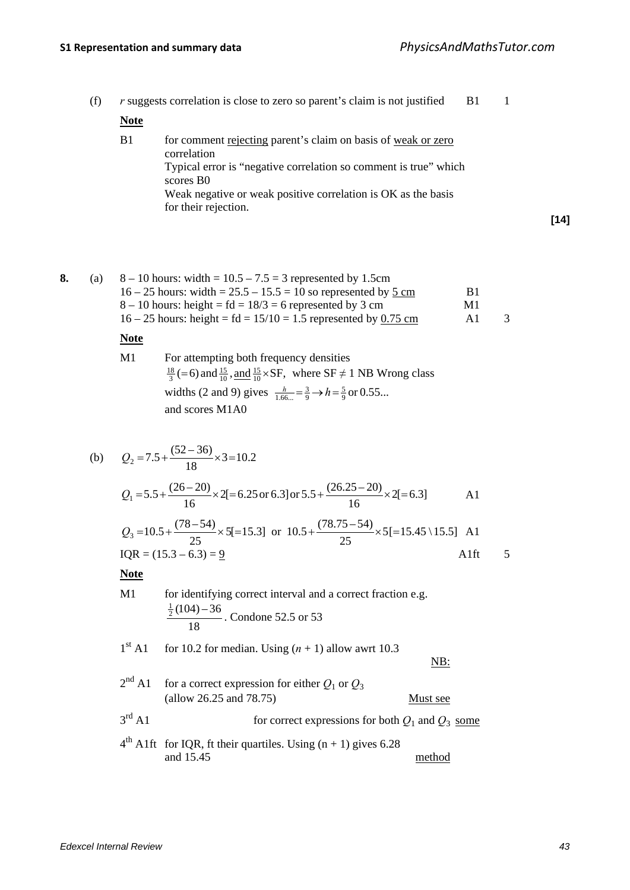(f) $r$ suggests correlation is close to zero so parent's claim is not justified B1 1

**Note**

B1 for comment <u>rejecting</u> parent's claim on basis of <u>weak or zero</u> correlation
Typical error is "negative correlation so comment is true" which scores B0
Weak negative or weak positive correlation is OK as the basis for their rejection.

**[14]**

**8.** (a) 8 – 10 hours: width = 10.5 – 7.5 = 3 represented by 1.5cm
16 – 25 hours: width = 25.5 – 15.5 = 10 so represented by <u>5 cm</u> B1
8 – 10 hours: height = fd = 18/3 = 6 represented by 3 cm M1
16 – 25 hours: height = fd = 15/10 = 1.5 represented by <u>0.75 cm</u> A1 3

**Note**

M1 For attempting both frequency densities $\frac{18}{3}(=6)$ and $\frac{15}{10}$, <u>and</u> $\frac{15}{10}\times \text{SF}$, where SF $\neq 1$ NB Wrong class widths (2 and 9) gives $\frac{h}{1.66...}=\frac{3}{9}\rightarrow h=\frac{5}{9}$ or $0.55...$ and scores M1A0

(b) $Q_2 = 7.5 + \frac{(52-36)}{18}\times 3 = 10.2$

$Q_1 = 5.5 + \frac{(26-20)}{16}\times 2[=6.25 \text{ or } 6.3]$ or $5.5 + \frac{(26.25-20)}{16}\times 2[=6.3]$ A1

$Q_3 = 10.5 + \frac{(78-54)}{25}\times 5[=15.3]$ or $10.5 + \frac{(78.75-54)}{25}\times 5[=15.45 \backslash 15.5]$ A1

IQR = (15.3 – 6.3) = <u>9</u> A1ft 5

**Note**

M1 for identifying correct interval and a correct fraction e.g. $\frac{\frac{1}{2}(104)-36}{18}$. Condone 52.5 or 53

1st A1 for 10.2 for median. Using $(n + 1)$ allow awrt 10.3

2nd A1 for a correct expression for either $Q_1$ or $Q_3$ (allow 26.25 and 78.75)

3rd A1 for correct expressions for both $Q_1$ and $Q_3$

4th A1ft for IQR, ft their quartiles. Using (n + 1) gives 6.28 and 15.45

<u>NB:</u> <u>Must see</u> <u>some</u> <u>method</u>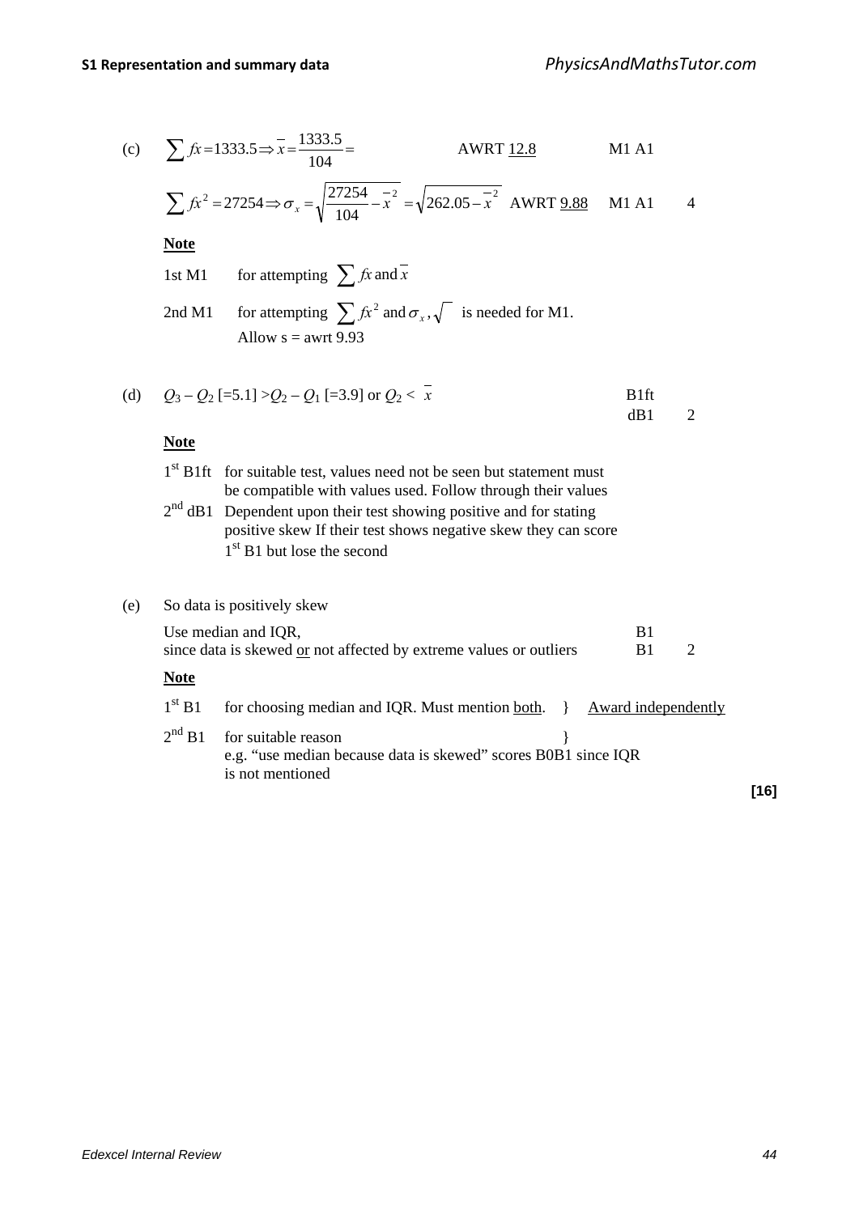(c) $\sum fx = 1333.5 \Rightarrow \bar{x} = \frac{1333.5}{104} =$ AWRT 12.8 M1 A1

$\sum fx^2 = 27254 \Rightarrow \sigma_x = \sqrt{\frac{27254}{104} - \bar{x}^2} = \sqrt{262.05 - \bar{x}^2}$ AWRT 9.88 M1 A1 **4**

**Note**

1st M1 for attempting $\sum fx$ and $\bar{x}$

2nd M1 for attempting $\sum fx^2$ and $\sigma_x$, $\sqrt{\phantom{x}}$ is needed for M1.
Allow s = awrt 9.93

(d) $Q_3 - Q_2$ [=5.1] $> Q_2 - Q_1$ [=3.9] or $Q_2 < \bar{x}$ B1ft dB1 **2**

**Note**

1st B1ft for suitable test, values need not be seen but statement must be compatible with values used. Follow through their values

2nd dB1 Dependent upon their test showing positive and for stating positive skew If their test shows negative skew they can score 1st B1 but lose the second

(e) So data is positively skew

Use median and IQR, B1
since data is skewed or not affected by extreme values or outliers B1 **2**

**Note**

1st B1 for choosing median and IQR. Must mention both. } Award independently

2nd B1 for suitable reason }
e.g. "use median because data is skewed" scores B0B1 since IQR is not mentioned

**[16]**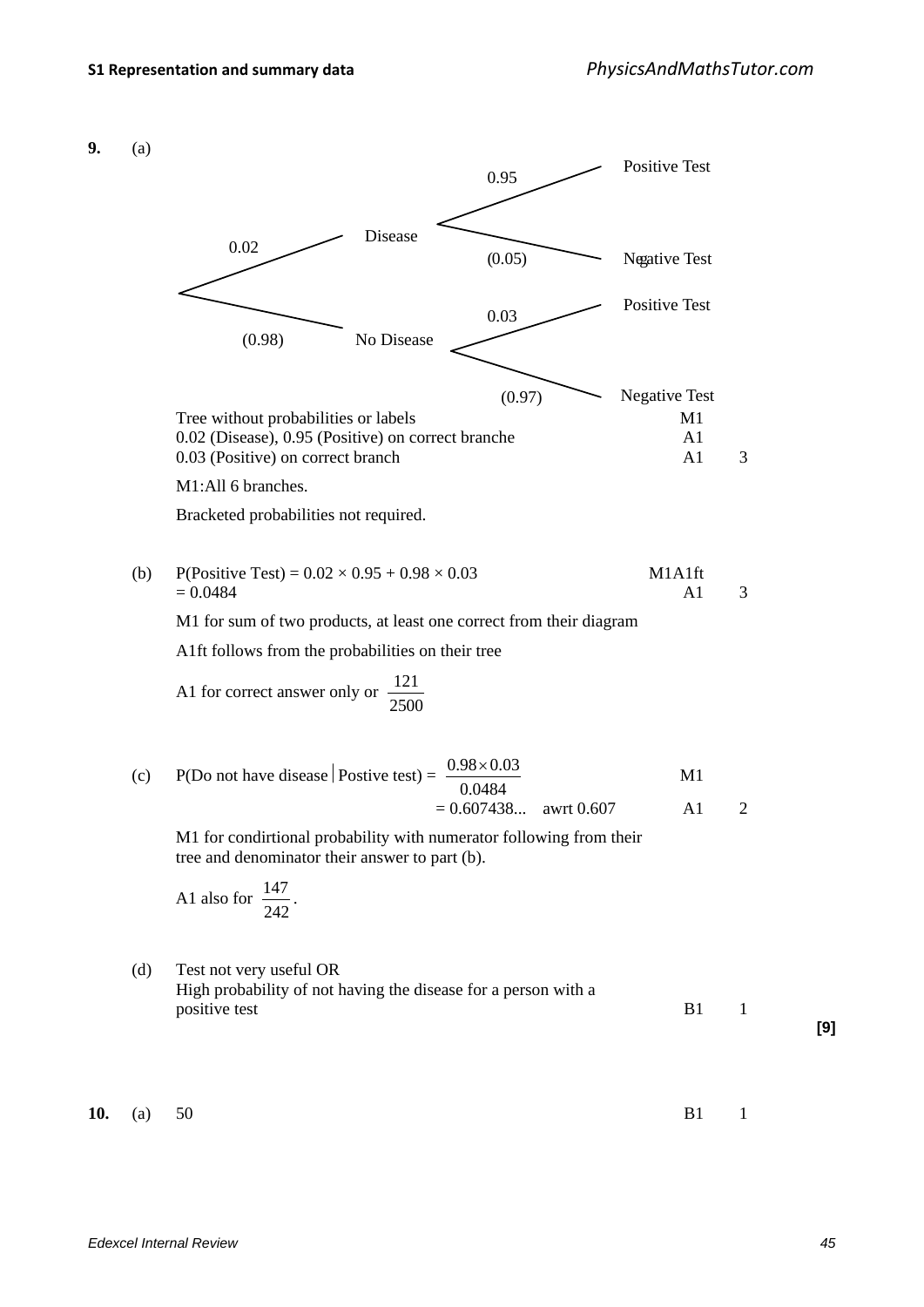**9.** (a)

Tree diagram:

- Disease (0.02)
  - Positive Test (0.95)
  - Negative Test (0.05)
- No Disease (0.98)
  - Positive Test (0.03)
  - Negative Test (0.97)

| | | |
|---|---|---|
| Tree without probabilities or labels | M1 | |
| 0.02 (Disease), 0.95 (Positive) on correct branche | A1 | |
| 0.03 (Positive) on correct branch | A1 | 3 |

M1:All 6 branches.

Bracketed probabilities not required.

(b) P(Positive Test) = $0.02 \times 0.95 + 0.98 \times 0.03$ M1A1ft

$= 0.0484$ A1 3

M1 for sum of two products, at least one correct from their diagram

A1ft follows from the probabilities on their tree

A1 for correct answer only or $\frac{121}{2500}$

(c) P(Do not have disease $\mid$ Postive test) $= \frac{0.98 \times 0.03}{0.0484}$ M1

$= 0.607438...$ awrt 0.607 A1 2

M1 for condirtional probability with numerator following from their tree and denominator their answer to part (b).

A1 also for $\frac{147}{242}$.

(d) Test not very useful OR
High probability of not having the disease for a person with a positive test B1 1

**[9]**

**10.** (a) 50 B1 1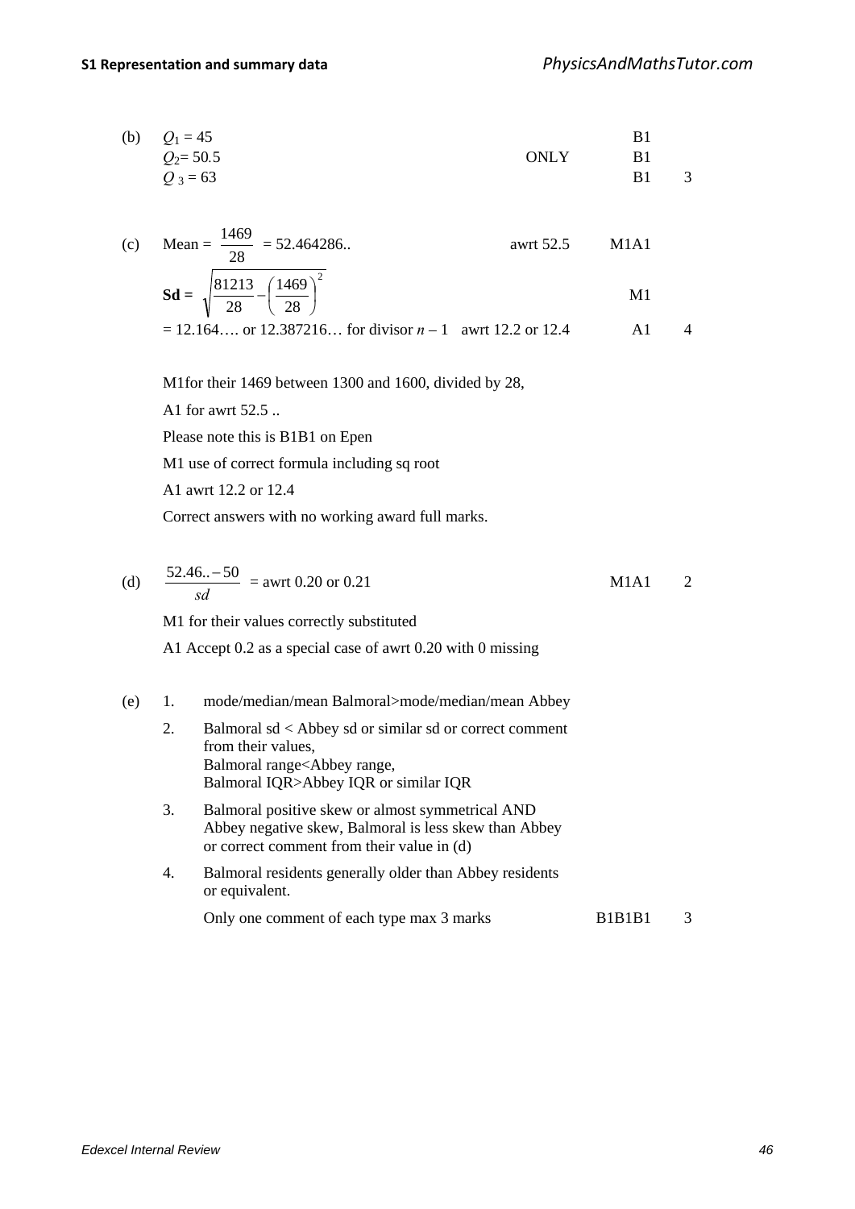(b) $Q_1 = 45$ B1
$Q_2 = 50.5$ ONLY B1
$Q_3 = 63$ B1 3

(c) Mean = $\frac{1469}{28}$ = 52.464286.. awrt 52.5 M1A1

**Sd =** $\sqrt{\frac{81213}{28} - \left(\frac{1469}{28}\right)^2}$ M1

= 12.164…. or 12.387216… for divisor $n - 1$ awrt 12.2 or 12.4 A1 4

M1for their 1469 between 1300 and 1600, divided by 28,

A1 for awrt 52.5 ..

Please note this is B1B1 on Epen

M1 use of correct formula including sq root

A1 awrt 12.2 or 12.4

Correct answers with no working award full marks.

(d) $\frac{52.46.. - 50}{sd}$ = awrt 0.20 or 0.21 M1A1 2

M1 for their values correctly substituted

A1 Accept 0.2 as a special case of awrt 0.20 with 0 missing

(e)
1. mode/median/mean Balmoral>mode/median/mean Abbey
2. Balmoral sd < Abbey sd or similar sd or correct comment from their values,
   Balmoral range<Abbey range,
   Balmoral IQR>Abbey IQR or similar IQR
3. Balmoral positive skew or almost symmetrical AND Abbey negative skew, Balmoral is less skew than Abbey or correct comment from their value in (d)
4. Balmoral residents generally older than Abbey residents or equivalent.

Only one comment of each type max 3 marks B1B1B1 3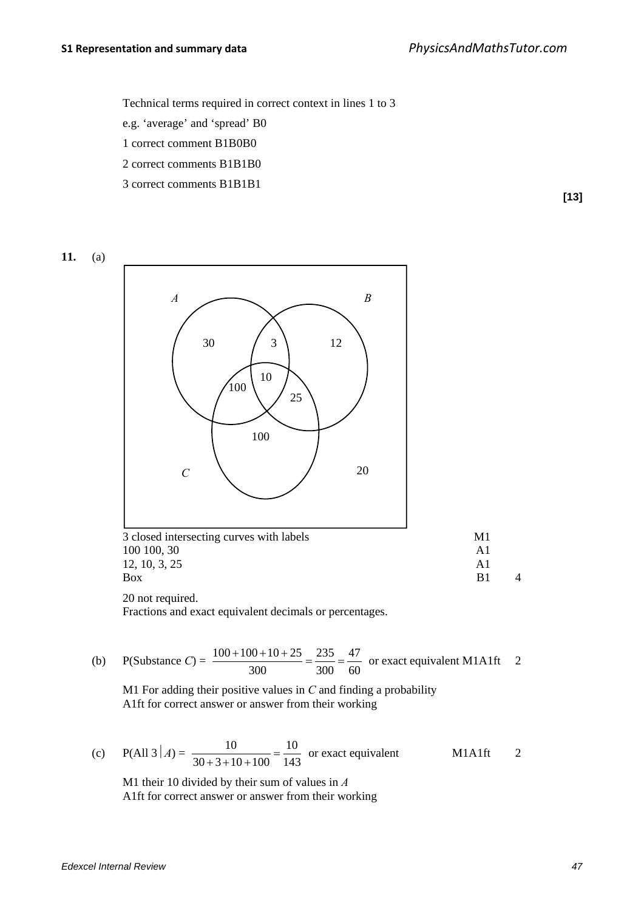Technical terms required in correct context in lines 1 to 3

e.g. 'average' and 'spread' B0

1 correct comment B1B0B0

2 correct comments B1B1B0

3 correct comments B1B1B1

**[13]**

**11.** (a)

*A* *B*

30 3 12

10

100 25

100

*C* 20

| | | |
|---|---|---|
| 3 closed intersecting curves with labels | M1 | |
| 100 100, 30 | A1 | |
| 12, 10, 3, 25 | A1 | |
| Box | B1 | 4 |

20 not required.
Fractions and exact equivalent decimals or percentages.

(b) P(Substance $C$) = $\dfrac{100+100+10+25}{300} = \dfrac{235}{300} = \dfrac{47}{60}$ or exact equivalent M1A1ft 2

M1 For adding their positive values in $C$ and finding a probability
A1ft for correct answer or answer from their working

(c) P(All 3 $|$ $A$) = $\dfrac{10}{30+3+10+100} = \dfrac{10}{143}$ or exact equivalent M1A1ft 2

M1 their 10 divided by their sum of values in $A$
A1ft for correct answer or answer from their working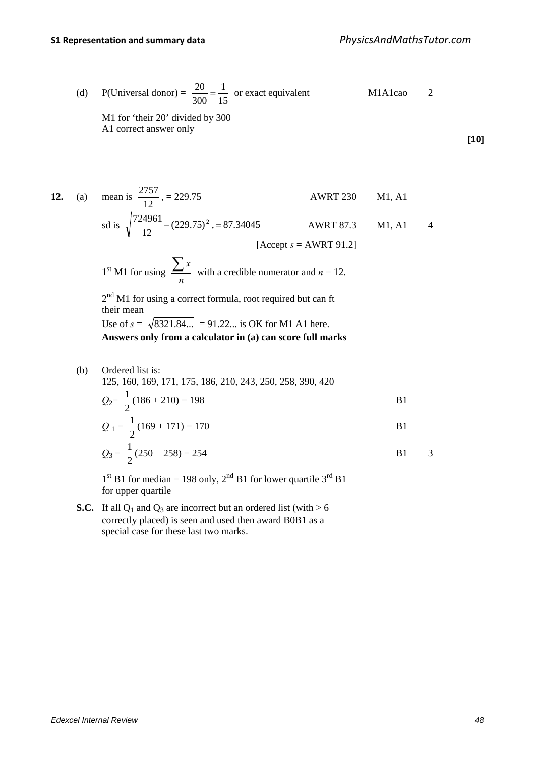(d) P(Universal donor) = $\frac{20}{300} = \frac{1}{15}$ or exact equivalent — M1A1cao — 2

M1 for 'their 20' divided by 300
A1 correct answer only

**[10]**

**12.** (a) mean is $\frac{2757}{12}$, = 229.75 — AWRT 230 — M1, A1

sd is $\sqrt{\frac{724961}{12} - (229.75)^2}$, = 87.34045 — AWRT 87.3 — M1, A1 — 4

[Accept $s$ = AWRT 91.2]

1st M1 for using $\frac{\sum x}{n}$ with a credible numerator and $n$ = 12.

2nd M1 for using a correct formula, root required but can ft their mean

Use of $s = \sqrt{8321.84...}$ = 91.22... is OK for M1 A1 here.

**Answers only from a calculator in (a) can score full marks**

(b) Ordered list is:
125, 160, 169, 171, 175, 186, 210, 243, 250, 258, 390, 420

$Q_2 = \frac{1}{2}(186 + 210) = 198$ — B1

$Q_1 = \frac{1}{2}(169 + 171) = 170$ — B1

$Q_3 = \frac{1}{2}(250 + 258) = 254$ — B1 — 3

1st B1 for median = 198 only, 2nd B1 for lower quartile 3rd B1 for upper quartile

**S.C.** If all $Q_1$ and $Q_3$ are incorrect but an ordered list (with ≥ 6 correctly placed) is seen and used then award B0B1 as a special case for these last two marks.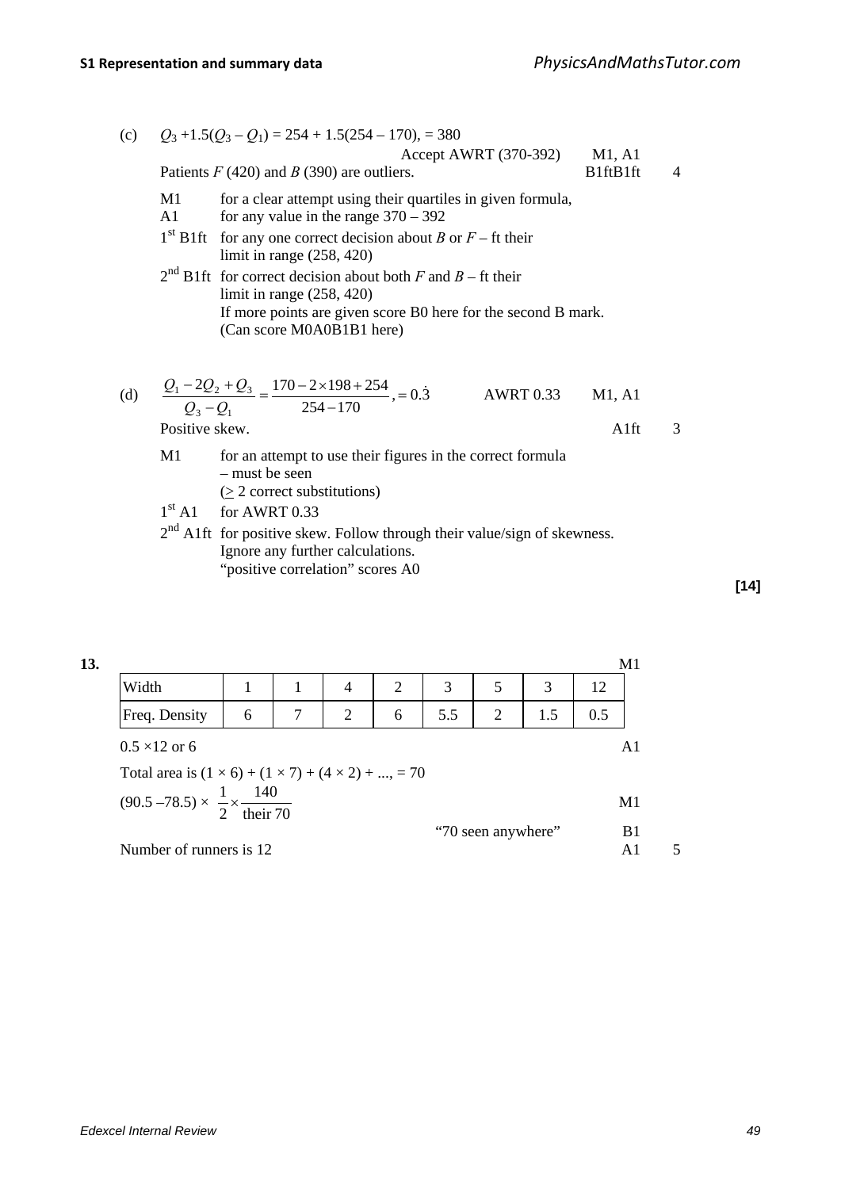(c) $Q_3 + 1.5(Q_3 - Q_1) = 254 + 1.5(254 - 170)$, $= 380$

Accept AWRT (370-392) M1, A1

Patients $F$ (420) and $B$ (390) are outliers. B1ftB1ft 4

M1 for a clear attempt using their quartiles in given formula,

A1 for any value in the range 370 – 392

1st B1ft for any one correct decision about $B$ or $F$ – ft their limit in range (258, 420)

2nd B1ft for correct decision about both $F$ and $B$ – ft their limit in range (258, 420)
If more points are given score B0 here for the second B mark.
(Can score M0A0B1B1 here)

(d) $\dfrac{Q_1 - 2Q_2 + Q_3}{Q_3 - Q_1} = \dfrac{170 - 2 \times 198 + 254}{254 - 170}$, $= 0.\dot{3}$ AWRT 0.33 M1, A1

Positive skew. A1ft 3

M1 for an attempt to use their figures in the correct formula – must be seen
($\geq$ 2 correct substitutions)

1st A1 for AWRT 0.33

2nd A1ft for positive skew. Follow through their value/sign of skewness.
Ignore any further calculations.
"positive correlation" scores A0

**[14]**

**13.** M1

| Width | 1 | 1 | 4 | 2 | 3 | 5 | 3 | 12 |
|---|---|---|---|---|---|---|---|---|
| Freq. Density | 6 | 7 | 2 | 6 | 5.5 | 2 | 1.5 | 0.5 |

$0.5 \times 12$ or 6 A1

Total area is $(1 \times 6) + (1 \times 7) + (4 \times 2) + \ldots, = 70$

$(90.5 - 78.5) \times \dfrac{1}{2} \times \dfrac{140}{\text{their } 70}$ M1

"70 seen anywhere" B1

Number of runners is 12 A1 5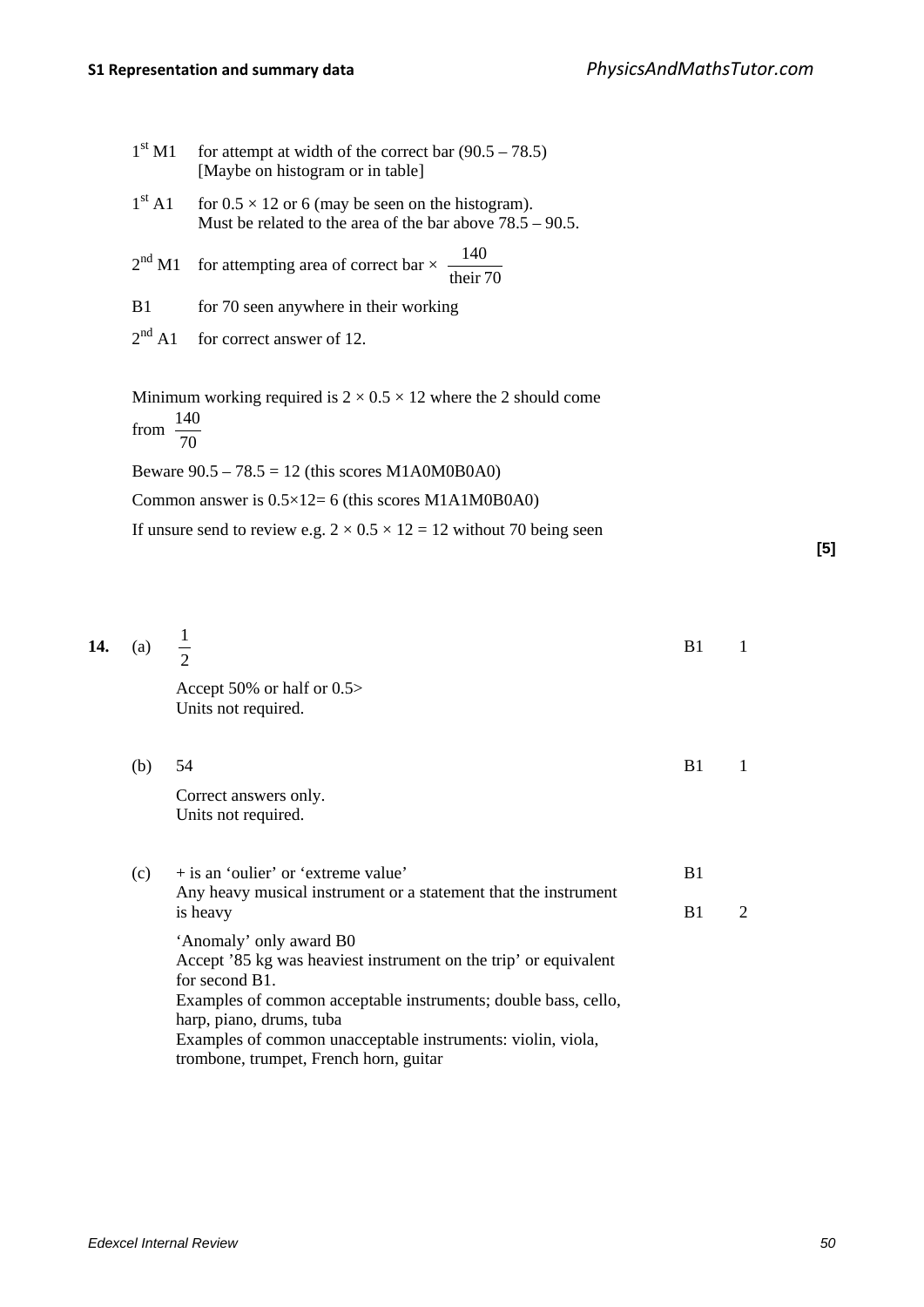| | |
|---|---|
| 1st M1 | for attempt at width of the correct bar (90.5 – 78.5) [Maybe on histogram or in table] |
| 1st A1 | for $0.5 \times 12$ or 6 (may be seen on the histogram). Must be related to the area of the bar above 78.5 – 90.5. |
| 2nd M1 | for attempting area of correct bar × $\frac{140}{\text{their } 70}$ |
| B1 | for 70 seen anywhere in their working |
| 2nd A1 | for correct answer of 12. |

Minimum working required is $2 \times 0.5 \times 12$ where the 2 should come from $\frac{140}{70}$

Beware $90.5 - 78.5 = 12$ (this scores M1A0M0B0A0)

Common answer is $0.5\times12= 6$ (this scores M1A1M0B0A0)

If unsure send to review e.g. $2 \times 0.5 \times 12 = 12$ without 70 being seen

**[5]**

**14.** (a) $\frac{1}{2}$ — B1 — 1

Accept 50% or half or 0.5>
Units not required.

(b) 54 — B1 — 1

Correct answers only.
Units not required.

(c) + is an 'oulier' or 'extreme value' — B1

Any heavy musical instrument or a statement that the instrument is heavy — B1 — 2

'Anomaly' only award B0
Accept '85 kg was heaviest instrument on the trip' or equivalent for second B1.
Examples of common acceptable instruments; double bass, cello, harp, piano, drums, tuba
Examples of common unacceptable instruments: violin, viola, trombone, trumpet, French horn, guitar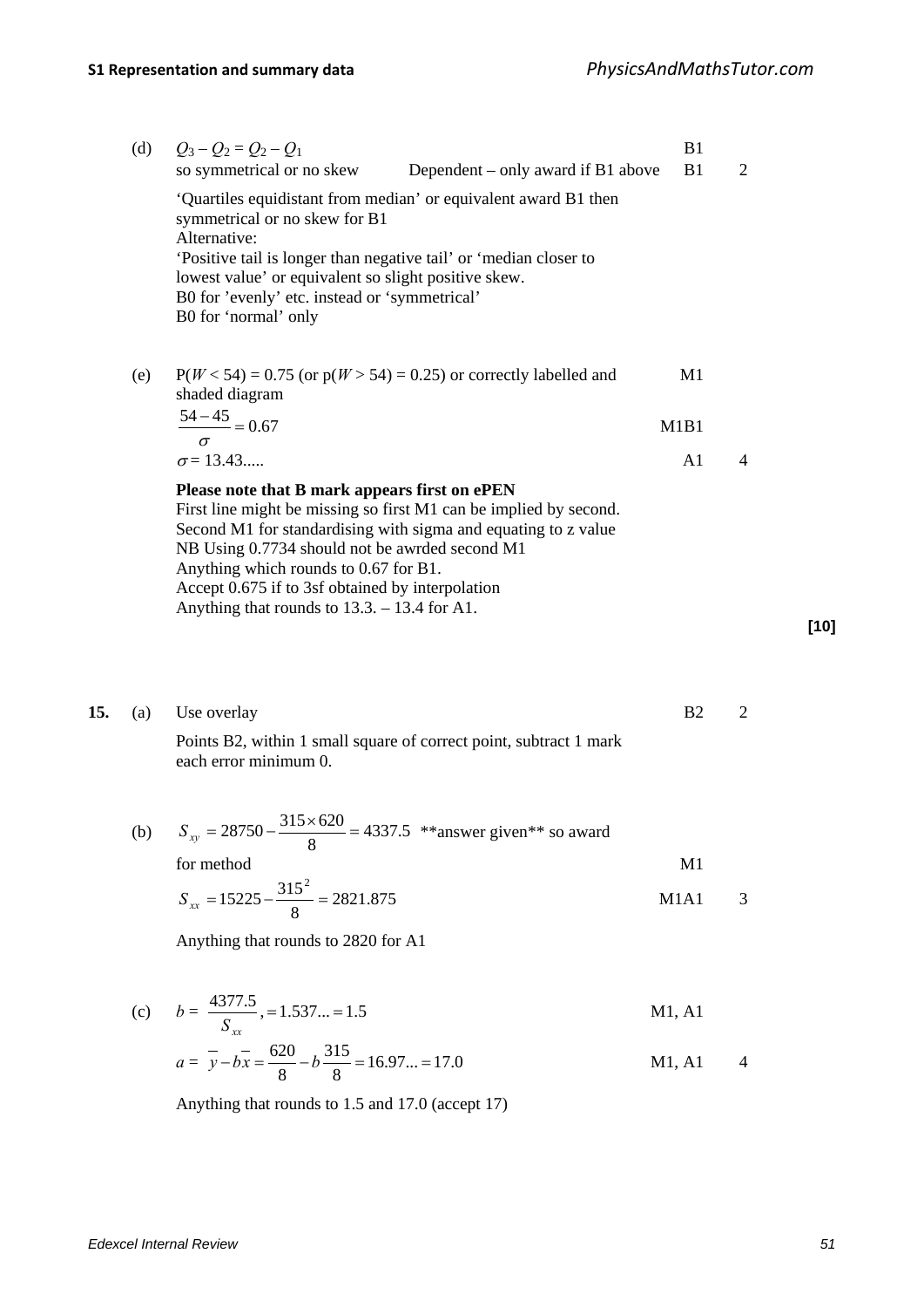(d) $Q_3 - Q_2 = Q_2 - Q_1$ B1

so symmetrical or no skew Dependent – only award if B1 above B1 2

'Quartiles equidistant from median' or equivalent award B1 then symmetrical or no skew for B1

Alternative:

'Positive tail is longer than negative tail' or 'median closer to lowest value' or equivalent so slight positive skew.

B0 for 'evenly' etc. instead or 'symmetrical'

B0 for 'normal' only

(e) $P(W < 54) = 0.75$ (or $p(W > 54) = 0.25$) or correctly labelled and shaded diagram M1

$$\frac{54-45}{\sigma} = 0.67$$ M1B1

$\sigma = 13.43.....$ A1 4

**Please note that B mark appears first on ePEN**

First line might be missing so first M1 can be implied by second.

Second M1 for standardising with sigma and equating to z value

NB Using 0.7734 should not be awrded second M1

Anything which rounds to 0.67 for B1.

Accept 0.675 if to 3sf obtained by interpolation

Anything that rounds to 13.3. – 13.4 for A1.

**[10]**

**15.** (a) Use overlay B2 2

Points B2, within 1 small square of correct point, subtract 1 mark each error minimum 0.

(b) $S_{xy} = 28750 - \dfrac{315 \times 620}{8} = 4337.5$ \*\*answer given\*\* so award for method M1

$S_{xx} = 15225 - \dfrac{315^2}{8} = 2821.875$ M1A1 3

Anything that rounds to 2820 for A1

(c) $b = \dfrac{4377.5}{S_{xx}}, = 1.537... = 1.5$ M1, A1

$a = \bar{y} - b\bar{x} = \dfrac{620}{8} - b\dfrac{315}{8} = 16.97... = 17.0$ M1, A1 4

Anything that rounds to 1.5 and 17.0 (accept 17)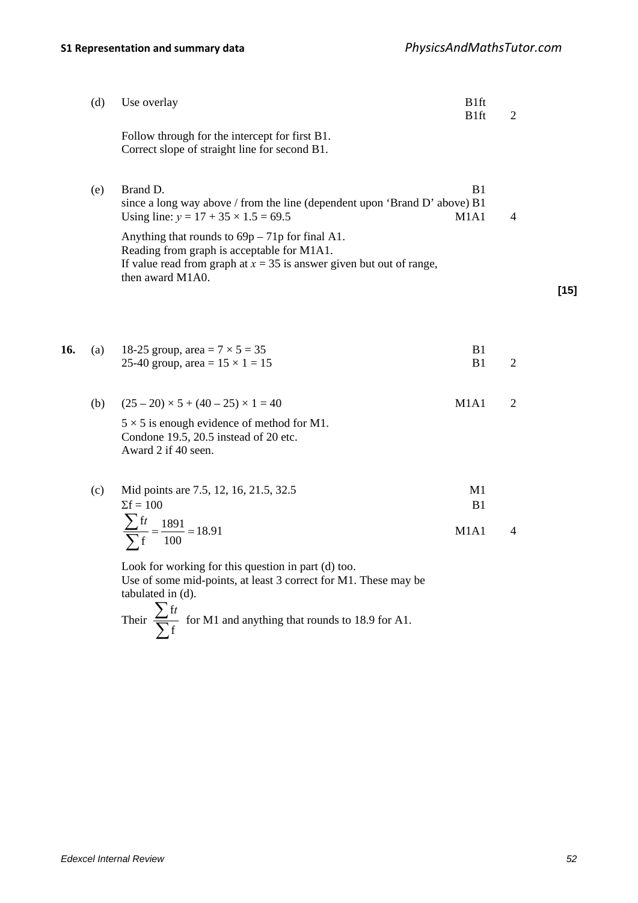(d) Use overlay — B1ft B1ft — 2

Follow through for the intercept for first B1.
Correct slope of straight line for second B1.

(e) Brand D. — B1
since a long way above / from the line (dependent upon 'Brand D' above) — B1
Using line: $y = 17 + 35 \times 1.5 = 69.5$ — M1A1 — 4

Anything that rounds to 69p – 71p for final A1.
Reading from graph is acceptable for M1A1.
If value read from graph at $x = 35$ is answer given but out of range, then award M1A0.

**[15]**

**16.** (a) 18-25 group, area $= 7 \times 5 = 35$ — B1
25-40 group, area $= 15 \times 1 = 15$ — B1 — 2

(b) $(25 - 20) \times 5 + (40 - 25) \times 1 = 40$ — M1A1 — 2

$5 \times 5$ is enough evidence of method for M1.
Condone 19.5, 20.5 instead of 20 etc.
Award 2 if 40 seen.

(c) Mid points are 7.5, 12, 16, 21.5, 32.5 — M1
$\Sigma f = 100$ — B1

$$\frac{\sum ft}{\sum f} = \frac{1891}{100} = 18.91$$ — M1A1 — 4

Look for working for this question in part (d) too.
Use of some mid-points, at least 3 correct for M1. These may be tabulated in (d).
Their $\dfrac{\sum ft}{\sum f}$ for M1 and anything that rounds to 18.9 for A1.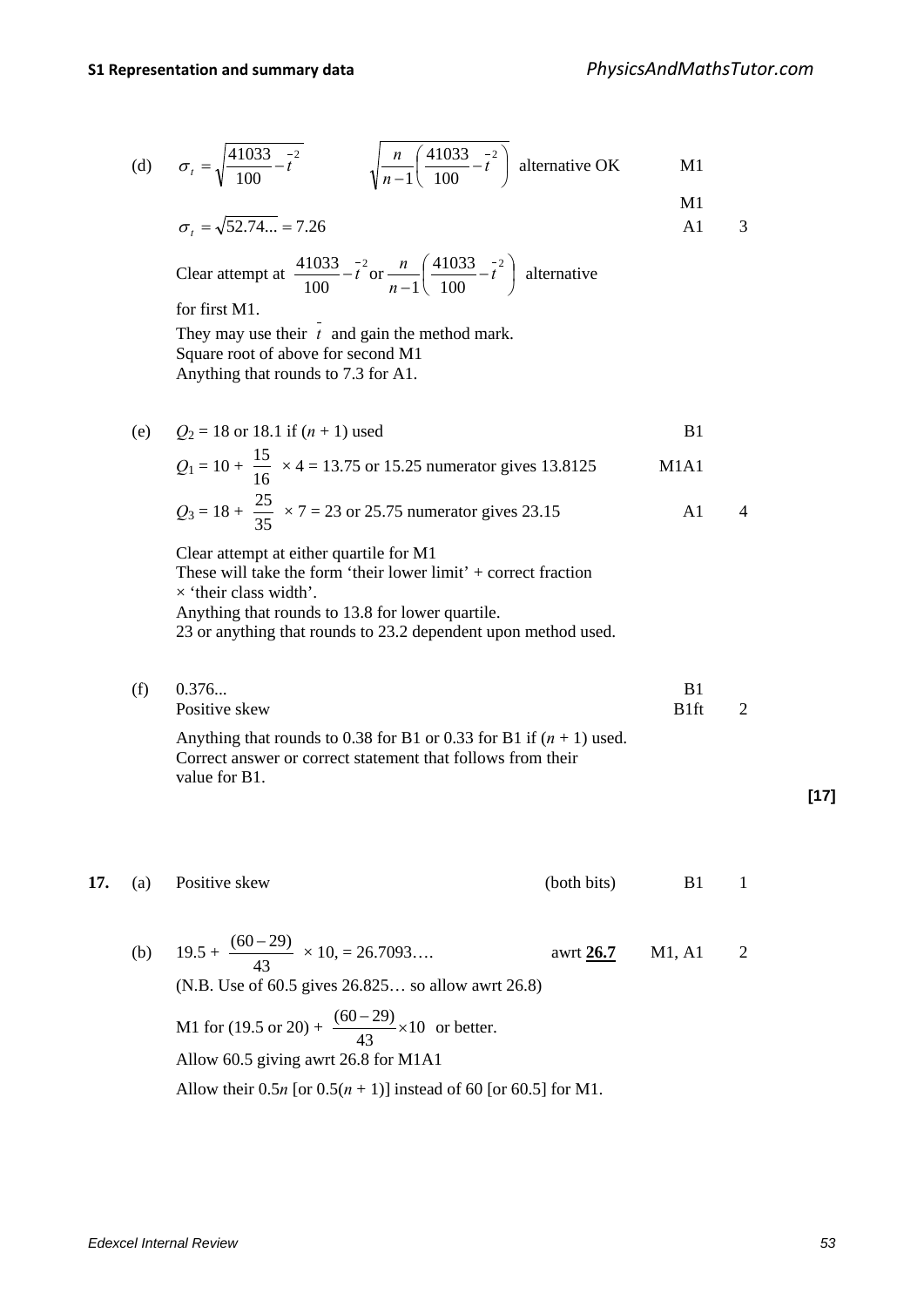(d) $\sigma_t = \sqrt{\dfrac{41033}{100} - \bar{t}^2}$ $\quad\quad \sqrt{\dfrac{n}{n-1}\left(\dfrac{41033}{100} - \bar{t}^2\right)}$ alternative OK — M1

M1

$\sigma_t = \sqrt{52.74...} = 7.26$ — A1 — 3

Clear attempt at $\dfrac{41033}{100} - \bar{t}^2$ or $\dfrac{n}{n-1}\left(\dfrac{41033}{100} - \bar{t}^2\right)$ alternative for first M1.

They may use their $\bar{t}$ and gain the method mark.

Square root of above for second M1

Anything that rounds to 7.3 for A1.

(e) $Q_2 = 18$ or 18.1 if $(n + 1)$ used — B1

$Q_1 = 10 + \dfrac{15}{16} \times 4 = 13.75$ or 15.25 numerator gives 13.8125 — M1A1

$Q_3 = 18 + \dfrac{25}{35} \times 7 = 23$ or 25.75 numerator gives 23.15 — A1 — 4

Clear attempt at either quartile for M1

These will take the form 'their lower limit' + correct fraction × 'their class width'.

Anything that rounds to 13.8 for lower quartile.

23 or anything that rounds to 23.2 dependent upon method used.

(f) 0.376... — B1

Positive skew — B1ft — 2

Anything that rounds to 0.38 for B1 or 0.33 for B1 if $(n + 1)$ used.

Correct answer or correct statement that follows from their value for B1.

**[17]**

**17.** (a) Positive skew (both bits) — B1 — 1

(b) $19.5 + \dfrac{(60-29)}{43} \times 10, = 26.7093….$ awrt **26.7** — M1, A1 — 2

(N.B. Use of 60.5 gives 26.825… so allow awrt 26.8)

M1 for (19.5 or 20) + $\dfrac{(60-29)}{43} \times 10$ or better.

Allow 60.5 giving awrt 26.8 for M1A1

Allow their $0.5n$ [or $0.5(n + 1)$] instead of 60 [or 60.5] for M1.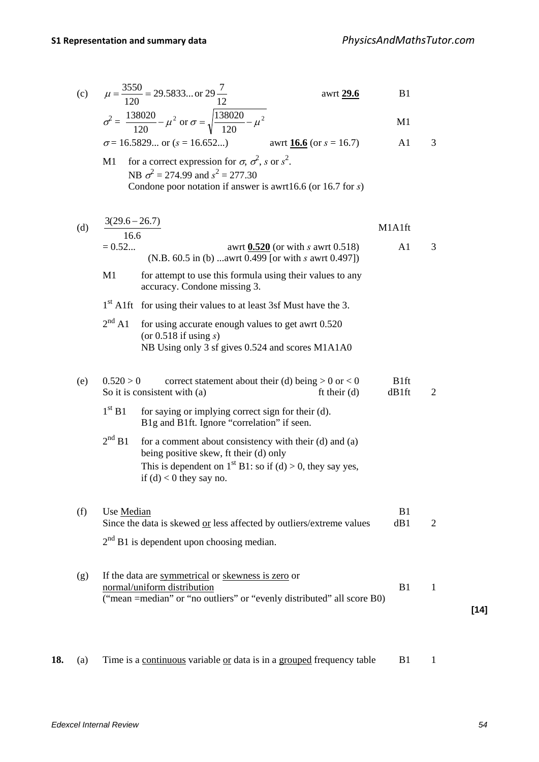(c) $\mu = \dfrac{3550}{120} = 29.5833...$ or $29\dfrac{7}{12}$ awrt **29.6** B1

$\sigma^2 = \dfrac{138020}{120} - \mu^2$ or $\sigma = \sqrt{\dfrac{138020}{120} - \mu^2}$ M1

$\sigma = 16.5829...$ or ($s = 16.652...$) awrt **16.6** (or $s = 16.7$) A1 3

M1 for a correct expression for $\sigma$, $\sigma^2$, $s$ or $s^2$.
NB $\sigma^2 = 274.99$ and $s^2 = 277.30$
Condone poor notation if answer is awrt16.6 (or 16.7 for $s$)

(d) $\dfrac{3(29.6 - 26.7)}{16.6}$ M1A1ft

$= 0.52...$ awrt **0.520** (or with $s$ awrt 0.518) A1 3
(N.B. 60.5 in (b) ...awrt 0.499 [or with $s$ awrt 0.497])

M1 for attempt to use this formula using their values to any accuracy. Condone missing 3.

1st A1ft for using their values to at least 3sf Must have the 3.

2nd A1 for using accurate enough values to get awrt 0.520 (or 0.518 if using $s$)
NB Using only 3 sf gives 0.524 and scores M1A1A0

(e) $0.520 > 0$ correct statement about their (d) being $> 0$ or $< 0$ B1ft
So it is consistent with (a) ft their (d) dB1ft 2

1st B1 for saying or implying correct sign for their (d).
B1g and B1ft. Ignore "correlation" if seen.

2nd B1 for a comment about consistency with their (d) and (a) being positive skew, ft their (d) only
This is dependent on 1st B1: so if (d) $> 0$, they say yes, if (d) $< 0$ they say no.

(f) Use Median B1
Since the data is skewed or less affected by outliers/extreme values dB1 2

2nd B1 is dependent upon choosing median.

(g) If the data are symmetrical or skewness is zero or normal/uniform distribution B1 1
("mean =median" or "no outliers" or "evenly distributed" all score B0)

**[14]**

**18.** (a) Time is a continuous variable or data is in a grouped frequency table B1 1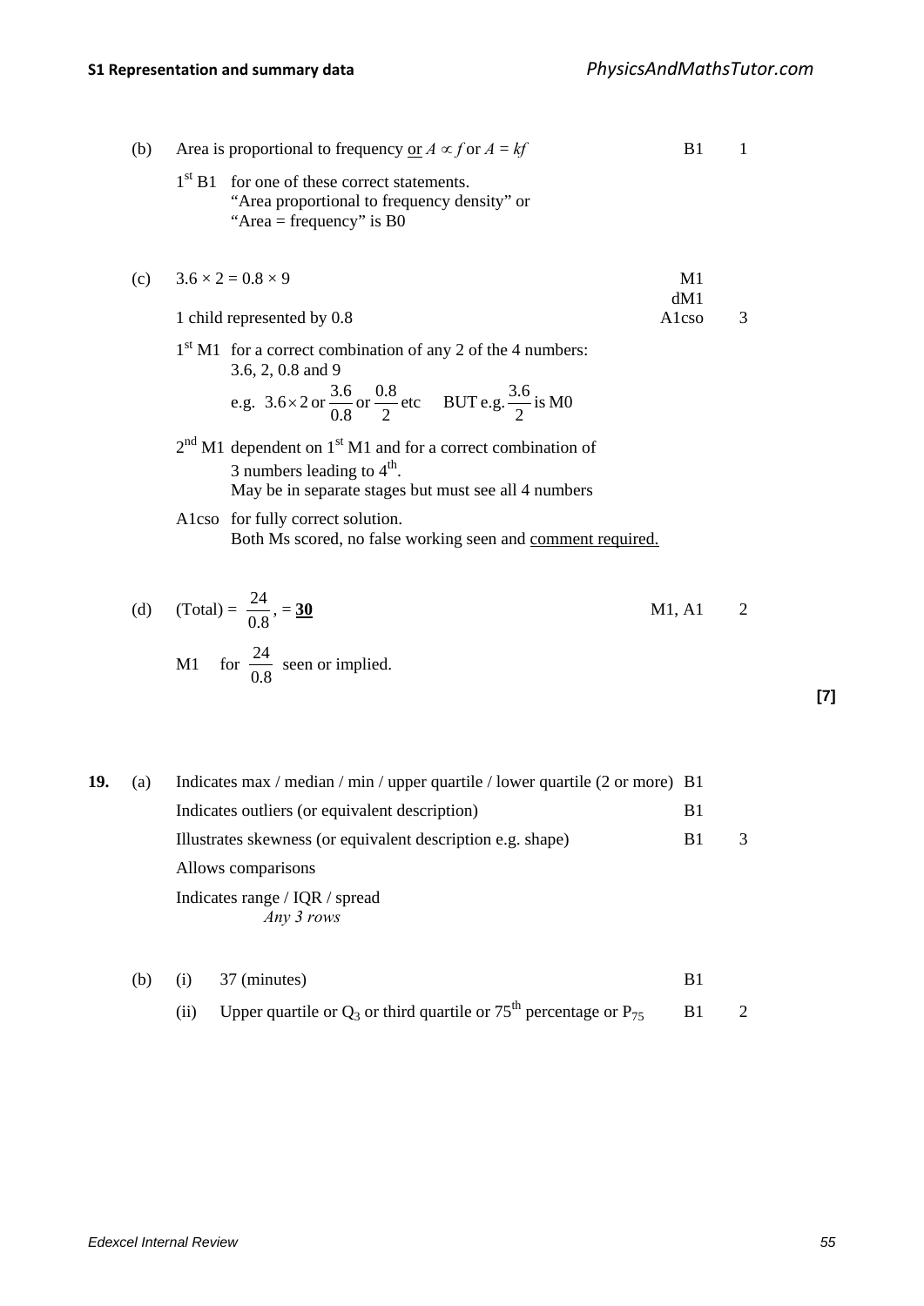(b) Area is proportional to frequency or $A \propto f$ or $A = kf$ B1 1

$1^{st}$ B1 for one of these correct statements.
"Area proportional to frequency density" or
"Area = frequency" is B0

(c) $3.6 \times 2 = 0.8 \times 9$ M1

dM1

1 child represented by 0.8 A1cso 3

$1^{st}$ M1 for a correct combination of any 2 of the 4 numbers:
3.6, 2, 0.8 and 9
e.g. $3.6 \times 2$ or $\frac{3.6}{0.8}$ or $\frac{0.8}{2}$ etc BUT e.g. $\frac{3.6}{2}$ is M0

$2^{nd}$ M1 dependent on $1^{st}$ M1 and for a correct combination of 3 numbers leading to $4^{th}$.
May be in separate stages but must see all 4 numbers

A1cso for fully correct solution.
Both Ms scored, no false working seen and comment required.

(d) (Total) = $\frac{24}{0.8}$, = **30** M1, A1 2

M1 for $\frac{24}{0.8}$ seen or implied.

**[7]**

**19.** (a)

| | | |
|---|---|---|
| Indicates max / median / min / upper quartile / lower quartile (2 or more) | B1 | |
| Indicates outliers (or equivalent description) | B1 | |
| Illustrates skewness (or equivalent description e.g. shape) | B1 | 3 |
| Allows comparisons | | |
| Indicates range / IQR / spread | | |

*Any 3 rows*

(b) (i) 37 (minutes) B1

(ii) Upper quartile or $Q_3$ or third quartile or $75^{th}$ percentage or $P_{75}$ B1 2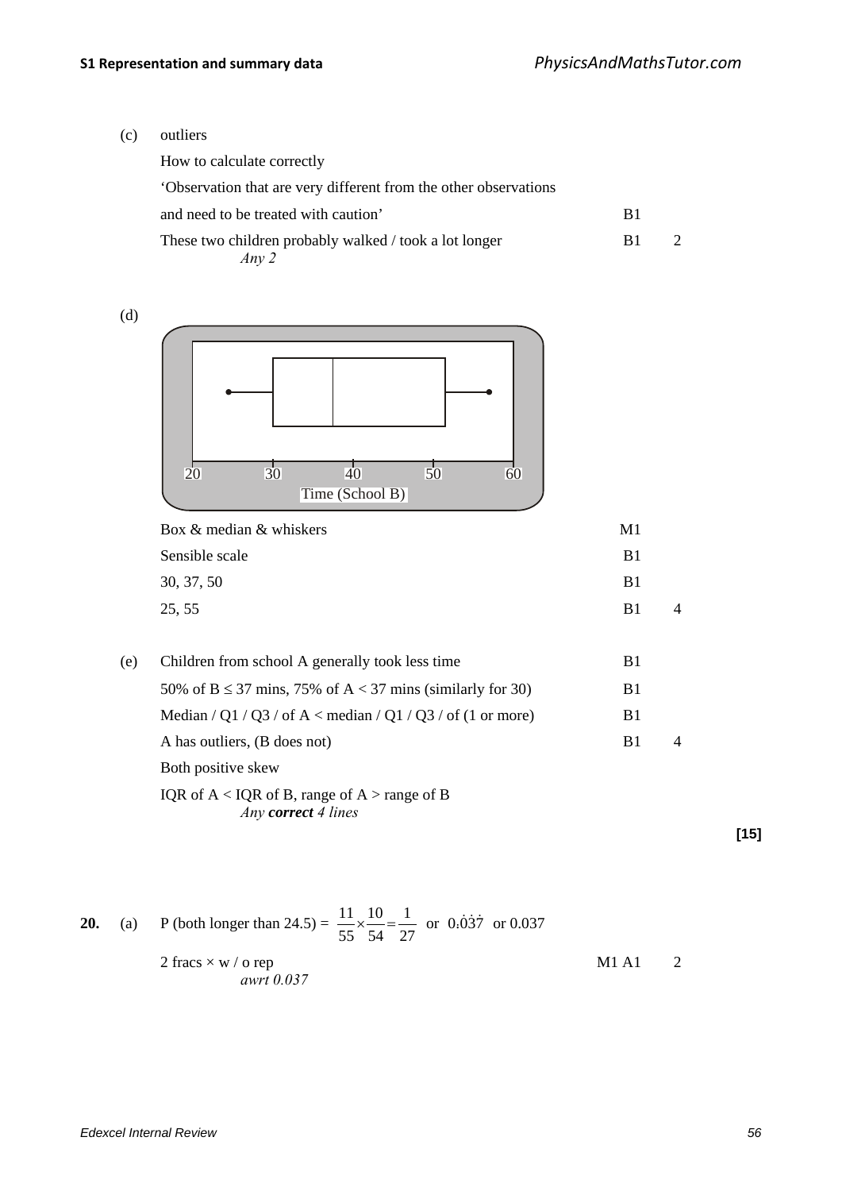(c) outliers

How to calculate correctly

'Observation that are very different from the other observations and need to be treated with caution' B1

These two children probably walked / took a lot longer B1 2

*Any 2*

(d)

Box & median & whiskers M1

Sensible scale B1

30, 37, 50 B1

25, 55 B1 4

(e) Children from school A generally took less time B1

50% of B ≤ 37 mins, 75% of A < 37 mins (similarly for 30) B1

Median / Q1 / Q3 / of A < median / Q1 / Q3 / of (1 or more) B1

A has outliers, (B does not) B1 4

Both positive skew

IQR of A < IQR of B, range of A > range of B

*Any **correct** 4 lines*

**[15]**

**20.** (a) P (both longer than 24.5) = $\frac{11}{55} \times \frac{10}{54} = \frac{1}{27}$ or $0.\dot{0}3\dot{7}$ or 0.037

2 fracs × w / o rep M1 A1 2

*awrt 0.037*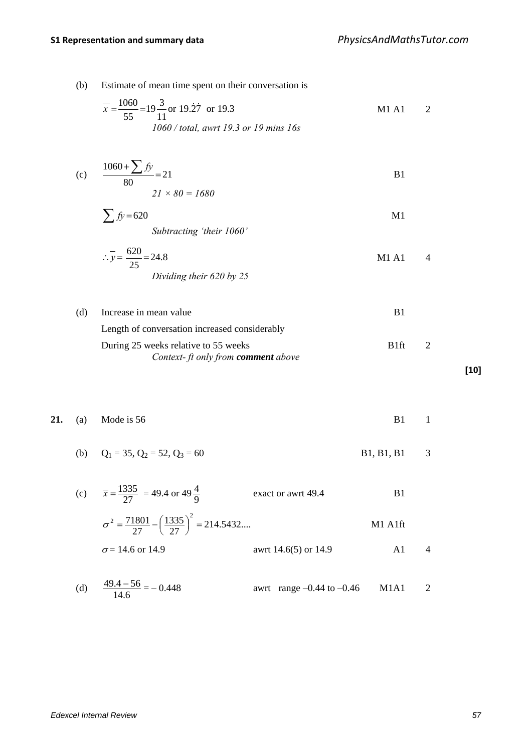(b) Estimate of mean time spent on their conversation is

$\bar{x} = \frac{1060}{55} = 19\frac{3}{11}$ or $19.\dot{2}\dot{7}$ or 19.3 — M1 A1 — 2

*1060 / total, awrt 19.3 or 19 mins 16s*

(c) $\frac{1060 + \sum fy}{80} = 21$ — B1

*21 × 80 = 1680*

$\sum fy = 620$ — M1

*Subtracting 'their 1060'*

$\therefore \bar{y} = \frac{620}{25} = 24.8$ — M1 A1 — 4

*Dividing their 620 by 25*

(d) Increase in mean value — B1

Length of conversation increased considerably

During 25 weeks relative to 55 weeks — B1ft — 2

*Context- ft only from **comment** above*

**[10]**

**21.** (a) Mode is 56 — B1 — 1

(b) $Q_1 = 35$, $Q_2 = 52$, $Q_3 = 60$ — B1, B1, B1 — 3

(c) $\bar{x} = \frac{1335}{27} = 49.4$ or $49\frac{4}{9}$ — exact or awrt 49.4 — B1

$\sigma^2 = \frac{71801}{27} - \left(\frac{1335}{27}\right)^2 = 214.5432....$ — M1 A1ft

$\sigma = 14.6$ or 14.9 — awrt 14.6(5) or 14.9 — A1 — 4

(d) $\frac{49.4 - 56}{14.6} = -0.448$ — awrt range –0.44 to –0.46 — M1A1 — 2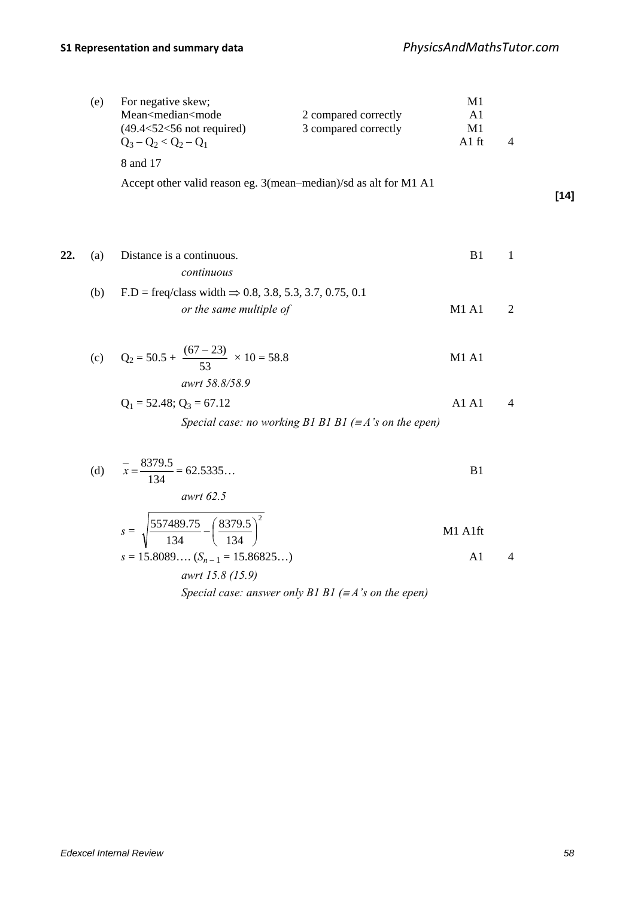(e) For negative skew; — M1

Mean<median<mode — 2 compared correctly — A1

(49.4<52<56 not required) — 3 compared correctly — M1

$Q_3 - Q_2 < Q_2 - Q_1$ — A1 ft — 4

8 and 17

Accept other valid reason eg. 3(mean–median)/sd as alt for M1 A1

**[14]**

**22.** (a) Distance is a continuous. — B1 — 1

*continuous*

(b) F.D = freq/class width $\Rightarrow$ 0.8, 3.8, 5.3, 3.7, 0.75, 0.1

*or the same multiple of* — M1 A1 — 2

(c) $Q_2 = 50.5 + \dfrac{(67 - 23)}{53} \times 10 = 58.8$ — M1 A1

*awrt 58.8/58.9*

$Q_1 = 52.48$; $Q_3 = 67.12$ — A1 A1 — 4

*Special case: no working B1 B1 B1 ($\equiv$ A's on the epen)*

(d) $\bar{x} = \dfrac{8379.5}{134} = 62.5335\ldots$ — B1

*awrt 62.5*

$s = \sqrt{\dfrac{557489.75}{134} - \left(\dfrac{8379.5}{134}\right)^2}$ — M1 A1ft

$s = 15.8089\ldots$ ($S_{n-1} = 15.86825\ldots$) — A1 — 4

*awrt 15.8 (15.9)*

*Special case: answer only B1 B1 ($\equiv$ A's on the epen)*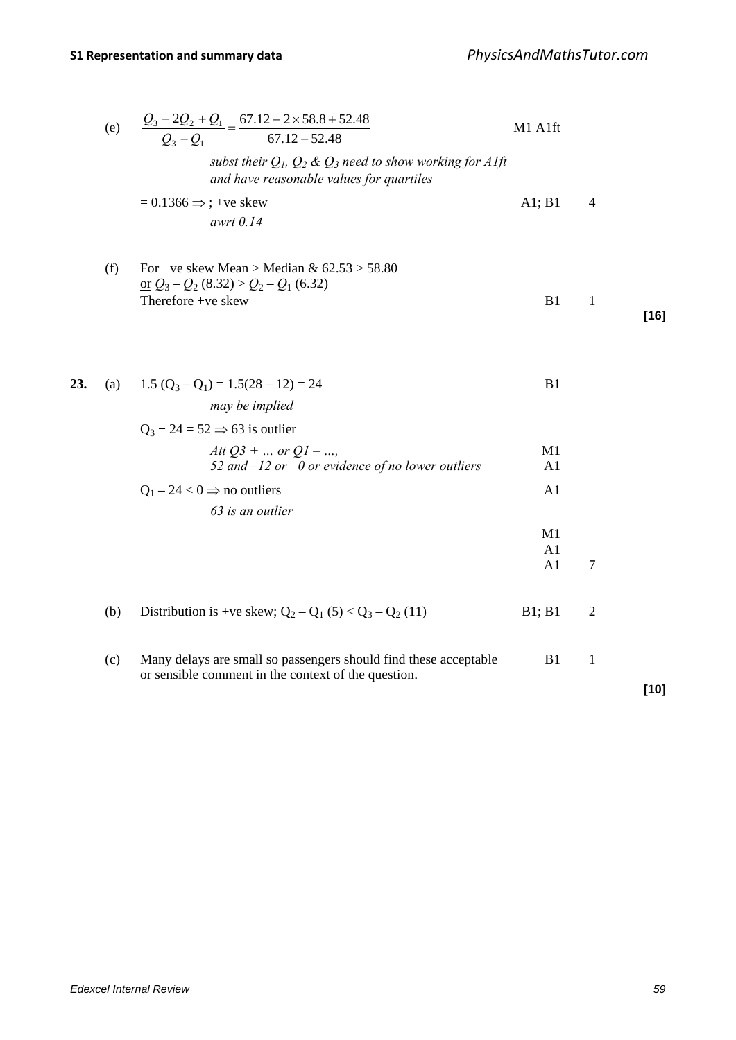(e) $\dfrac{Q_3 - 2Q_2 + Q_1}{Q_3 - Q_1} = \dfrac{67.12 - 2 \times 58.8 + 52.48}{67.12 - 52.48}$ M1 A1ft

*subst their $Q_1$, $Q_2$ & $Q_3$ need to show working for A1ft and have reasonable values for quartiles*

$= 0.1366 \Rightarrow$ ; +ve skew A1; B1 4

*awrt 0.14*

(f) For +ve skew Mean > Median & 62.53 > 58.80
<u>or</u> $Q_3 - Q_2$ (8.32) > $Q_2 - Q_1$ (6.32)
Therefore +ve skew B1 1

**[16]**

**23.** (a) $1.5\,(Q_3 - Q_1) = 1.5(28 - 12) = 24$ B1

*may be implied*

$Q_3 + 24 = 52 \Rightarrow 63$ is outlier

*Att Q3 + … or Q1 – …,* M1
*52 and –12 or 0 or evidence of no lower outliers* A1

$Q_1 - 24 < 0 \Rightarrow$ no outliers A1

*63 is an outlier*

M1
A1
A1 7

(b) Distribution is +ve skew; $Q_2 - Q_1$ (5) < $Q_3 - Q_2$ (11) B1; B1 2

(c) Many delays are small so passengers should find these acceptable or sensible comment in the context of the question. B1 1

**[10]**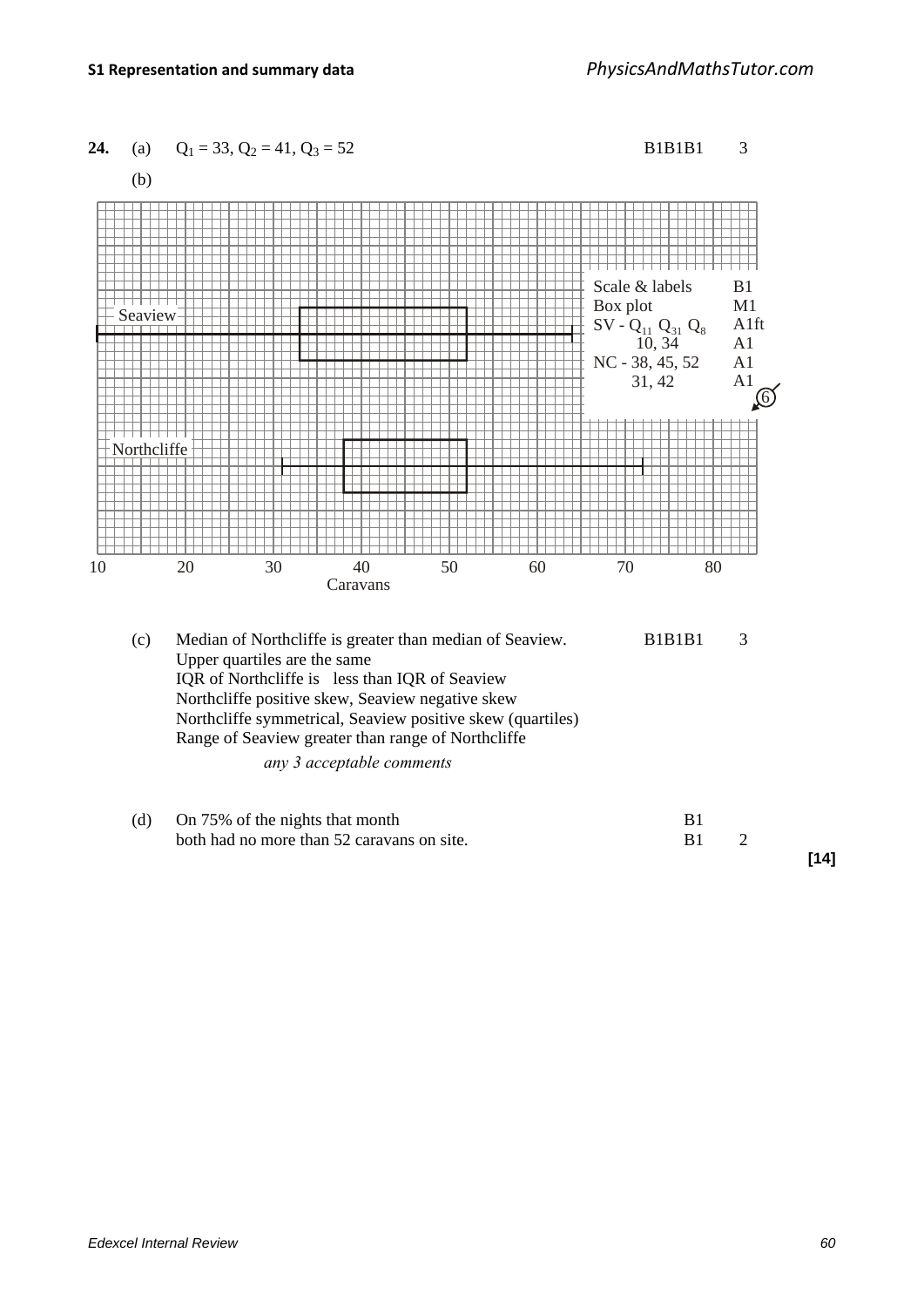**24.** (a) $Q_1 = 33$, $Q_2 = 41$, $Q_3 = 52$ B1B1B1 3

(b)

Seaview

Northcliffe

10 20 30 40 50 60 70 80

Caravans

| | | |
|---|---|---|
| Scale & labels | B1 | |
| Box plot | M1 | |
| SV - $Q_{11}$ $Q_{31}$ $Q_8$ | A1ft | |
| 10, 34 | A1 | |
| NC - 38, 45, 52 | A1 | |
| 31, 42 | A1 | 6 |

(c) Median of Northcliffe is greater than median of Seaview. B1B1B1 3

Upper quartiles are the same

IQR of Northcliffe is less than IQR of Seaview

Northcliffe positive skew, Seaview negative skew

Northcliffe symmetrical, Seaview positive skew (quartiles)

Range of Seaview greater than range of Northcliffe

*any 3 acceptable comments*

(d) On 75% of the nights that month B1

both had no more than 52 caravans on site. B1 2

**[14]**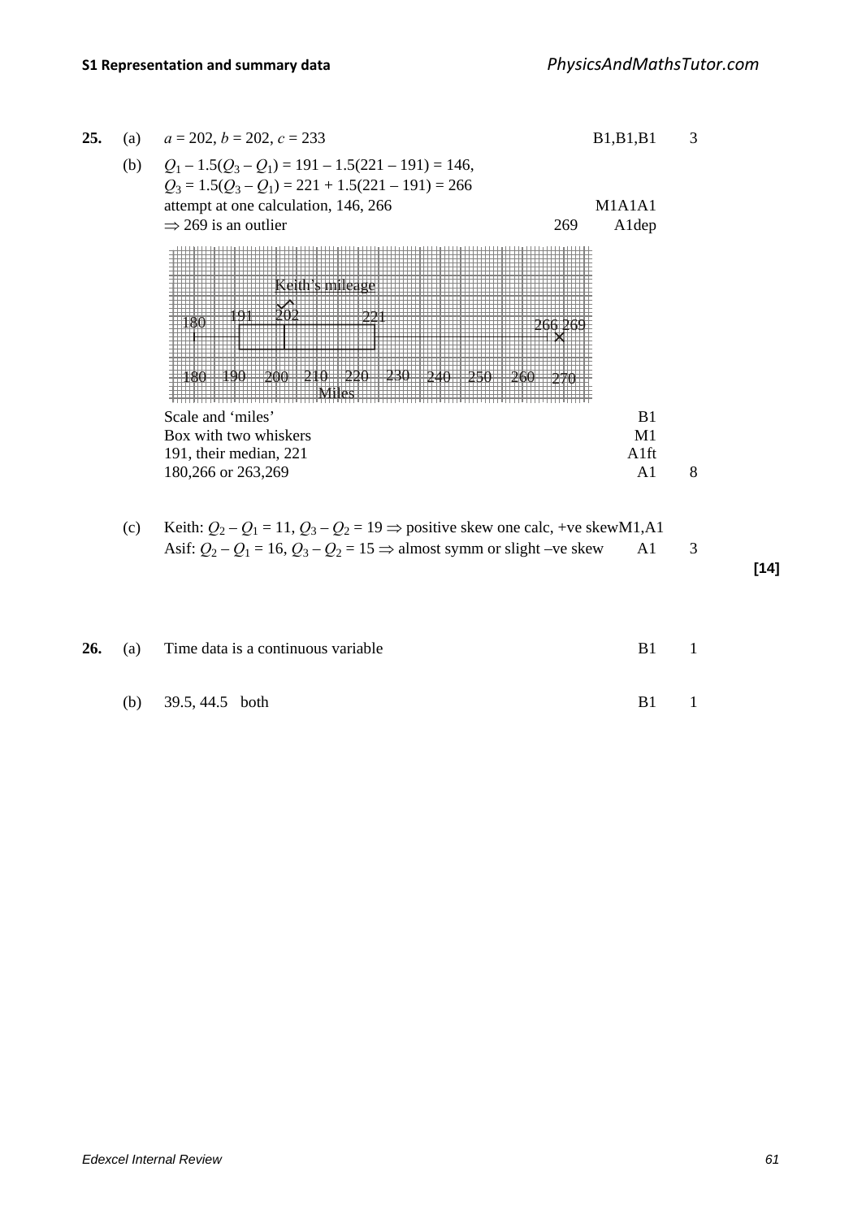**25.** (a) $a = 202$, $b = 202$, $c = 233$ B1,B1,B1 3

(b) $Q_1 - 1.5(Q_3 - Q_1) = 191 - 1.5(221 - 191) = 146$,
$Q_3 = 1.5(Q_3 - Q_1) = 221 + 1.5(221 - 191) = 266$
attempt at one calculation, 146, 266 M1A1A1
$\Rightarrow$ 269 is an outlier 269 A1dep

Keith's mileage

180 191 202 221 266 269

180 190 200 210 220 230 240 250 260 270
Miles

Scale and 'miles' B1
Box with two whiskers M1
191, their median, 221 A1ft
180,266 or 263,269 A1 8

(c) Keith: $Q_2 - Q_1 = 11$, $Q_3 - Q_2 = 19 \Rightarrow$ positive skew one calc, +ve skew M1,A1
Asif: $Q_2 - Q_1 = 16$, $Q_3 - Q_2 = 15 \Rightarrow$ almost symm or slight –ve skew A1 3

**[14]**

**26.** (a) Time data is a continuous variable B1 1

(b) 39.5, 44.5 both B1 1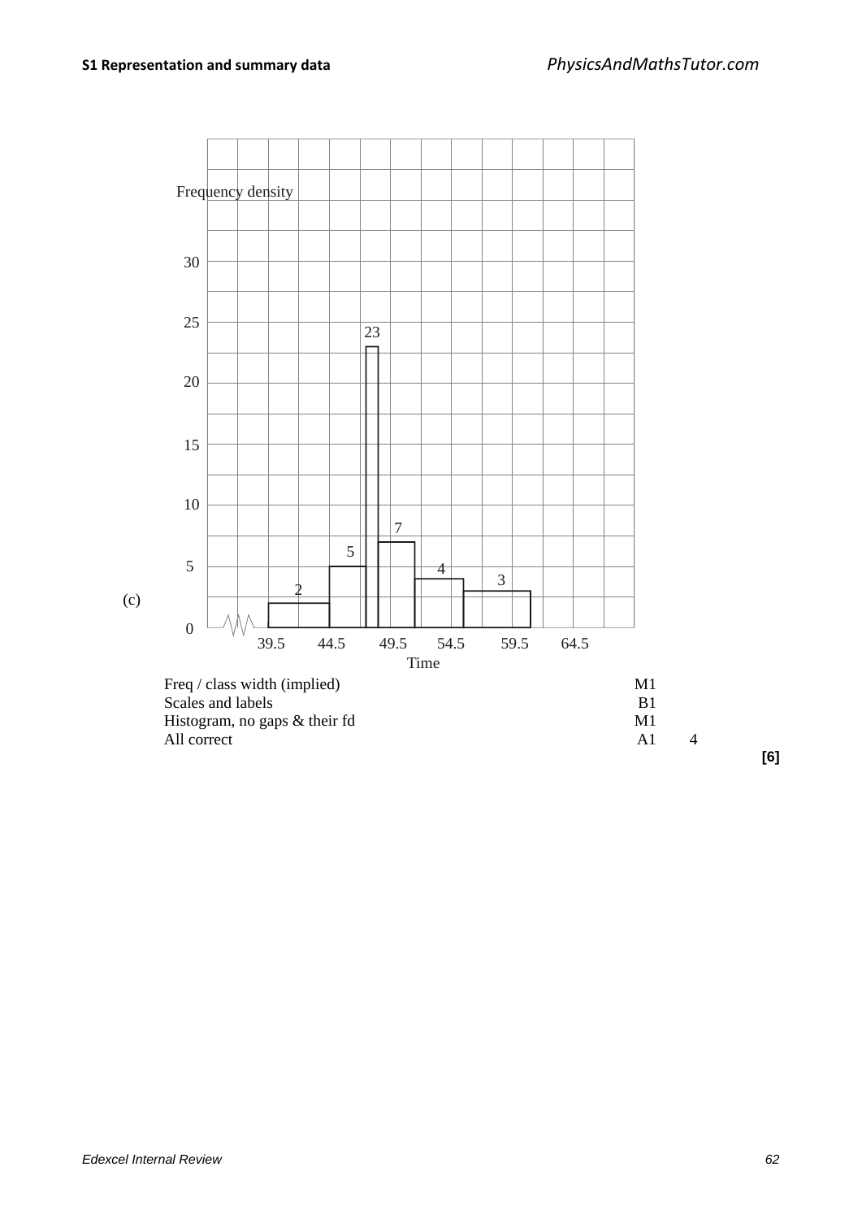(c)

Frequency density

30

25

20

15

10

5

0

23

7

5

4

3

2

39.5 44.5 49.5 54.5 59.5 64.5

Time

| | | |
|---|---|---|
| Freq / class width (implied) | M1 | |
| Scales and labels | B1 | |
| Histogram, no gaps & their fd | M1 | |
| All correct | A1 | 4 |

**[6]**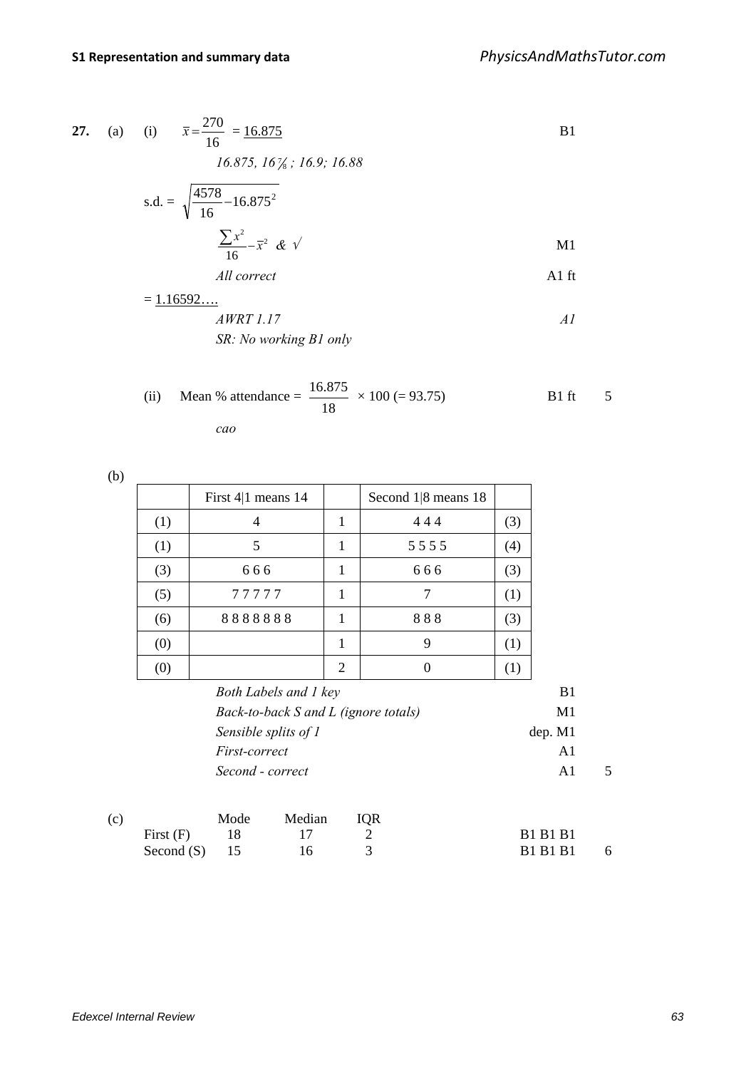**27.** (a) (i) $\bar{x} = \frac{270}{16} = \underline{16.875}$ B1

*16.875, 16⅞ ; 16.9; 16.88*

s.d. = $\sqrt{\frac{4578}{16} - 16.875^2}$

$\frac{\sum x^2}{16} - \bar{x}^2$ *& √* M1

*All correct* A1 ft

$= \underline{1.16592....}$

*AWRT 1.17* *A1*

*SR: No working B1 only*

(ii) Mean % attendance = $\frac{16.875}{18} \times 100$ (= 93.75) B1 ft 5

*cao*

(b)

| | First 4\|1 means 14 | | Second 1\|8 means 18 | |
|---|---|---|---|---|
| (1) | 4 | 1 | 4 4 4 | (3) |
| (1) | 5 | 1 | 5 5 5 5 | (4) |
| (3) | 6 6 6 | 1 | 6 6 6 | (3) |
| (5) | 7 7 7 7 7 | 1 | 7 | (1) |
| (6) | 8 8 8 8 8 8 8 | 1 | 8 8 8 | (3) |
| (0) | | 1 | 9 | (1) |
| (0) | | 2 | 0 | (1) |

*Both Labels and 1 key* B1
*Back-to-back S and L (ignore totals)* M1
*Sensible splits of 1* dep. M1
*First-correct* A1
*Second - correct* A1 5

(c)

| | Mode | Median | IQR | |
|---|---|---|---|---|
| First (F) | 18 | 17 | 2 | B1 B1 B1 |
| Second (S) | 15 | 16 | 3 | B1 B1 B1 6 |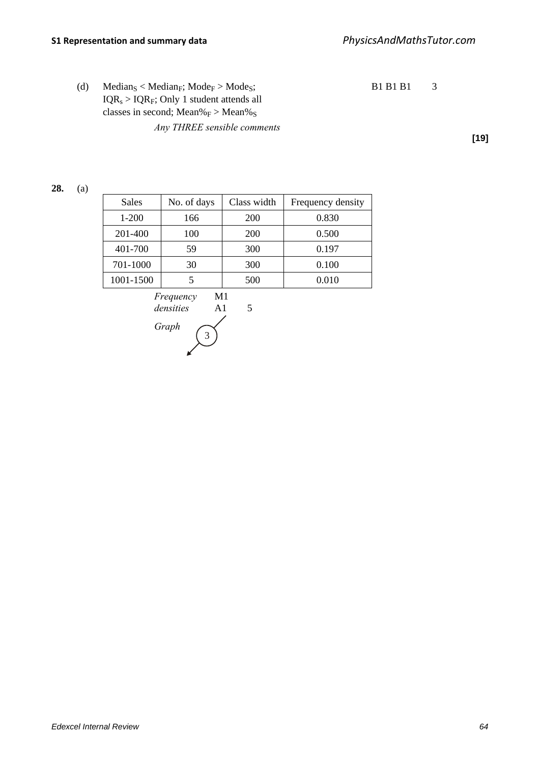(d) $\text{Median}_S < \text{Median}_F$; $\text{Mode}_F > \text{Mode}_S$; $\text{IQR}_s > \text{IQR}_F$; Only 1 student attends all classes in second; $\text{Mean\%}_F > \text{Mean\%}_S$ B1 B1 B1 3

*Any THREE sensible comments*

**[19]**

**28.** (a)

| Sales | No. of days | Class width | Frequency density |
|---|---|---|---|
| 1-200 | 166 | 200 | 0.830 |
| 201-400 | 100 | 200 | 0.500 |
| 401-700 | 59 | 300 | 0.197 |
| 701-1000 | 30 | 300 | 0.100 |
| 1001-1500 | 5 | 500 | 0.010 |

*Frequency densities* M1 A1 5

*Graph* 3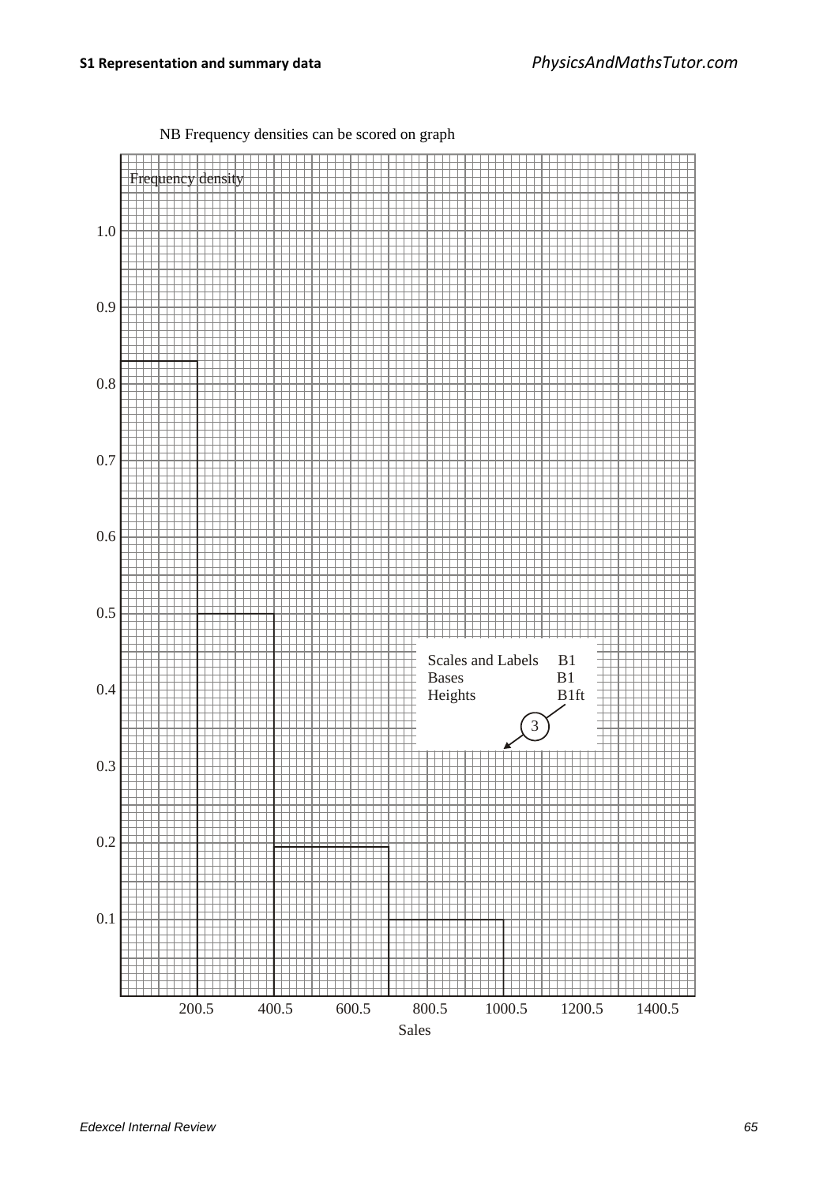NB Frequency densities can be scored on graph

Frequency density

1.0

0.9

0.8

0.7

0.6

0.5

0.4

0.3

0.2

0.1

200.5 400.5 600.5 800.5 1000.5 1200.5 1400.5

Sales

| | |
|---|---|
| Scales and Labels | B1 |
| Bases | B1 |
| Heights | B1ft |

(3)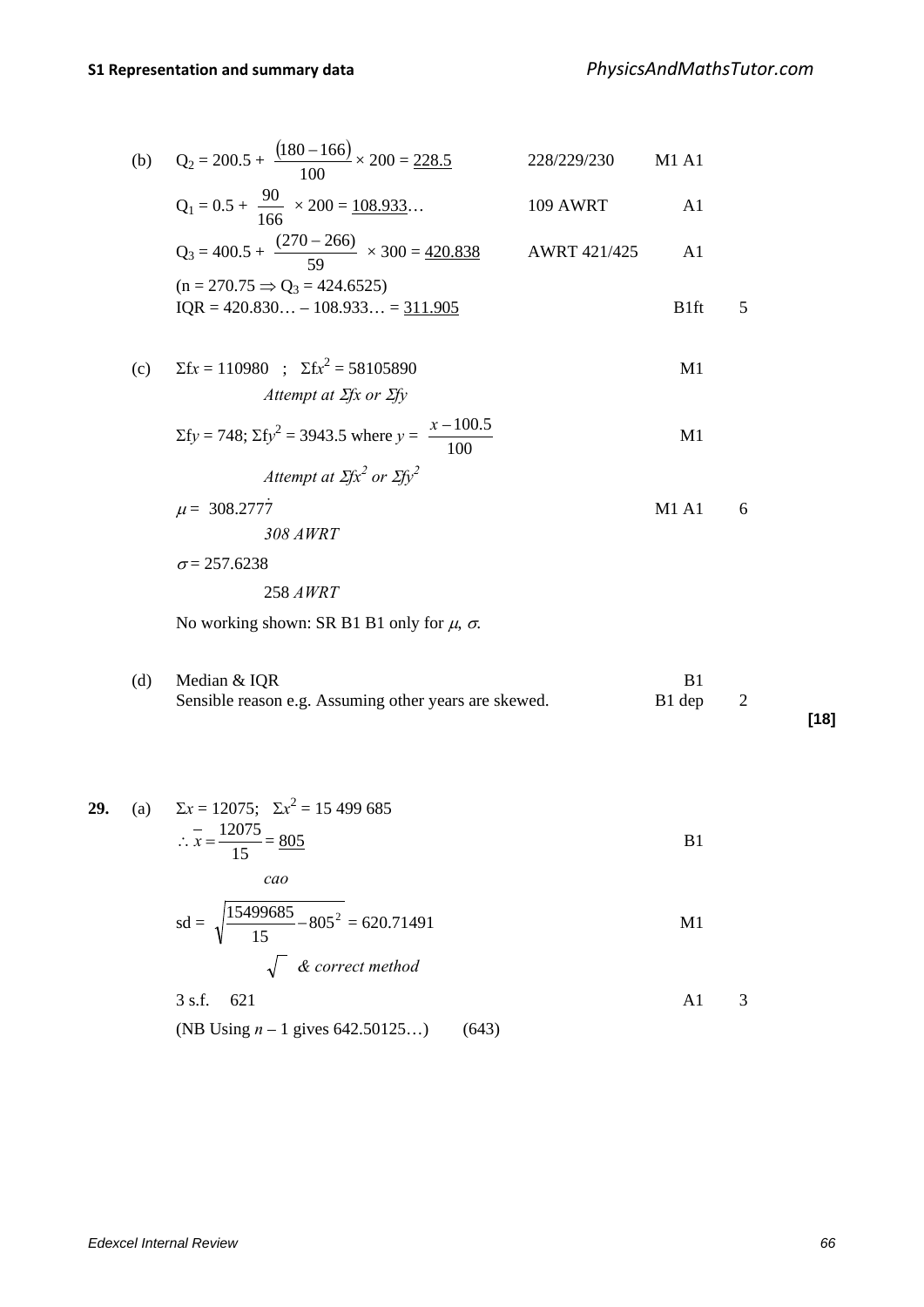(b) $Q_2 = 200.5 + \frac{(180-166)}{100} \times 200 = \underline{228.5}$ 228/229/230 M1 A1

$Q_1 = 0.5 + \frac{90}{166} \times 200 = \underline{108.933}\ldots$ 109 AWRT A1

$Q_3 = 400.5 + \frac{(270-266)}{59} \times 300 = \underline{420.838}$ AWRT 421/425 A1

$(n = 270.75 \Rightarrow Q_3 = 424.6525)$

$\text{IQR} = 420.830\ldots - 108.933\ldots = \underline{311.905}$ B1ft 5

(c) $\Sigma fx = 110980$ ; $\Sigma fx^2 = 58105890$ M1

*Attempt at $\Sigma fx$ or $\Sigma fy$*

$\Sigma fy = 748$; $\Sigma fy^2 = 3943.5$ where $y = \frac{x - 100.5}{100}$ M1

*Attempt at $\Sigma fx^2$ or $\Sigma fy^2$*

$\mu = 308.277\dot{7}$ M1 A1 6

*308 AWRT*

$\sigma = 257.6238$

258 *AWRT*

No working shown: SR B1 B1 only for $\mu$, $\sigma$.

(d) Median & IQR B1

Sensible reason e.g. Assuming other years are skewed. B1 dep 2

**[18]**

**29.** (a) $\Sigma x = 12075$; $\Sigma x^2 = 15\,499\,685$

$\therefore \bar{x} = \frac{12075}{15} = \underline{805}$ B1

*cao*

$\text{sd} = \sqrt{\frac{15499685}{15} - 805^2} = 620.71491$ M1

*$\sqrt{\ }$ & correct method*

3 s.f. 621 A1 3

(NB Using $n - 1$ gives 642.50125…) (643)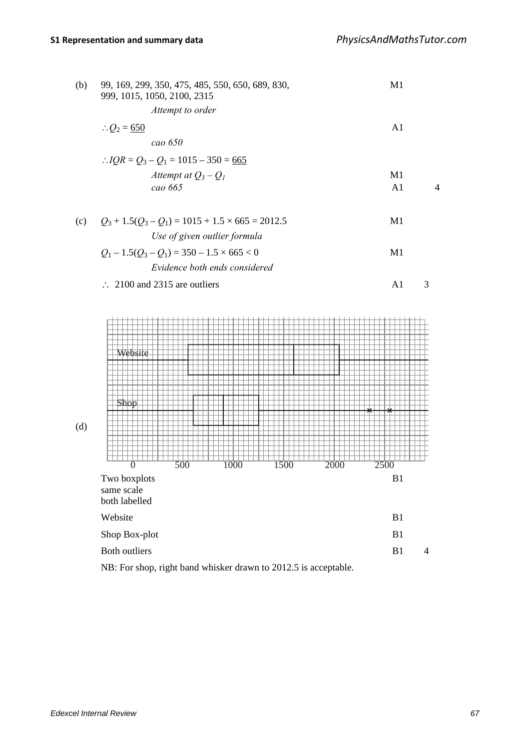(b) 99, 169, 299, 350, 475, 485, 550, 650, 689, 830, 999, 1015, 1050, 2100, 2315 — M1

*Attempt to order*

$\therefore Q_2 = \underline{650}$ — A1

*cao 650*

$\therefore IQR = Q_3 - Q_1 = 1015 - 350 = \underline{665}$

*Attempt at $Q_3 - Q_1$* — M1

*cao 665* — A1 — 4

(c) $Q_3 + 1.5(Q_3 - Q_1) = 1015 + 1.5 \times 665 = 2012.5$ — M1

*Use of given outlier formula*

$Q_1 - 1.5(Q_3 - Q_1) = 350 - 1.5 \times 665 < 0$ — M1

*Evidence both ends considered*

$\therefore$ 2100 and 2315 are outliers — A1 — 3

(d) [Box plots on a common scale from 0 to 2500 labelled "Website" and "Shop"; Shop has two outliers marked ×]

Two boxplots same scale both labelled — B1

Website — B1

Shop Box-plot — B1

Both outliers — B1 — 4

NB: For shop, right band whisker drawn to 2012.5 is acceptable.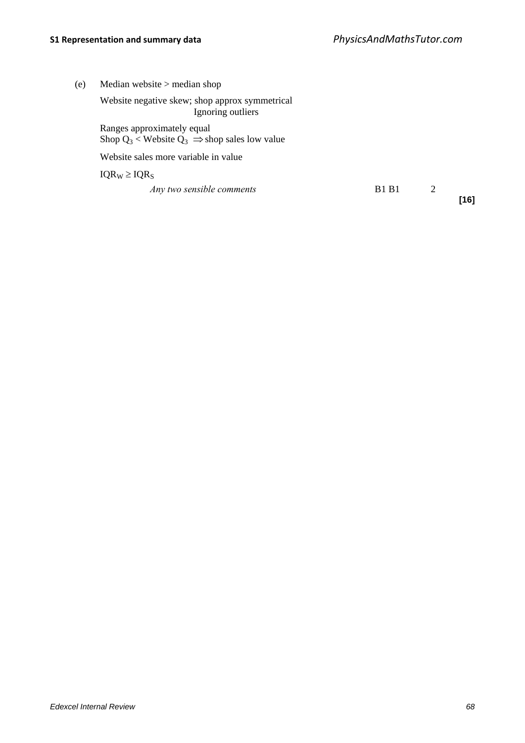(e) Median website > median shop

Website negative skew; shop approx symmetrical
Ignoring outliers

Ranges approximately equal
Shop $Q_3$ < Website $Q_3$ $\Rightarrow$ shop sales low value

Website sales more variable in value

$IQR_W \geq IQR_S$

*Any two sensible comments* B1 B1 2

**[16]**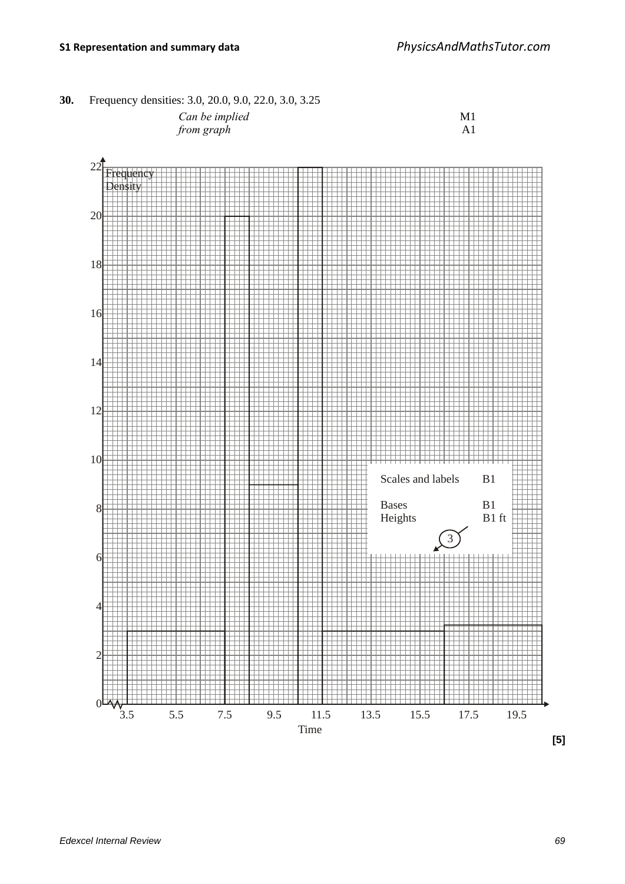**30.** Frequency densities: 3.0, 20.0, 9.0, 22.0, 3.0, 3.25

| | |
|---|---|
| *Can be implied* | M1 |
| *from graph* | A1 |

Frequency Density

Time

| | |
|---|---|
| Scales and labels | B1 |
| Bases | B1 |
| Heights | B1 ft |

3

**[5]**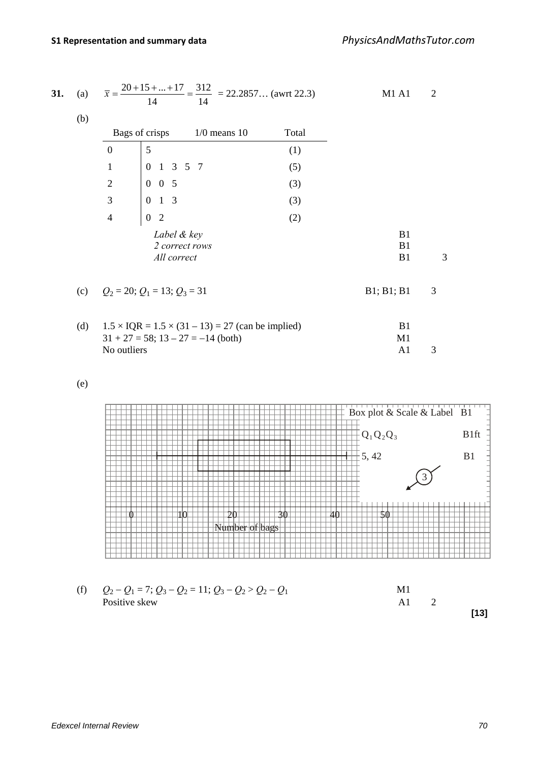**31.** (a) $\bar{x} = \dfrac{20 + 15 + ... + 17}{14} = \dfrac{312}{14}$ = 22.2857… (awrt 22.3) M1 A1 2

(b)

| Bags of crisps | 1/0 means 10 | Total |
|---|---|---|
| 0 | 5 | (1) |
| 1 | 0 1 3 5 7 | (5) |
| 2 | 0 0 5 | (3) |
| 3 | 0 1 3 | (3) |
| 4 | 0 2 | (2) |

*Label & key* B1
*2 correct rows* B1
*All correct* B1 3

(c) $Q_2 = 20$; $Q_1 = 13$; $Q_3 = 31$ B1; B1; B1 3

(d) $1.5 \times \text{IQR} = 1.5 \times (31 - 13) = 27$ (can be implied) B1
$31 + 27 = 58$; $13 - 27 = -14$ (both) M1
No outliers A1 3

(e)

Box plot & Scale & Label B1
$Q_1\,Q_2\,Q_3$ B1ft
5, 42 B1
3

0 10 20 30 40 50
Number of bags

(f) $Q_2 - Q_1 = 7$; $Q_3 - Q_2 = 11$; $Q_3 - Q_2 > Q_2 - Q_1$ M1
Positive skew A1 2

**[13]**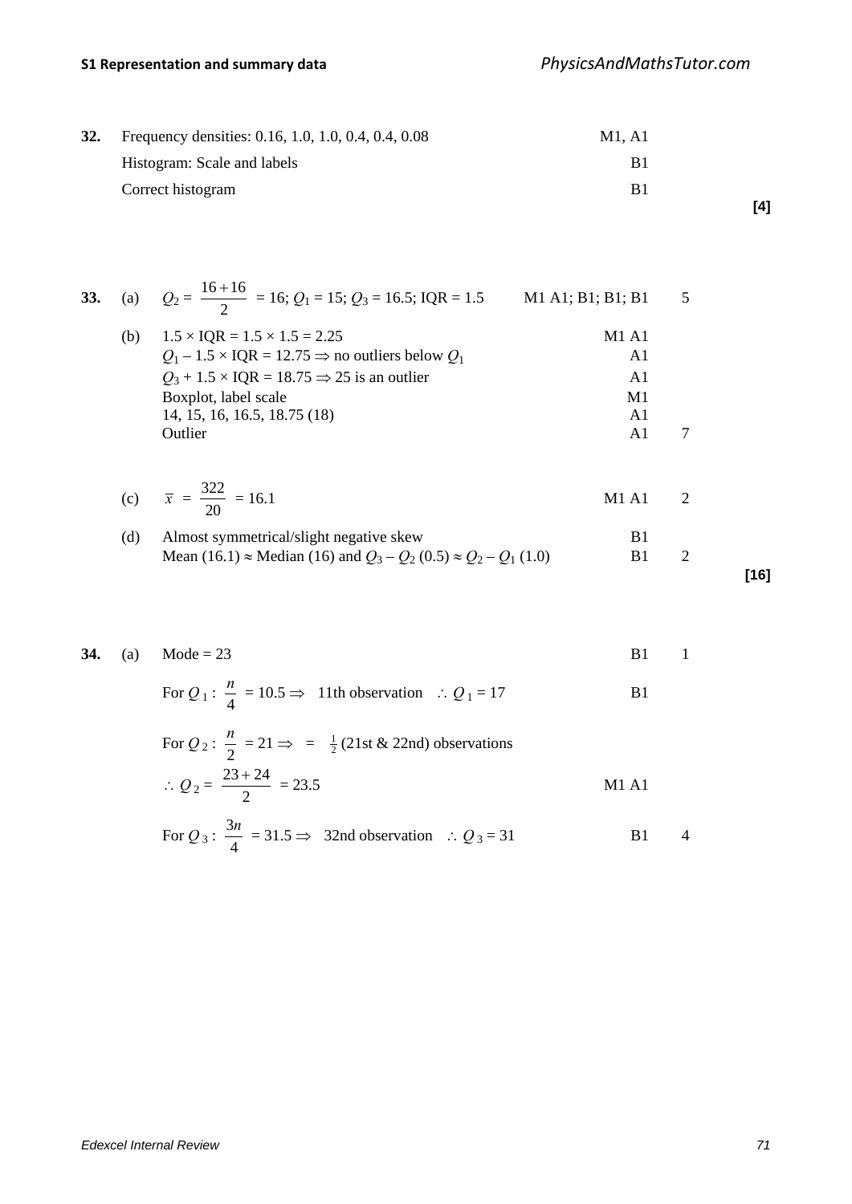| | | | | |
|---|---|---|---|---|
| **32.** | Frequency densities: 0.16, 1.0, 1.0, 0.4, 0.4, 0.08 | M1, A1 | | |
| | Histogram: Scale and labels | B1 | | |
| | Correct histogram | B1 | | **[4]** |

| | | | | | |
|---|---|---|---|---|---|
| **33.** | (a) | $Q_2 = \frac{16+16}{2} = 16$; $Q_1 = 15$; $Q_3 = 16.5$; IQR = 1.5 | M1 A1; B1; B1; B1 | 5 | |
| | (b) | $1.5 \times \text{IQR} = 1.5 \times 1.5 = 2.25$ | M1 A1 | | |
| | | $Q_1 - 1.5 \times \text{IQR} = 12.75 \Rightarrow$ no outliers below $Q_1$ | A1 | | |
| | | $Q_3 + 1.5 \times \text{IQR} = 18.75 \Rightarrow 25$ is an outlier | A1 | | |
| | | Boxplot, label scale | M1 | | |
| | | 14, 15, 16, 16.5, 18.75 (18) | A1 | | |
| | | Outlier | A1 | 7 | |
| | (c) | $\bar{x} = \frac{322}{20} = 16.1$ | M1 A1 | 2 | |
| | (d) | Almost symmetrical/slight negative skew | B1 | | |
| | | Mean (16.1) $\approx$ Median (16) and $Q_3 - Q_2$ (0.5) $\approx Q_2 - Q_1$ (1.0) | B1 | 2 | **[16]** |

| | | | | |
|---|---|---|---|---|
| **34.** | (a) | Mode = 23 | B1 | 1 |
| | | For $Q_1$: $\frac{n}{4} = 10.5 \Rightarrow$ 11th observation $\therefore Q_1 = 17$ | B1 | |
| | | For $Q_2$: $\frac{n}{2} = 21 \Rightarrow\ =\ \frac{1}{2}$ (21st & 22nd) observations | | |
| | | $\therefore Q_2 = \frac{23+24}{2} = 23.5$ | M1 A1 | |
| | | For $Q_3$: $\frac{3n}{4} = 31.5 \Rightarrow$ 32nd observation $\therefore Q_3 = 31$ | B1 | 4 |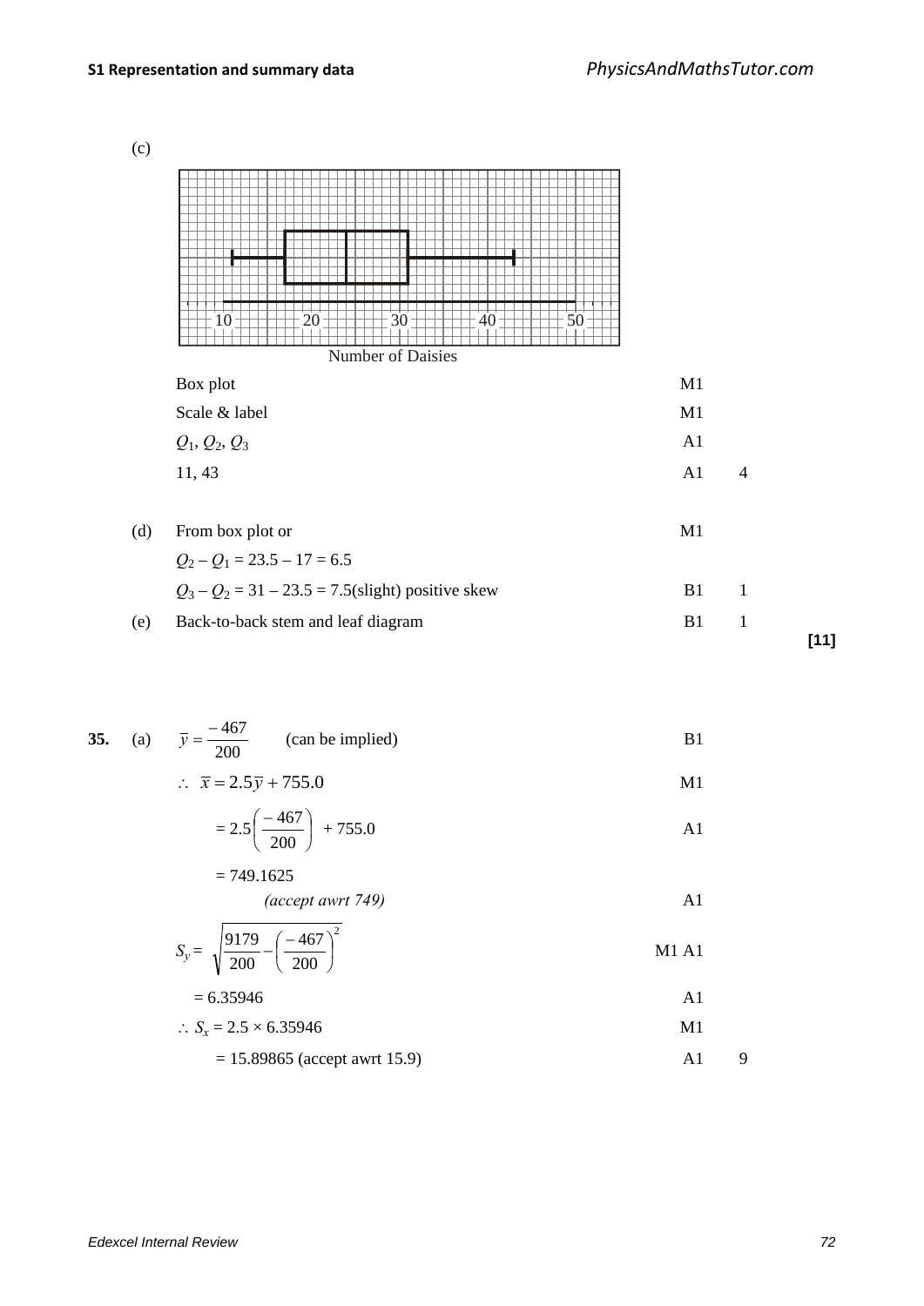(c)

Number of Daisies

| | | |
|---|---|---|
| Box plot | M1 | |
| Scale & label | M1 | |
| $Q_1, Q_2, Q_3$ | A1 | |
| 11, 43 | A1 | 4 |

(d) From box plot or — M1

$Q_2 - Q_1 = 23.5 - 17 = 6.5$

$Q_3 - Q_2 = 31 - 23.5 = 7.5$(slight) positive skew — B1 — 1

(e) Back-to-back stem and leaf diagram — B1 — 1

**[11]**

**35.** (a) $\bar{y} = \frac{-467}{200}$ (can be implied) — B1

$\therefore \; \bar{x} = 2.5\bar{y} + 755.0$ — M1

$= 2.5\left(\frac{-467}{200}\right) + 755.0$ — A1

$= 749.1625$

*(accept awrt 749)* — A1

$S_y = \sqrt{\frac{9179}{200} - \left(\frac{-467}{200}\right)^2}$ — M1 A1

$= 6.35946$ — A1

$\therefore \; S_x = 2.5 \times 6.35946$ — M1

$= 15.89865$ (accept awrt 15.9) — A1 — 9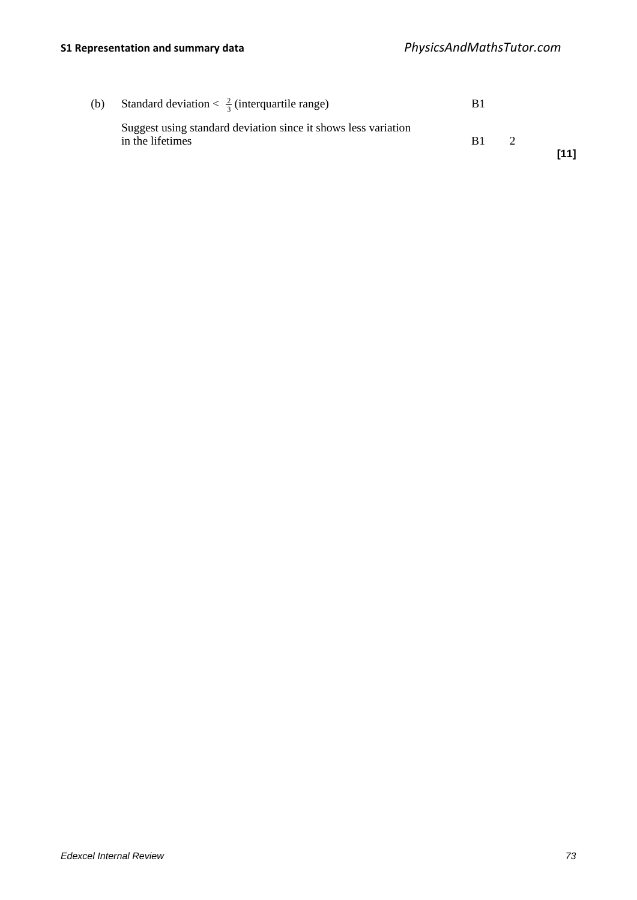| | | | |
|---|---|---|---|
| (b) | Standard deviation < $\frac{2}{3}$ (interquartile range) | B1 | |
| | Suggest using standard deviation since it shows less variation in the lifetimes | B1 | 2 |

**[11]**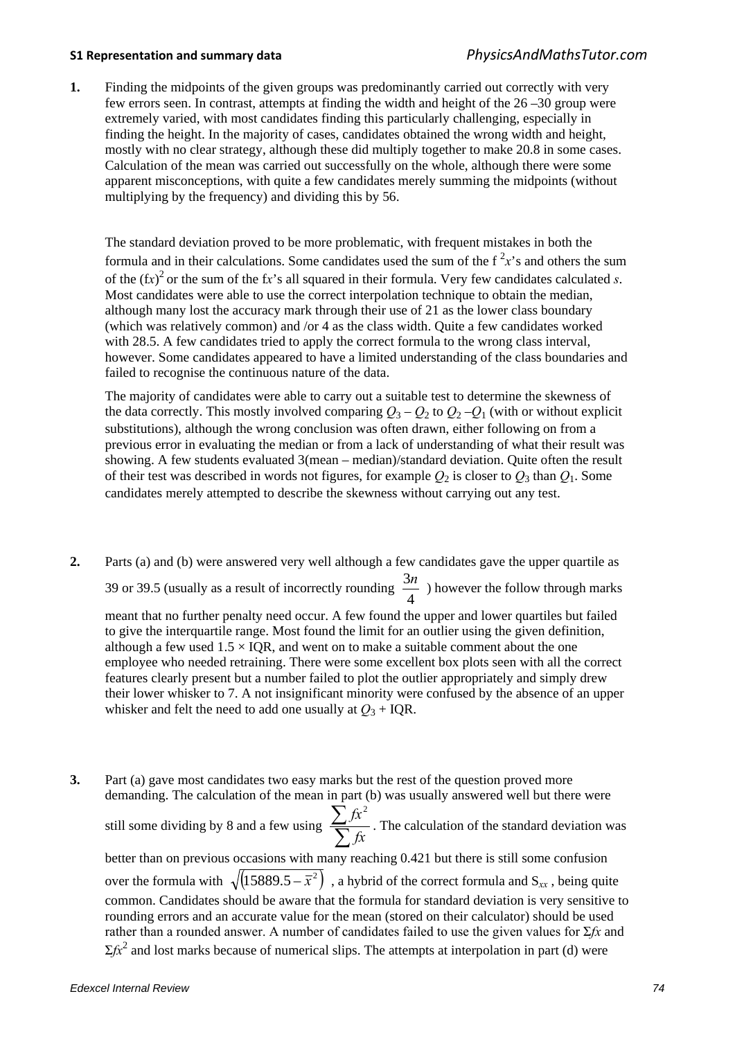1. Finding the midpoints of the given groups was predominantly carried out correctly with very few errors seen. In contrast, attempts at finding the width and height of the 26 –30 group were extremely varied, with most candidates finding this particularly challenging, especially in finding the height. In the majority of cases, candidates obtained the wrong width and height, mostly with no clear strategy, although these did multiply together to make 20.8 in some cases. Calculation of the mean was carried out successfully on the whole, although there were some apparent misconceptions, with quite a few candidates merely summing the midpoints (without multiplying by the frequency) and dividing this by 56.

   The standard deviation proved to be more problematic, with frequent mistakes in both the formula and in their calculations. Some candidates used the sum of the $f^2x$'s and others the sum of the $(fx)^2$ or the sum of the $fx$'s all squared in their formula. Very few candidates calculated $s$. Most candidates were able to use the correct interpolation technique to obtain the median, although many lost the accuracy mark through their use of 21 as the lower class boundary (which was relatively common) and /or 4 as the class width. Quite a few candidates worked with 28.5. A few candidates tried to apply the correct formula to the wrong class interval, however. Some candidates appeared to have a limited understanding of the class boundaries and failed to recognise the continuous nature of the data.

   The majority of candidates were able to carry out a suitable test to determine the skewness of the data correctly. This mostly involved comparing $Q_3 - Q_2$ to $Q_2 - Q_1$ (with or without explicit substitutions), although the wrong conclusion was often drawn, either following on from a previous error in evaluating the median or from a lack of understanding of what their result was showing. A few students evaluated 3(mean – median)/standard deviation. Quite often the result of their test was described in words not figures, for example $Q_2$ is closer to $Q_3$ than $Q_1$. Some candidates merely attempted to describe the skewness without carrying out any test.

2. Parts (a) and (b) were answered very well although a few candidates gave the upper quartile as 39 or 39.5 (usually as a result of incorrectly rounding $\frac{3n}{4}$ ) however the follow through marks meant that no further penalty need occur. A few found the upper and lower quartiles but failed to give the interquartile range. Most found the limit for an outlier using the given definition, although a few used $1.5 \times \text{IQR}$, and went on to make a suitable comment about the one employee who needed retraining. There were some excellent box plots seen with all the correct features clearly present but a number failed to plot the outlier appropriately and simply drew their lower whisker to 7. A not insignificant minority were confused by the absence of an upper whisker and felt the need to add one usually at $Q_3$ + IQR.

3. Part (a) gave most candidates two easy marks but the rest of the question proved more demanding. The calculation of the mean in part (b) was usually answered well but there were still some dividing by 8 and a few using $\frac{\sum fx^2}{\sum fx}$. The calculation of the standard deviation was better than on previous occasions with many reaching 0.421 but there is still some confusion over the formula with $\sqrt{(15889.5 - \bar{x}^2)}$ , a hybrid of the correct formula and $S_{xx}$ , being quite common. Candidates should be aware that the formula for standard deviation is very sensitive to rounding errors and an accurate value for the mean (stored on their calculator) should be used rather than a rounded answer. A number of candidates failed to use the given values for $\Sigma fx$ and $\Sigma fx^2$ and lost marks because of numerical slips. The attempts at interpolation in part (d) were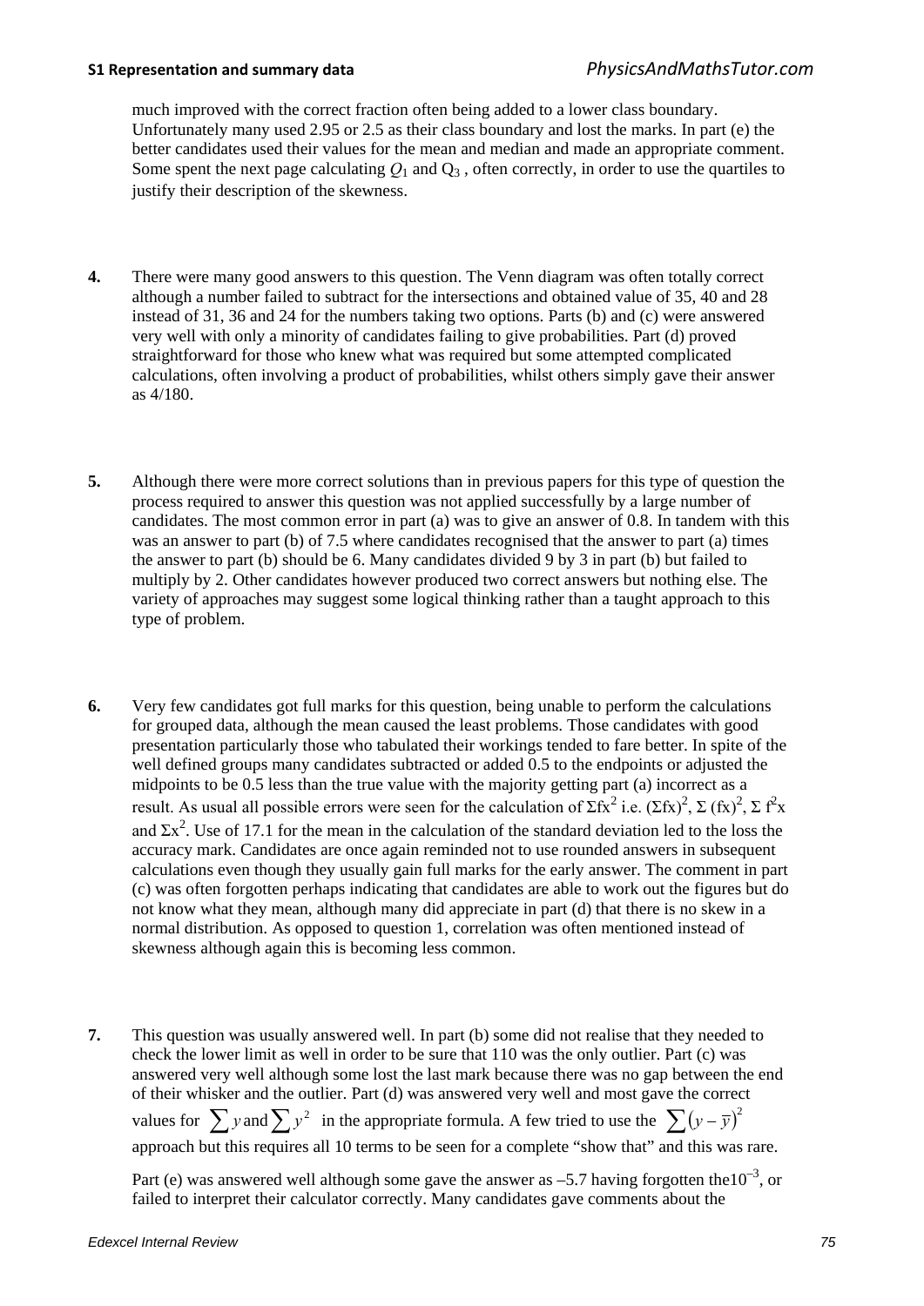much improved with the correct fraction often being added to a lower class boundary. Unfortunately many used 2.95 or 2.5 as their class boundary and lost the marks. In part (e) the better candidates used their values for the mean and median and made an appropriate comment. Some spent the next page calculating $Q_1$ and $Q_3$, often correctly, in order to use the quartiles to justify their description of the skewness.

**4.** There were many good answers to this question. The Venn diagram was often totally correct although a number failed to subtract for the intersections and obtained value of 35, 40 and 28 instead of 31, 36 and 24 for the numbers taking two options. Parts (b) and (c) were answered very well with only a minority of candidates failing to give probabilities. Part (d) proved straightforward for those who knew what was required but some attempted complicated calculations, often involving a product of probabilities, whilst others simply gave their answer as 4/180.

**5.** Although there were more correct solutions than in previous papers for this type of question the process required to answer this question was not applied successfully by a large number of candidates. The most common error in part (a) was to give an answer of 0.8. In tandem with this was an answer to part (b) of 7.5 where candidates recognised that the answer to part (a) times the answer to part (b) should be 6. Many candidates divided 9 by 3 in part (b) but failed to multiply by 2. Other candidates however produced two correct answers but nothing else. The variety of approaches may suggest some logical thinking rather than a taught approach to this type of problem.

**6.** Very few candidates got full marks for this question, being unable to perform the calculations for grouped data, although the mean caused the least problems. Those candidates with good presentation particularly those who tabulated their workings tended to fare better. In spite of the well defined groups many candidates subtracted or added 0.5 to the endpoints or adjusted the midpoints to be 0.5 less than the true value with the majority getting part (a) incorrect as a result. As usual all possible errors were seen for the calculation of $\Sigma fx^2$ i.e. $(\Sigma fx)^2$, $\Sigma (fx)^2$, $\Sigma f^2x$ and $\Sigma x^2$. Use of 17.1 for the mean in the calculation of the standard deviation led to the loss the accuracy mark. Candidates are once again reminded not to use rounded answers in subsequent calculations even though they usually gain full marks for the early answer. The comment in part (c) was often forgotten perhaps indicating that candidates are able to work out the figures but do not know what they mean, although many did appreciate in part (d) that there is no skew in a normal distribution. As opposed to question 1, correlation was often mentioned instead of skewness although again this is becoming less common.

**7.** This question was usually answered well. In part (b) some did not realise that they needed to check the lower limit as well in order to be sure that 110 was the only outlier. Part (c) was answered very well although some lost the last mark because there was no gap between the end of their whisker and the outlier. Part (d) was answered very well and most gave the correct values for $\sum y$ and $\sum y^2$ in the appropriate formula. A few tried to use the $\sum (y - \bar{y})^2$ approach but this requires all 10 terms to be seen for a complete "show that" and this was rare.

Part (e) was answered well although some gave the answer as –5.7 having forgotten the$10^{-3}$, or failed to interpret their calculator correctly. Many candidates gave comments about the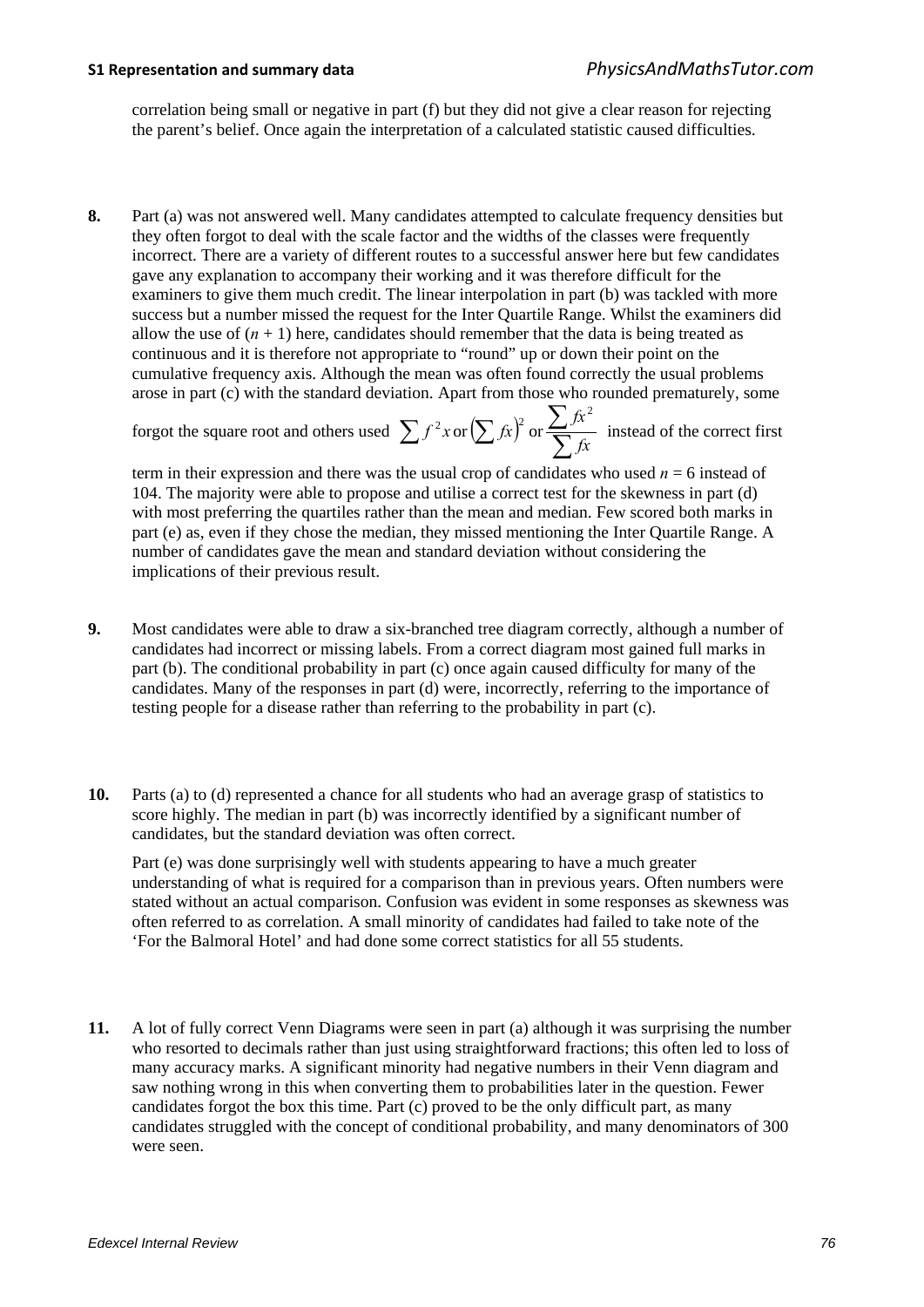correlation being small or negative in part (f) but they did not give a clear reason for rejecting the parent's belief. Once again the interpretation of a calculated statistic caused difficulties.

**8.** Part (a) was not answered well. Many candidates attempted to calculate frequency densities but they often forgot to deal with the scale factor and the widths of the classes were frequently incorrect. There are a variety of different routes to a successful answer here but few candidates gave any explanation to accompany their working and it was therefore difficult for the examiners to give them much credit. The linear interpolation in part (b) was tackled with more success but a number missed the request for the Inter Quartile Range. Whilst the examiners did allow the use of $(n + 1)$ here, candidates should remember that the data is being treated as continuous and it is therefore not appropriate to "round" up or down their point on the cumulative frequency axis. Although the mean was often found correctly the usual problems arose in part (c) with the standard deviation. Apart from those who rounded prematurely, some forgot the square root and others used $\sum f^2 x$ or $\left(\sum fx\right)^2$ or $\dfrac{\sum fx^2}{\sum fx}$ instead of the correct first term in their expression and there was the usual crop of candidates who used $n = 6$ instead of 104. The majority were able to propose and utilise a correct test for the skewness in part (d) with most preferring the quartiles rather than the mean and median. Few scored both marks in part (e) as, even if they chose the median, they missed mentioning the Inter Quartile Range. A number of candidates gave the mean and standard deviation without considering the implications of their previous result.

**9.** Most candidates were able to draw a six-branched tree diagram correctly, although a number of candidates had incorrect or missing labels. From a correct diagram most gained full marks in part (b). The conditional probability in part (c) once again caused difficulty for many of the candidates. Many of the responses in part (d) were, incorrectly, referring to the importance of testing people for a disease rather than referring to the probability in part (c).

**10.** Parts (a) to (d) represented a chance for all students who had an average grasp of statistics to score highly. The median in part (b) was incorrectly identified by a significant number of candidates, but the standard deviation was often correct.

Part (e) was done surprisingly well with students appearing to have a much greater understanding of what is required for a comparison than in previous years. Often numbers were stated without an actual comparison. Confusion was evident in some responses as skewness was often referred to as correlation. A small minority of candidates had failed to take note of the 'For the Balmoral Hotel' and had done some correct statistics for all 55 students.

**11.** A lot of fully correct Venn Diagrams were seen in part (a) although it was surprising the number who resorted to decimals rather than just using straightforward fractions; this often led to loss of many accuracy marks. A significant minority had negative numbers in their Venn diagram and saw nothing wrong in this when converting them to probabilities later in the question. Fewer candidates forgot the box this time. Part (c) proved to be the only difficult part, as many candidates struggled with the concept of conditional probability, and many denominators of 300 were seen.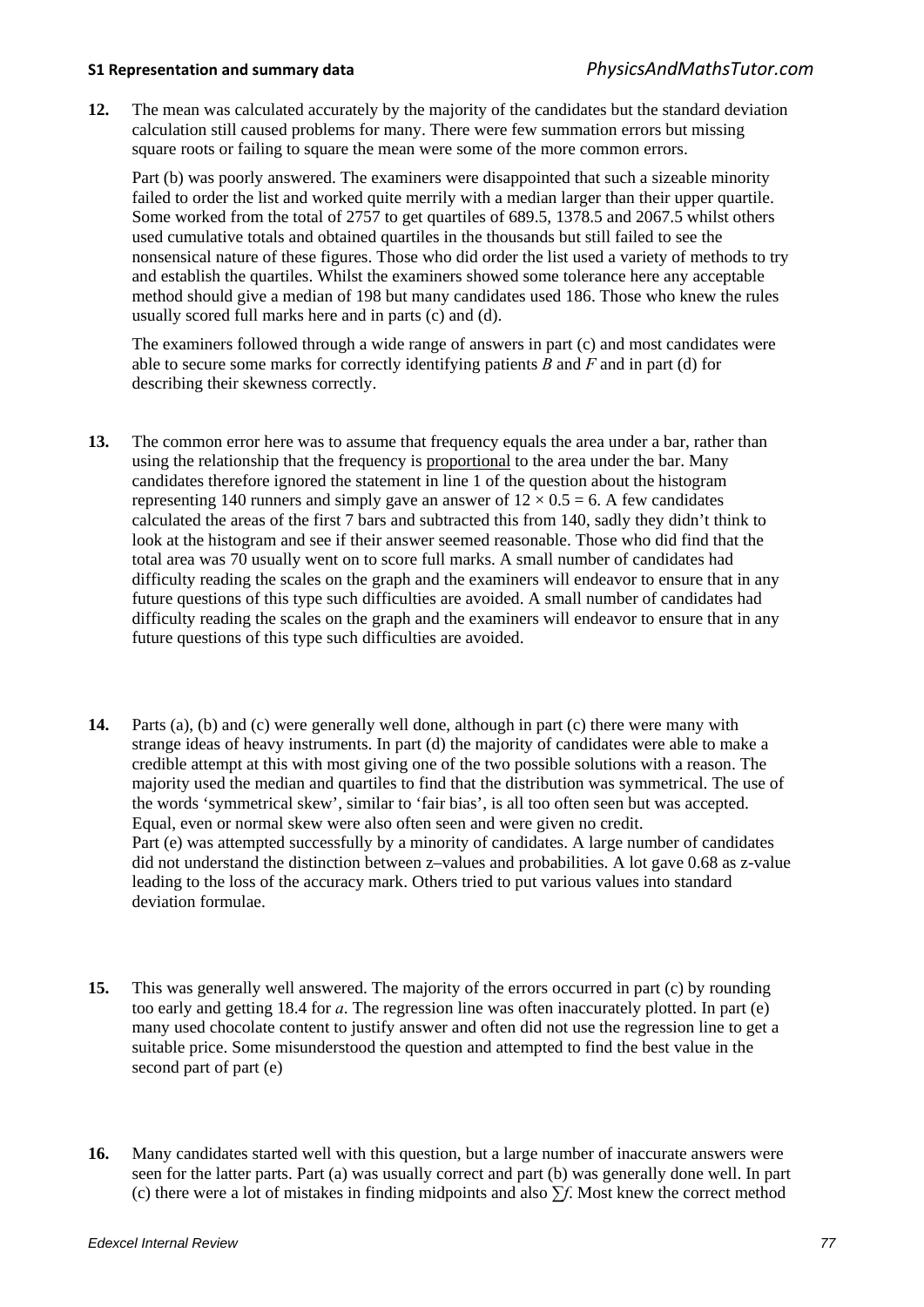**12.** The mean was calculated accurately by the majority of the candidates but the standard deviation calculation still caused problems for many. There were few summation errors but missing square roots or failing to square the mean were some of the more common errors.

Part (b) was poorly answered. The examiners were disappointed that such a sizeable minority failed to order the list and worked quite merrily with a median larger than their upper quartile. Some worked from the total of 2757 to get quartiles of 689.5, 1378.5 and 2067.5 whilst others used cumulative totals and obtained quartiles in the thousands but still failed to see the nonsensical nature of these figures. Those who did order the list used a variety of methods to try and establish the quartiles. Whilst the examiners showed some tolerance here any acceptable method should give a median of 198 but many candidates used 186. Those who knew the rules usually scored full marks here and in parts (c) and (d).

The examiners followed through a wide range of answers in part (c) and most candidates were able to secure some marks for correctly identifying patients *B* and *F* and in part (d) for describing their skewness correctly.

**13.** The common error here was to assume that frequency equals the area under a bar, rather than using the relationship that the frequency is <u>proportional</u> to the area under the bar. Many candidates therefore ignored the statement in line 1 of the question about the histogram representing 140 runners and simply gave an answer of $12 \times 0.5 = 6$. A few candidates calculated the areas of the first 7 bars and subtracted this from 140, sadly they didn't think to look at the histogram and see if their answer seemed reasonable. Those who did find that the total area was 70 usually went on to score full marks. A small number of candidates had difficulty reading the scales on the graph and the examiners will endeavor to ensure that in any future questions of this type such difficulties are avoided. A small number of candidates had difficulty reading the scales on the graph and the examiners will endeavor to ensure that in any future questions of this type such difficulties are avoided.

**14.** Parts (a), (b) and (c) were generally well done, although in part (c) there were many with strange ideas of heavy instruments. In part (d) the majority of candidates were able to make a credible attempt at this with most giving one of the two possible solutions with a reason. The majority used the median and quartiles to find that the distribution was symmetrical. The use of the words 'symmetrical skew', similar to 'fair bias', is all too often seen but was accepted. Equal, even or normal skew were also often seen and were given no credit.
Part (e) was attempted successfully by a minority of candidates. A large number of candidates did not understand the distinction between z–values and probabilities. A lot gave 0.68 as z-value leading to the loss of the accuracy mark. Others tried to put various values into standard deviation formulae.

**15.** This was generally well answered. The majority of the errors occurred in part (c) by rounding too early and getting 18.4 for *a*. The regression line was often inaccurately plotted. In part (e) many used chocolate content to justify answer and often did not use the regression line to get a suitable price. Some misunderstood the question and attempted to find the best value in the second part of part (e)

**16.** Many candidates started well with this question, but a large number of inaccurate answers were seen for the latter parts. Part (a) was usually correct and part (b) was generally done well. In part (c) there were a lot of mistakes in finding midpoints and also $\sum f$. Most knew the correct method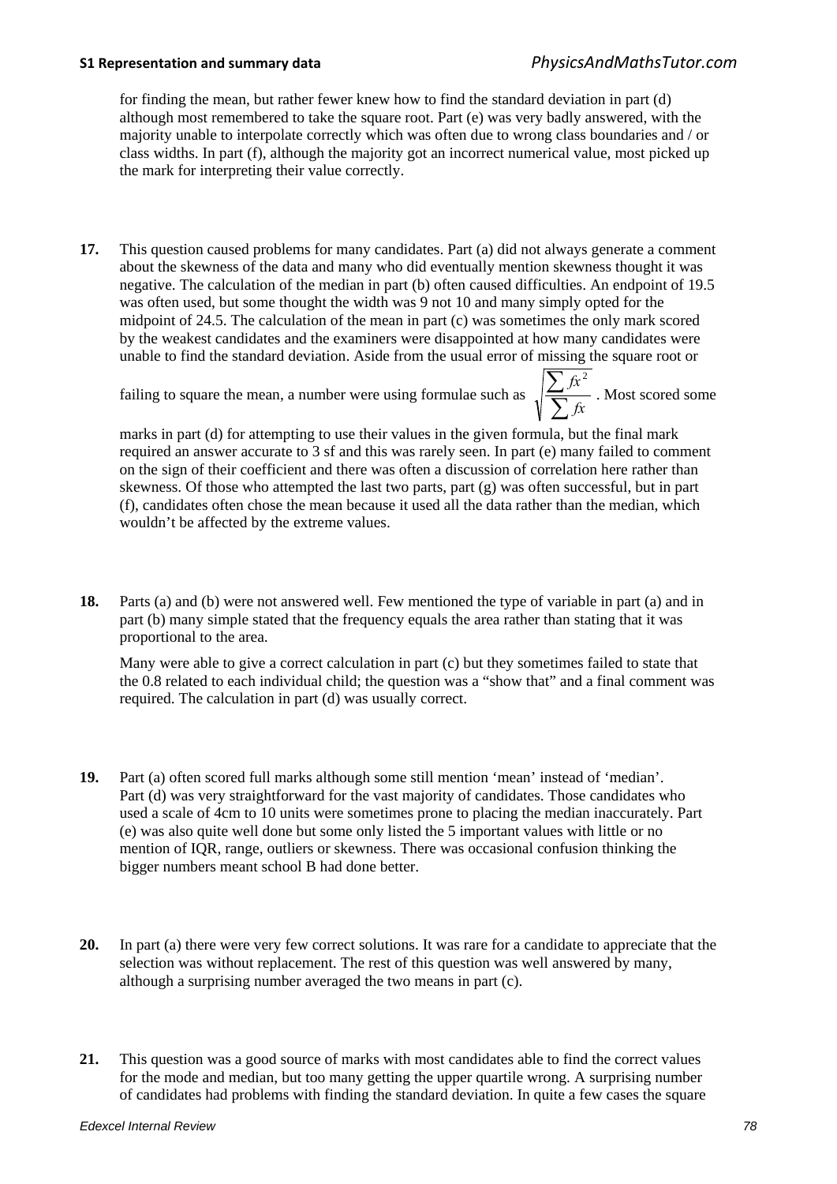for finding the mean, but rather fewer knew how to find the standard deviation in part (d) although most remembered to take the square root. Part (e) was very badly answered, with the majority unable to interpolate correctly which was often due to wrong class boundaries and / or class widths. In part (f), although the majority got an incorrect numerical value, most picked up the mark for interpreting their value correctly.

**17.** This question caused problems for many candidates. Part (a) did not always generate a comment about the skewness of the data and many who did eventually mention skewness thought it was negative. The calculation of the median in part (b) often caused difficulties. An endpoint of 19.5 was often used, but some thought the width was 9 not 10 and many simply opted for the midpoint of 24.5. The calculation of the mean in part (c) was sometimes the only mark scored by the weakest candidates and the examiners were disappointed at how many candidates were unable to find the standard deviation. Aside from the usual error of missing the square root or failing to square the mean, a number were using formulae such as $\sqrt{\frac{\sum fx^2}{\sum fx}}$. Most scored some marks in part (d) for attempting to use their values in the given formula, but the final mark required an answer accurate to 3 sf and this was rarely seen. In part (e) many failed to comment on the sign of their coefficient and there was often a discussion of correlation here rather than skewness. Of those who attempted the last two parts, part (g) was often successful, but in part (f), candidates often chose the mean because it used all the data rather than the median, which wouldn't be affected by the extreme values.

**18.** Parts (a) and (b) were not answered well. Few mentioned the type of variable in part (a) and in part (b) many simple stated that the frequency equals the area rather than stating that it was proportional to the area.

Many were able to give a correct calculation in part (c) but they sometimes failed to state that the 0.8 related to each individual child; the question was a "show that" and a final comment was required. The calculation in part (d) was usually correct.

**19.** Part (a) often scored full marks although some still mention 'mean' instead of 'median'. Part (d) was very straightforward for the vast majority of candidates. Those candidates who used a scale of 4cm to 10 units were sometimes prone to placing the median inaccurately. Part (e) was also quite well done but some only listed the 5 important values with little or no mention of IQR, range, outliers or skewness. There was occasional confusion thinking the bigger numbers meant school B had done better.

**20.** In part (a) there were very few correct solutions. It was rare for a candidate to appreciate that the selection was without replacement. The rest of this question was well answered by many, although a surprising number averaged the two means in part (c).

**21.** This question was a good source of marks with most candidates able to find the correct values for the mode and median, but too many getting the upper quartile wrong. A surprising number of candidates had problems with finding the standard deviation. In quite a few cases the square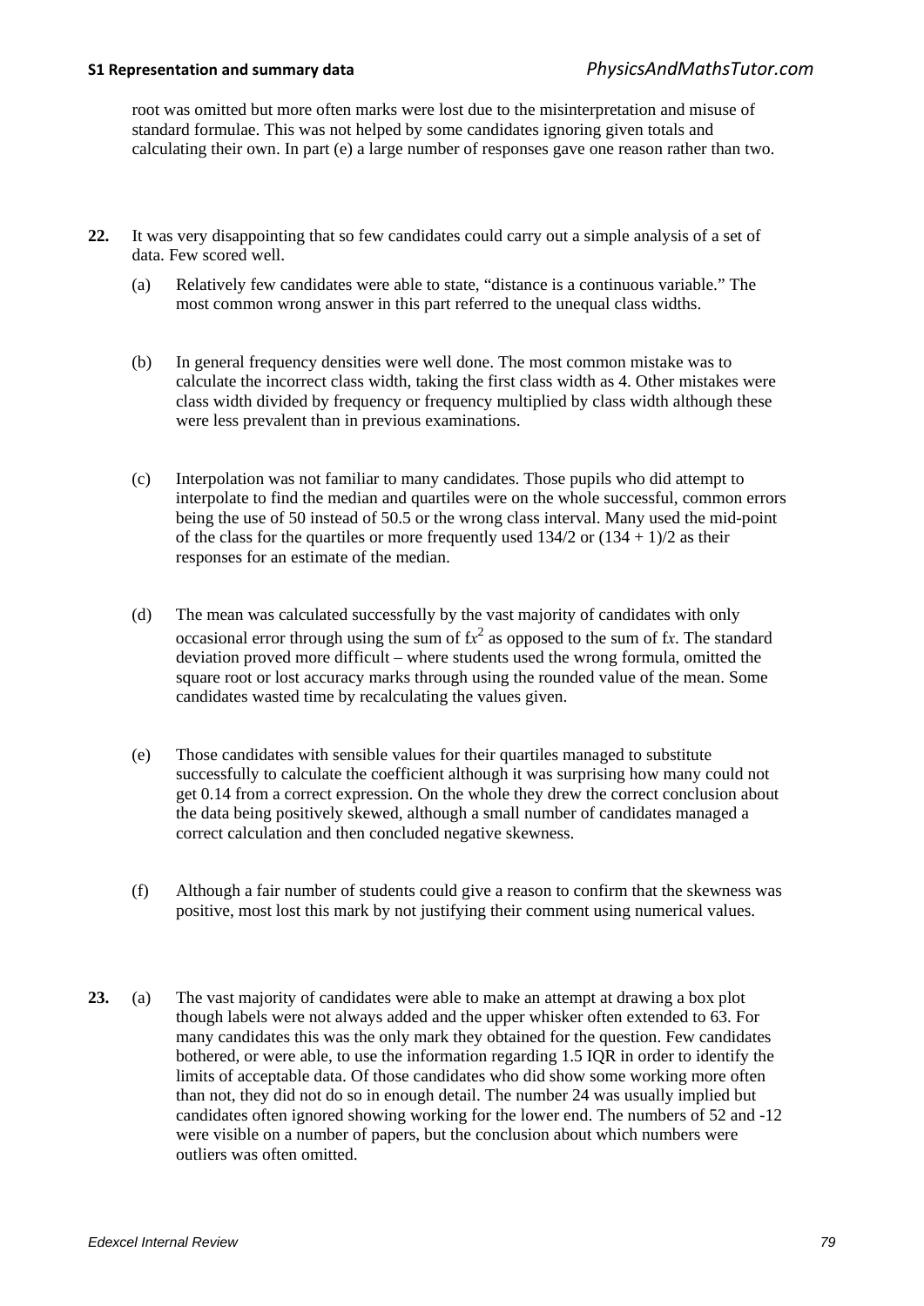root was omitted but more often marks were lost due to the misinterpretation and misuse of standard formulae. This was not helped by some candidates ignoring given totals and calculating their own. In part (e) a large number of responses gave one reason rather than two.

**22.** It was very disappointing that so few candidates could carry out a simple analysis of a set of data. Few scored well.

(a) Relatively few candidates were able to state, "distance is a continuous variable." The most common wrong answer in this part referred to the unequal class widths.

(b) In general frequency densities were well done. The most common mistake was to calculate the incorrect class width, taking the first class width as 4. Other mistakes were class width divided by frequency or frequency multiplied by class width although these were less prevalent than in previous examinations.

(c) Interpolation was not familiar to many candidates. Those pupils who did attempt to interpolate to find the median and quartiles were on the whole successful, common errors being the use of 50 instead of 50.5 or the wrong class interval. Many used the mid-point of the class for the quartiles or more frequently used 134/2 or (134 + 1)/2 as their responses for an estimate of the median.

(d) The mean was calculated successfully by the vast majority of candidates with only occasional error through using the sum of $fx^2$ as opposed to the sum of $fx$. The standard deviation proved more difficult – where students used the wrong formula, omitted the square root or lost accuracy marks through using the rounded value of the mean. Some candidates wasted time by recalculating the values given.

(e) Those candidates with sensible values for their quartiles managed to substitute successfully to calculate the coefficient although it was surprising how many could not get 0.14 from a correct expression. On the whole they drew the correct conclusion about the data being positively skewed, although a small number of candidates managed a correct calculation and then concluded negative skewness.

(f) Although a fair number of students could give a reason to confirm that the skewness was positive, most lost this mark by not justifying their comment using numerical values.

**23.** (a) The vast majority of candidates were able to make an attempt at drawing a box plot though labels were not always added and the upper whisker often extended to 63. For many candidates this was the only mark they obtained for the question. Few candidates bothered, or were able, to use the information regarding 1.5 IQR in order to identify the limits of acceptable data. Of those candidates who did show some working more often than not, they did not do so in enough detail. The number 24 was usually implied but candidates often ignored showing working for the lower end. The numbers of 52 and -12 were visible on a number of papers, but the conclusion about which numbers were outliers was often omitted.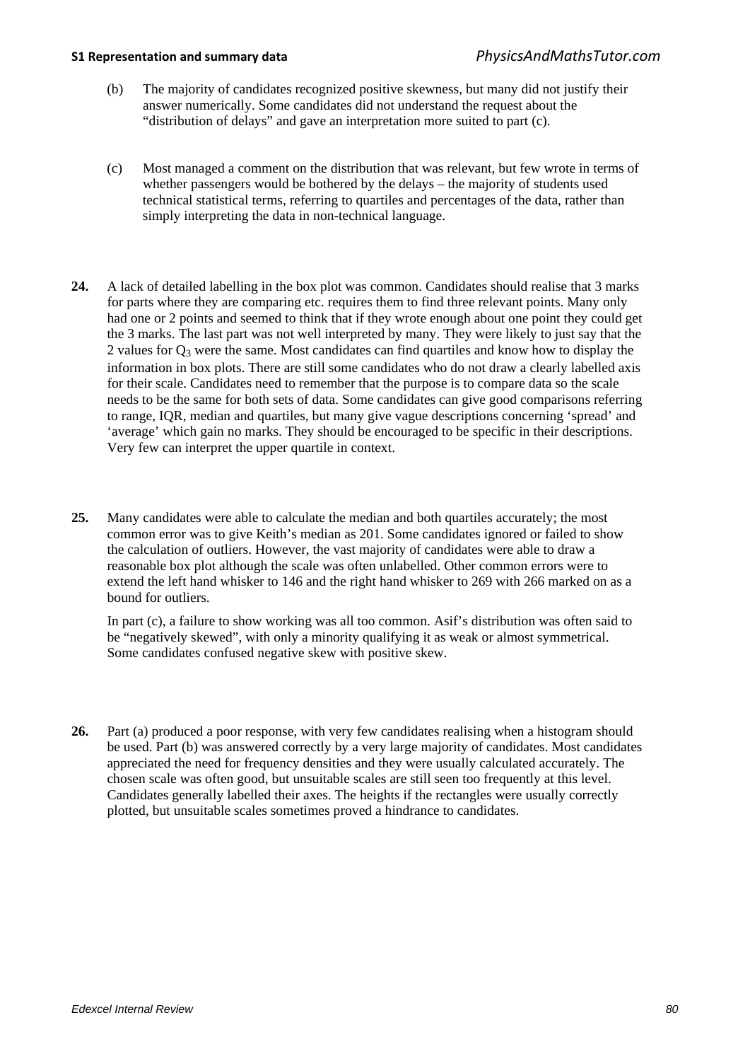(b) The majority of candidates recognized positive skewness, but many did not justify their answer numerically. Some candidates did not understand the request about the "distribution of delays" and gave an interpretation more suited to part (c).

(c) Most managed a comment on the distribution that was relevant, but few wrote in terms of whether passengers would be bothered by the delays – the majority of students used technical statistical terms, referring to quartiles and percentages of the data, rather than simply interpreting the data in non-technical language.

**24.** A lack of detailed labelling in the box plot was common. Candidates should realise that 3 marks for parts where they are comparing etc. requires them to find three relevant points. Many only had one or 2 points and seemed to think that if they wrote enough about one point they could get the 3 marks. The last part was not well interpreted by many. They were likely to just say that the 2 values for $Q_3$ were the same. Most candidates can find quartiles and know how to display the information in box plots. There are still some candidates who do not draw a clearly labelled axis for their scale. Candidates need to remember that the purpose is to compare data so the scale needs to be the same for both sets of data. Some candidates can give good comparisons referring to range, IQR, median and quartiles, but many give vague descriptions concerning 'spread' and 'average' which gain no marks. They should be encouraged to be specific in their descriptions. Very few can interpret the upper quartile in context.

**25.** Many candidates were able to calculate the median and both quartiles accurately; the most common error was to give Keith's median as 201. Some candidates ignored or failed to show the calculation of outliers. However, the vast majority of candidates were able to draw a reasonable box plot although the scale was often unlabelled. Other common errors were to extend the left hand whisker to 146 and the right hand whisker to 269 with 266 marked on as a bound for outliers.

In part (c), a failure to show working was all too common. Asif's distribution was often said to be "negatively skewed", with only a minority qualifying it as weak or almost symmetrical. Some candidates confused negative skew with positive skew.

**26.** Part (a) produced a poor response, with very few candidates realising when a histogram should be used. Part (b) was answered correctly by a very large majority of candidates. Most candidates appreciated the need for frequency densities and they were usually calculated accurately. The chosen scale was often good, but unsuitable scales are still seen too frequently at this level. Candidates generally labelled their axes. The heights if the rectangles were usually correctly plotted, but unsuitable scales sometimes proved a hindrance to candidates.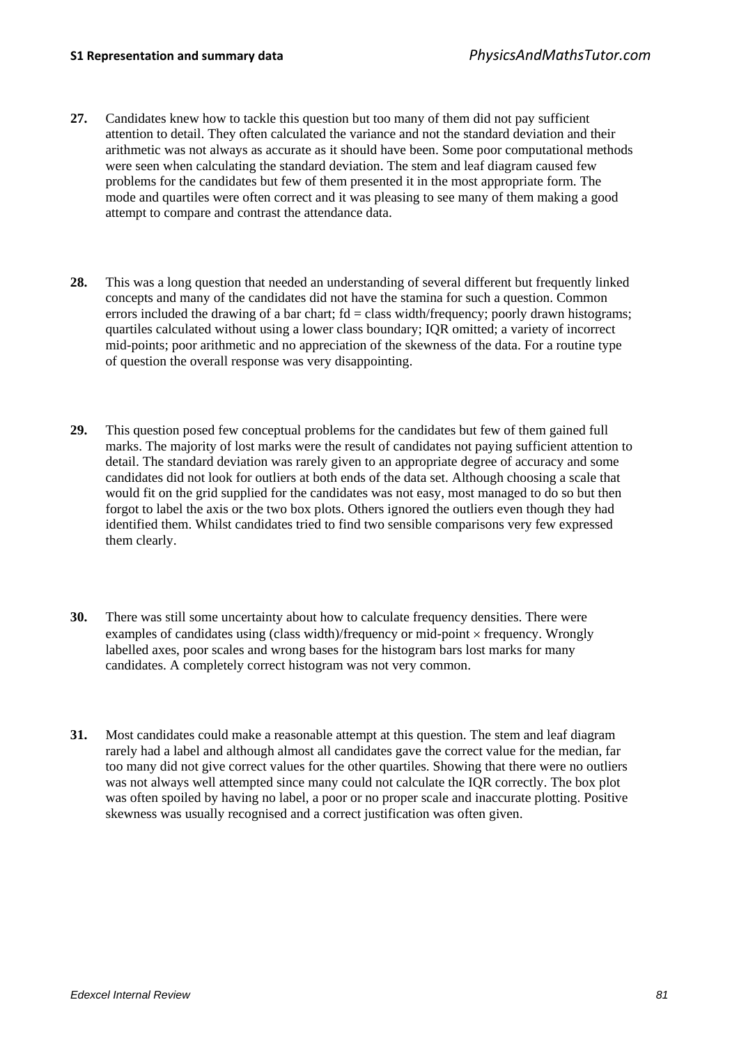**27.** Candidates knew how to tackle this question but too many of them did not pay sufficient attention to detail. They often calculated the variance and not the standard deviation and their arithmetic was not always as accurate as it should have been. Some poor computational methods were seen when calculating the standard deviation. The stem and leaf diagram caused few problems for the candidates but few of them presented it in the most appropriate form. The mode and quartiles were often correct and it was pleasing to see many of them making a good attempt to compare and contrast the attendance data.

**28.** This was a long question that needed an understanding of several different but frequently linked concepts and many of the candidates did not have the stamina for such a question. Common errors included the drawing of a bar chart; fd = class width/frequency; poorly drawn histograms; quartiles calculated without using a lower class boundary; IQR omitted; a variety of incorrect mid-points; poor arithmetic and no appreciation of the skewness of the data. For a routine type of question the overall response was very disappointing.

**29.** This question posed few conceptual problems for the candidates but few of them gained full marks. The majority of lost marks were the result of candidates not paying sufficient attention to detail. The standard deviation was rarely given to an appropriate degree of accuracy and some candidates did not look for outliers at both ends of the data set. Although choosing a scale that would fit on the grid supplied for the candidates was not easy, most managed to do so but then forgot to label the axis or the two box plots. Others ignored the outliers even though they had identified them. Whilst candidates tried to find two sensible comparisons very few expressed them clearly.

**30.** There was still some uncertainty about how to calculate frequency densities. There were examples of candidates using (class width)/frequency or mid-point $\times$ frequency. Wrongly labelled axes, poor scales and wrong bases for the histogram bars lost marks for many candidates. A completely correct histogram was not very common.

**31.** Most candidates could make a reasonable attempt at this question. The stem and leaf diagram rarely had a label and although almost all candidates gave the correct value for the median, far too many did not give correct values for the other quartiles. Showing that there were no outliers was not always well attempted since many could not calculate the IQR correctly. The box plot was often spoiled by having no label, a poor or no proper scale and inaccurate plotting. Positive skewness was usually recognised and a correct justification was often given.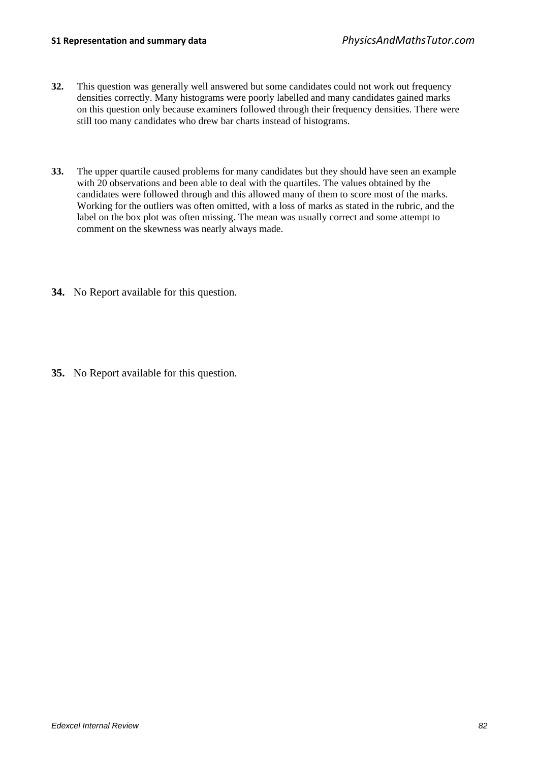**32.** This question was generally well answered but some candidates could not work out frequency densities correctly. Many histograms were poorly labelled and many candidates gained marks on this question only because examiners followed through their frequency densities. There were still too many candidates who drew bar charts instead of histograms.

**33.** The upper quartile caused problems for many candidates but they should have seen an example with 20 observations and been able to deal with the quartiles. The values obtained by the candidates were followed through and this allowed many of them to score most of the marks. Working for the outliers was often omitted, with a loss of marks as stated in the rubric, and the label on the box plot was often missing. The mean was usually correct and some attempt to comment on the skewness was nearly always made.

**34.** No Report available for this question.

**35.** No Report available for this question.